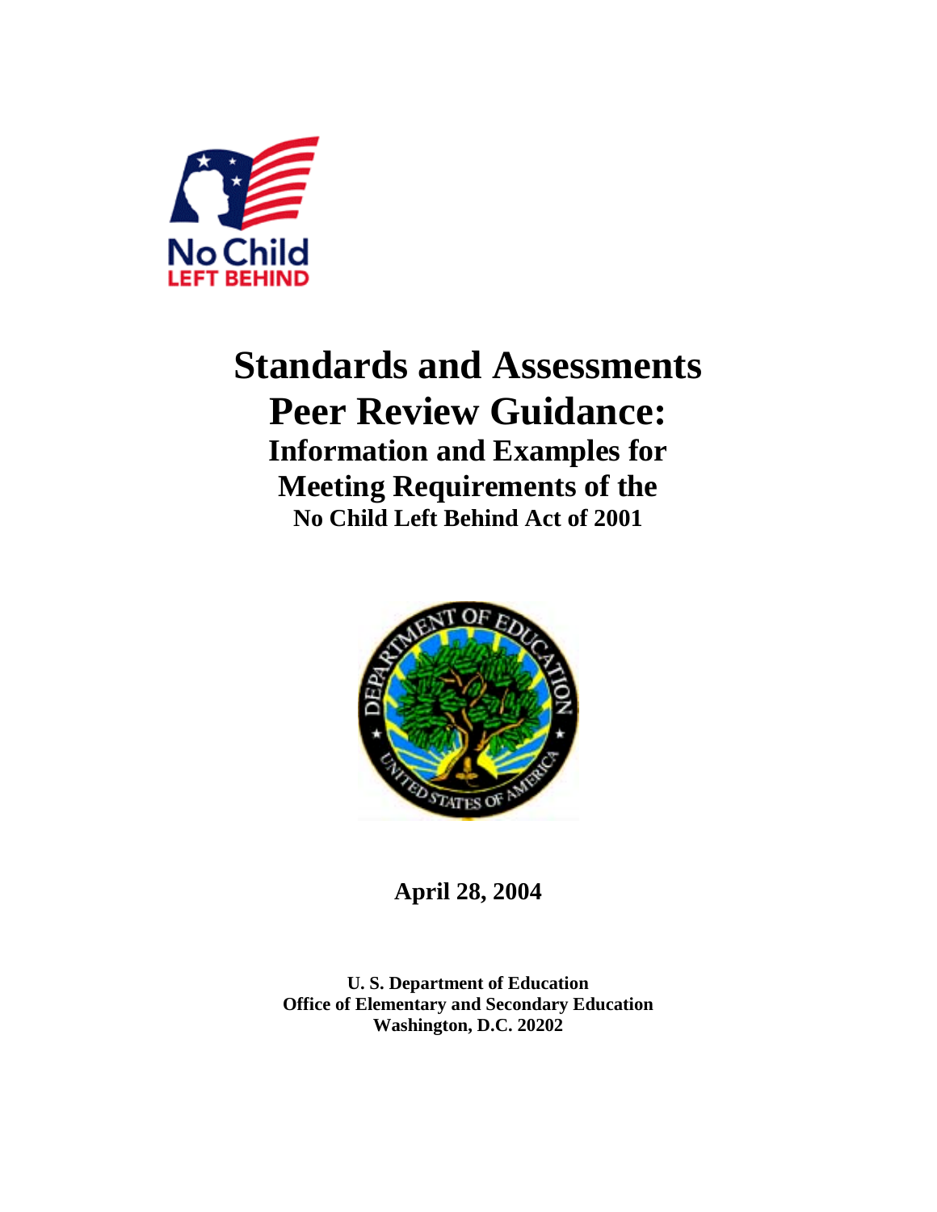# Standards and Assessments Peer Review Guidance:

## Information and Examples for Meeting Requirements of the No Child Left Behind Act of 2001

**April 28, 2004**

**U. S. Department of Education**
**Office of Elementary and Secondary Education**
**Washington, D.C. 20202**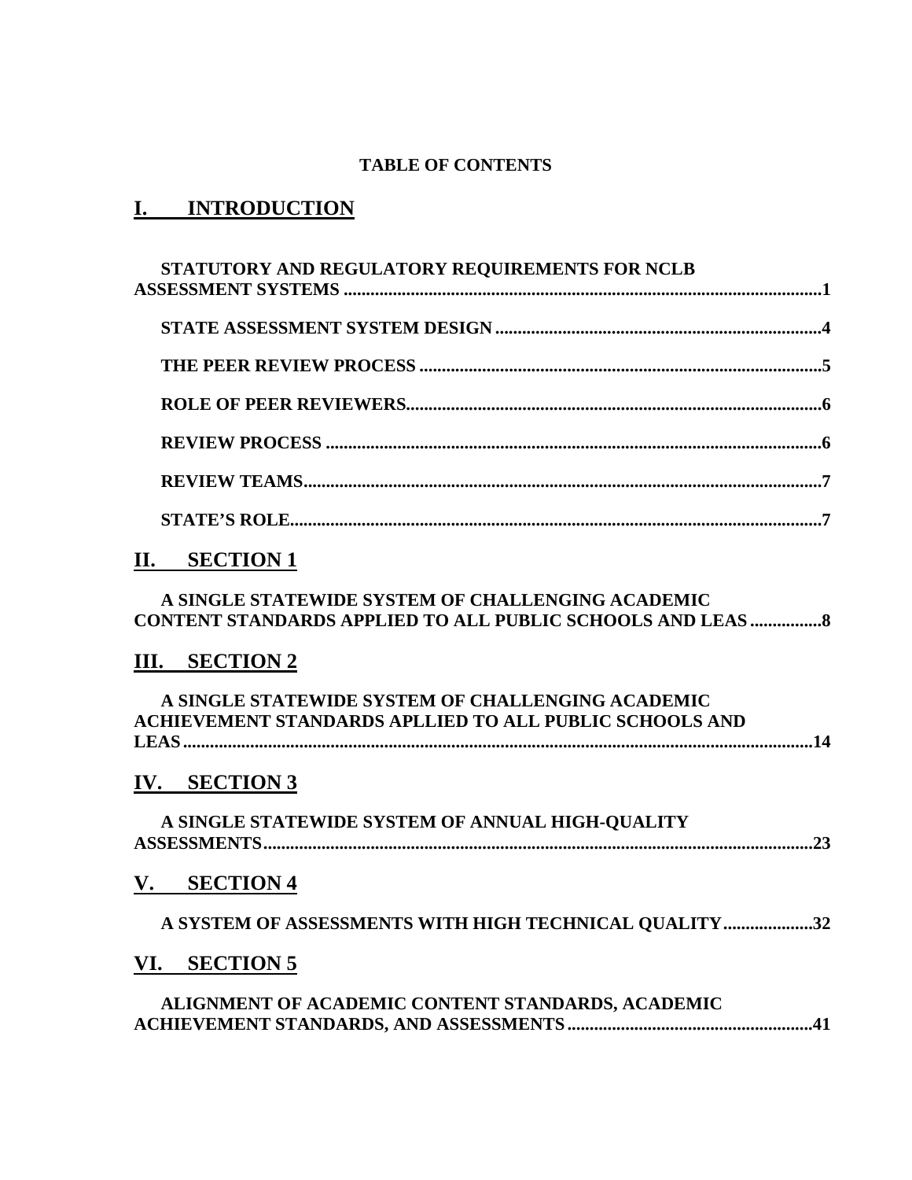**TABLE OF CONTENTS**

# I. INTRODUCTION

**STATUTORY AND REGULATORY REQUIREMENTS FOR NCLB ASSESSMENT SYSTEMS ............................................................ 1**

**STATE ASSESSMENT SYSTEM DESIGN ............................................................ 4**

**THE PEER REVIEW PROCESS ............................................................ 5**

**ROLE OF PEER REVIEWERS ............................................................ 6**

**REVIEW PROCESS ............................................................ 6**

**REVIEW TEAMS ............................................................ 7**

**STATE'S ROLE ............................................................ 7**

# II. SECTION 1

**A SINGLE STATEWIDE SYSTEM OF CHALLENGING ACADEMIC CONTENT STANDARDS APPLIED TO ALL PUBLIC SCHOOLS AND LEAS ................ 8**

# III. SECTION 2

**A SINGLE STATEWIDE SYSTEM OF CHALLENGING ACADEMIC ACHIEVEMENT STANDARDS APLLIED TO ALL PUBLIC SCHOOLS AND LEAS ............................................................ 14**

# IV. SECTION 3

**A SINGLE STATEWIDE SYSTEM OF ANNUAL HIGH-QUALITY ASSESSMENTS ............................................................ 23**

# V. SECTION 4

**A SYSTEM OF ASSESSMENTS WITH HIGH TECHNICAL QUALITY .................... 32**

# VI. SECTION 5

**ALIGNMENT OF ACADEMIC CONTENT STANDARDS, ACADEMIC ACHIEVEMENT STANDARDS, AND ASSESSMENTS ............................................................ 41**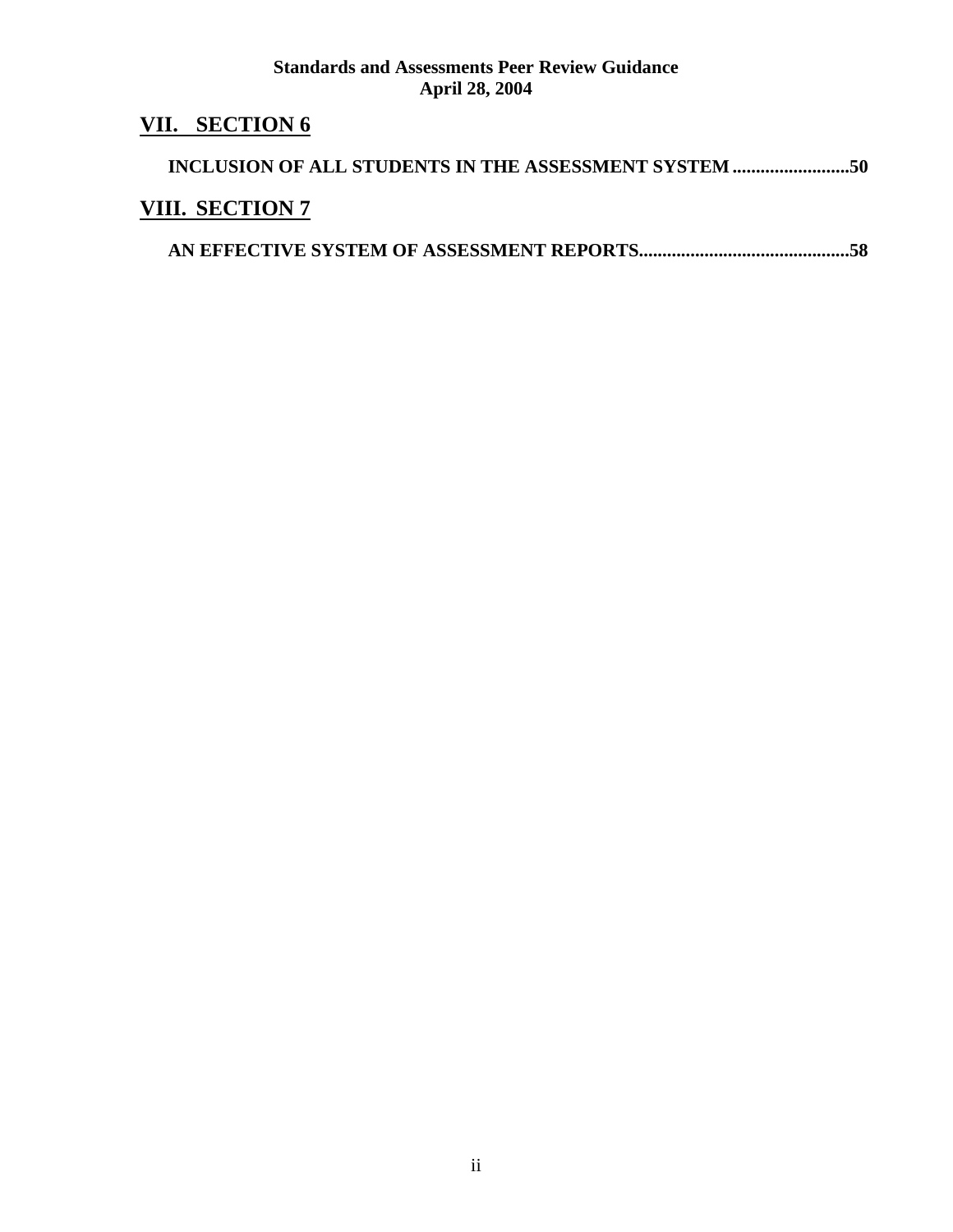## VII. SECTION 6

**INCLUSION OF ALL STUDENTS IN THE ASSESSMENT SYSTEM .........................50**

## VIII. SECTION 7

**AN EFFECTIVE SYSTEM OF ASSESSMENT REPORTS.............................................58**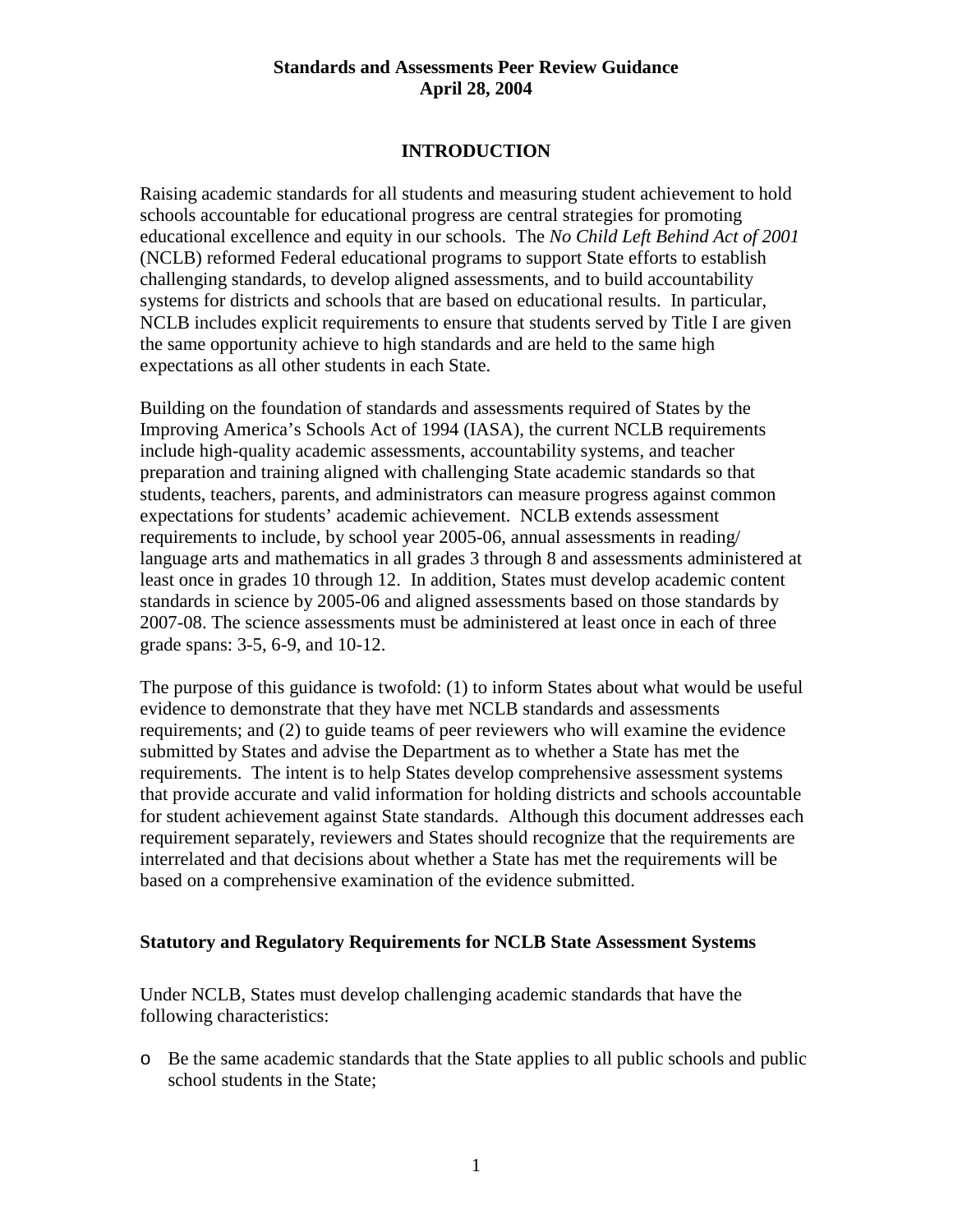**Standards and Assessments Peer Review Guidance**
**April 28, 2004**

## INTRODUCTION

Raising academic standards for all students and measuring student achievement to hold schools accountable for educational progress are central strategies for promoting educational excellence and equity in our schools. The *No Child Left Behind Act of 2001* (NCLB) reformed Federal educational programs to support State efforts to establish challenging standards, to develop aligned assessments, and to build accountability systems for districts and schools that are based on educational results. In particular, NCLB includes explicit requirements to ensure that students served by Title I are given the same opportunity achieve to high standards and are held to the same high expectations as all other students in each State.

Building on the foundation of standards and assessments required of States by the Improving America's Schools Act of 1994 (IASA), the current NCLB requirements include high-quality academic assessments, accountability systems, and teacher preparation and training aligned with challenging State academic standards so that students, teachers, parents, and administrators can measure progress against common expectations for students' academic achievement. NCLB extends assessment requirements to include, by school year 2005-06, annual assessments in reading/ language arts and mathematics in all grades 3 through 8 and assessments administered at least once in grades 10 through 12. In addition, States must develop academic content standards in science by 2005-06 and aligned assessments based on those standards by 2007-08. The science assessments must be administered at least once in each of three grade spans: 3-5, 6-9, and 10-12.

The purpose of this guidance is twofold: (1) to inform States about what would be useful evidence to demonstrate that they have met NCLB standards and assessments requirements; and (2) to guide teams of peer reviewers who will examine the evidence submitted by States and advise the Department as to whether a State has met the requirements. The intent is to help States develop comprehensive assessment systems that provide accurate and valid information for holding districts and schools accountable for student achievement against State standards. Although this document addresses each requirement separately, reviewers and States should recognize that the requirements are interrelated and that decisions about whether a State has met the requirements will be based on a comprehensive examination of the evidence submitted.

### Statutory and Regulatory Requirements for NCLB State Assessment Systems

Under NCLB, States must develop challenging academic standards that have the following characteristics:

- Be the same academic standards that the State applies to all public schools and public school students in the State;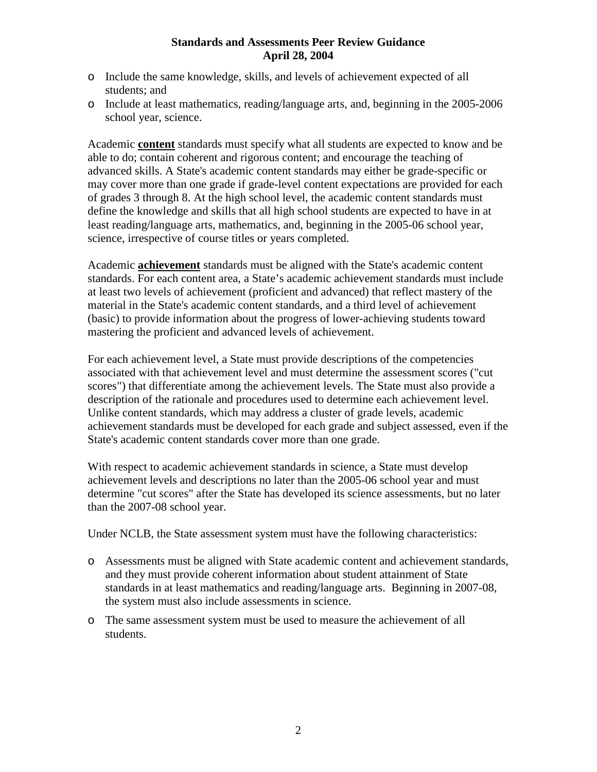- Include the same knowledge, skills, and levels of achievement expected of all students; and
- Include at least mathematics, reading/language arts, and, beginning in the 2005-2006 school year, science.

Academic **content** standards must specify what all students are expected to know and be able to do; contain coherent and rigorous content; and encourage the teaching of advanced skills. A State's academic content standards may either be grade-specific or may cover more than one grade if grade-level content expectations are provided for each of grades 3 through 8. At the high school level, the academic content standards must define the knowledge and skills that all high school students are expected to have in at least reading/language arts, mathematics, and, beginning in the 2005-06 school year, science, irrespective of course titles or years completed.

Academic **achievement** standards must be aligned with the State's academic content standards. For each content area, a State's academic achievement standards must include at least two levels of achievement (proficient and advanced) that reflect mastery of the material in the State's academic content standards, and a third level of achievement (basic) to provide information about the progress of lower-achieving students toward mastering the proficient and advanced levels of achievement.

For each achievement level, a State must provide descriptions of the competencies associated with that achievement level and must determine the assessment scores ("cut scores") that differentiate among the achievement levels. The State must also provide a description of the rationale and procedures used to determine each achievement level. Unlike content standards, which may address a cluster of grade levels, academic achievement standards must be developed for each grade and subject assessed, even if the State's academic content standards cover more than one grade.

With respect to academic achievement standards in science, a State must develop achievement levels and descriptions no later than the 2005-06 school year and must determine "cut scores" after the State has developed its science assessments, but no later than the 2007-08 school year.

Under NCLB, the State assessment system must have the following characteristics:

- Assessments must be aligned with State academic content and achievement standards, and they must provide coherent information about student attainment of State standards in at least mathematics and reading/language arts. Beginning in 2007-08, the system must also include assessments in science.
- The same assessment system must be used to measure the achievement of all students.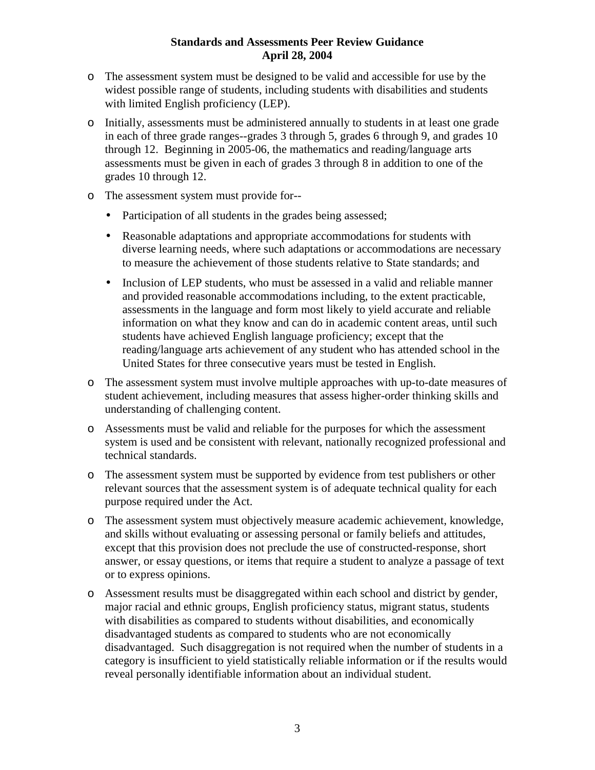- The assessment system must be designed to be valid and accessible for use by the widest possible range of students, including students with disabilities and students with limited English proficiency (LEP).
- Initially, assessments must be administered annually to students in at least one grade in each of three grade ranges--grades 3 through 5, grades 6 through 9, and grades 10 through 12. Beginning in 2005-06, the mathematics and reading/language arts assessments must be given in each of grades 3 through 8 in addition to one of the grades 10 through 12.
- The assessment system must provide for--
  - Participation of all students in the grades being assessed;
  - Reasonable adaptations and appropriate accommodations for students with diverse learning needs, where such adaptations or accommodations are necessary to measure the achievement of those students relative to State standards; and
  - Inclusion of LEP students, who must be assessed in a valid and reliable manner and provided reasonable accommodations including, to the extent practicable, assessments in the language and form most likely to yield accurate and reliable information on what they know and can do in academic content areas, until such students have achieved English language proficiency; except that the reading/language arts achievement of any student who has attended school in the United States for three consecutive years must be tested in English.
- The assessment system must involve multiple approaches with up-to-date measures of student achievement, including measures that assess higher-order thinking skills and understanding of challenging content.
- Assessments must be valid and reliable for the purposes for which the assessment system is used and be consistent with relevant, nationally recognized professional and technical standards.
- The assessment system must be supported by evidence from test publishers or other relevant sources that the assessment system is of adequate technical quality for each purpose required under the Act.
- The assessment system must objectively measure academic achievement, knowledge, and skills without evaluating or assessing personal or family beliefs and attitudes, except that this provision does not preclude the use of constructed-response, short answer, or essay questions, or items that require a student to analyze a passage of text or to express opinions.
- Assessment results must be disaggregated within each school and district by gender, major racial and ethnic groups, English proficiency status, migrant status, students with disabilities as compared to students without disabilities, and economically disadvantaged students as compared to students who are not economically disadvantaged. Such disaggregation is not required when the number of students in a category is insufficient to yield statistically reliable information or if the results would reveal personally identifiable information about an individual student.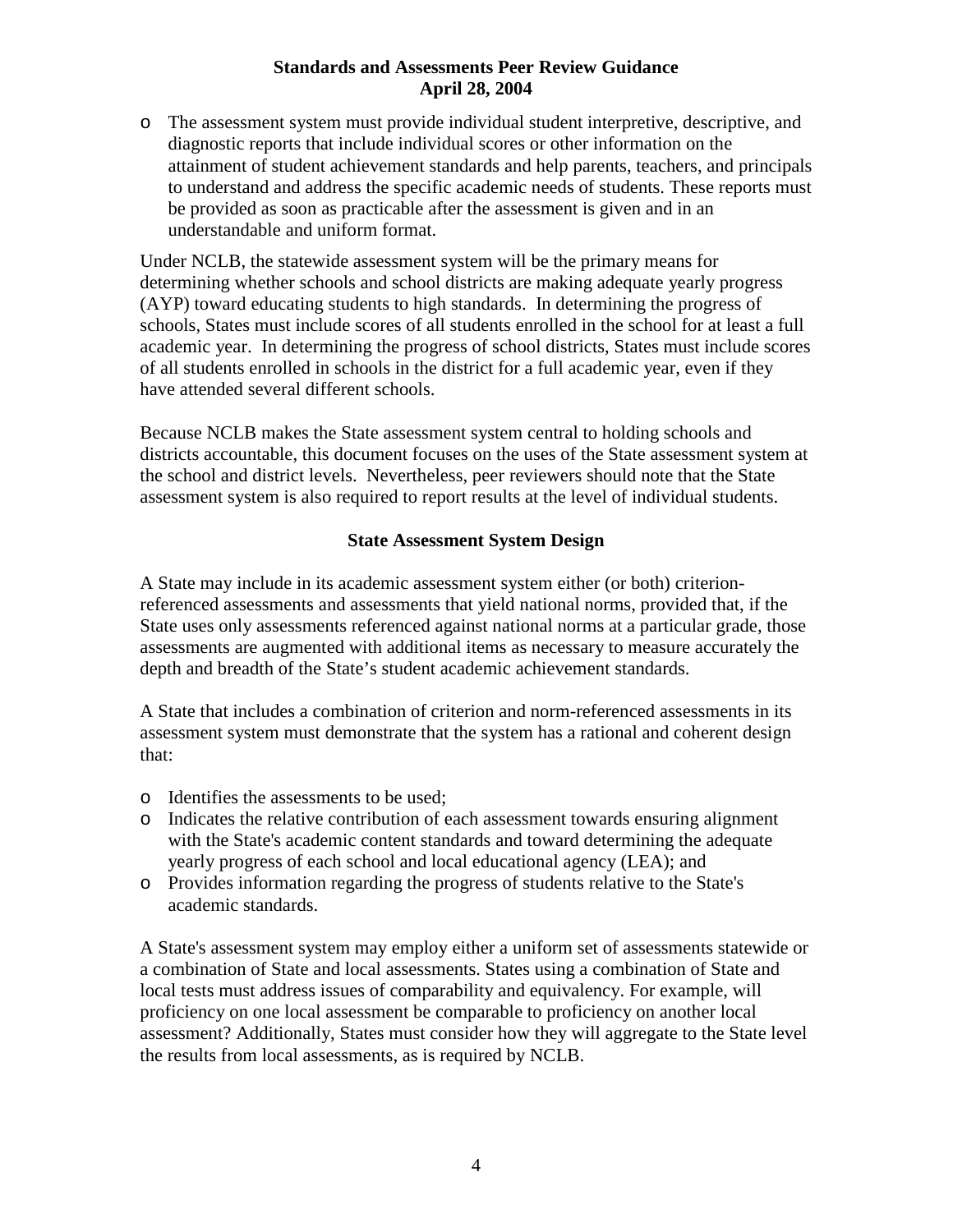- The assessment system must provide individual student interpretive, descriptive, and diagnostic reports that include individual scores or other information on the attainment of student achievement standards and help parents, teachers, and principals to understand and address the specific academic needs of students. These reports must be provided as soon as practicable after the assessment is given and in an understandable and uniform format.

Under NCLB, the statewide assessment system will be the primary means for determining whether schools and school districts are making adequate yearly progress (AYP) toward educating students to high standards. In determining the progress of schools, States must include scores of all students enrolled in the school for at least a full academic year. In determining the progress of school districts, States must include scores of all students enrolled in schools in the district for a full academic year, even if they have attended several different schools.

Because NCLB makes the State assessment system central to holding schools and districts accountable, this document focuses on the uses of the State assessment system at the school and district levels. Nevertheless, peer reviewers should note that the State assessment system is also required to report results at the level of individual students.

## State Assessment System Design

A State may include in its academic assessment system either (or both) criterion-referenced assessments and assessments that yield national norms, provided that, if the State uses only assessments referenced against national norms at a particular grade, those assessments are augmented with additional items as necessary to measure accurately the depth and breadth of the State's student academic achievement standards.

A State that includes a combination of criterion and norm-referenced assessments in its assessment system must demonstrate that the system has a rational and coherent design that:

- Identifies the assessments to be used;
- Indicates the relative contribution of each assessment towards ensuring alignment with the State's academic content standards and toward determining the adequate yearly progress of each school and local educational agency (LEA); and
- Provides information regarding the progress of students relative to the State's academic standards.

A State's assessment system may employ either a uniform set of assessments statewide or a combination of State and local assessments. States using a combination of State and local tests must address issues of comparability and equivalency. For example, will proficiency on one local assessment be comparable to proficiency on another local assessment? Additionally, States must consider how they will aggregate to the State level the results from local assessments, as is required by NCLB.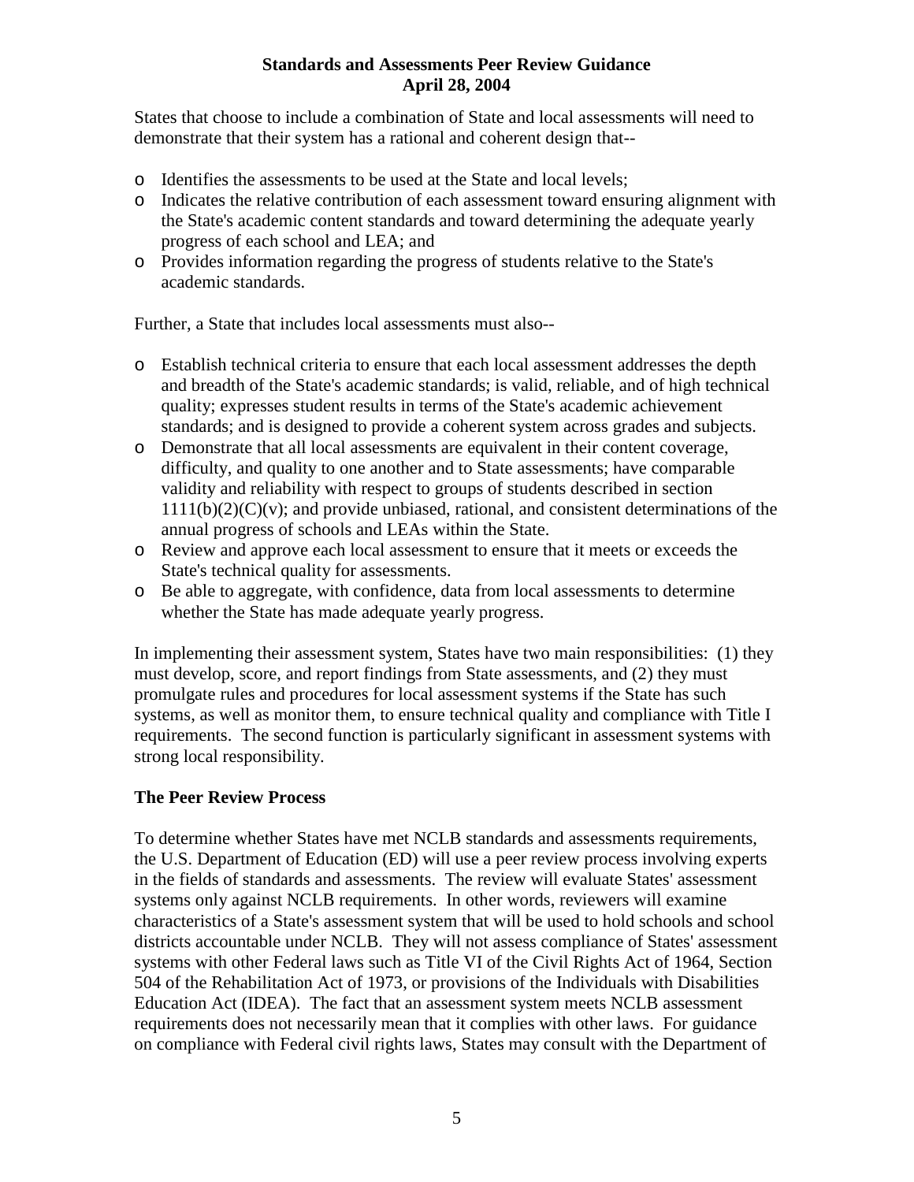States that choose to include a combination of State and local assessments will need to demonstrate that their system has a rational and coherent design that--

- Identifies the assessments to be used at the State and local levels;
- Indicates the relative contribution of each assessment toward ensuring alignment with the State's academic content standards and toward determining the adequate yearly progress of each school and LEA; and
- Provides information regarding the progress of students relative to the State's academic standards.

Further, a State that includes local assessments must also--

- Establish technical criteria to ensure that each local assessment addresses the depth and breadth of the State's academic standards; is valid, reliable, and of high technical quality; expresses student results in terms of the State's academic achievement standards; and is designed to provide a coherent system across grades and subjects.
- Demonstrate that all local assessments are equivalent in their content coverage, difficulty, and quality to one another and to State assessments; have comparable validity and reliability with respect to groups of students described in section 1111(b)(2)(C)(v); and provide unbiased, rational, and consistent determinations of the annual progress of schools and LEAs within the State.
- Review and approve each local assessment to ensure that it meets or exceeds the State's technical quality for assessments.
- Be able to aggregate, with confidence, data from local assessments to determine whether the State has made adequate yearly progress.

In implementing their assessment system, States have two main responsibilities: (1) they must develop, score, and report findings from State assessments, and (2) they must promulgate rules and procedures for local assessment systems if the State has such systems, as well as monitor them, to ensure technical quality and compliance with Title I requirements. The second function is particularly significant in assessment systems with strong local responsibility.

**The Peer Review Process**

To determine whether States have met NCLB standards and assessments requirements, the U.S. Department of Education (ED) will use a peer review process involving experts in the fields of standards and assessments. The review will evaluate States' assessment systems only against NCLB requirements. In other words, reviewers will examine characteristics of a State's assessment system that will be used to hold schools and school districts accountable under NCLB. They will not assess compliance of States' assessment systems with other Federal laws such as Title VI of the Civil Rights Act of 1964, Section 504 of the Rehabilitation Act of 1973, or provisions of the Individuals with Disabilities Education Act (IDEA). The fact that an assessment system meets NCLB assessment requirements does not necessarily mean that it complies with other laws. For guidance on compliance with Federal civil rights laws, States may consult with the Department of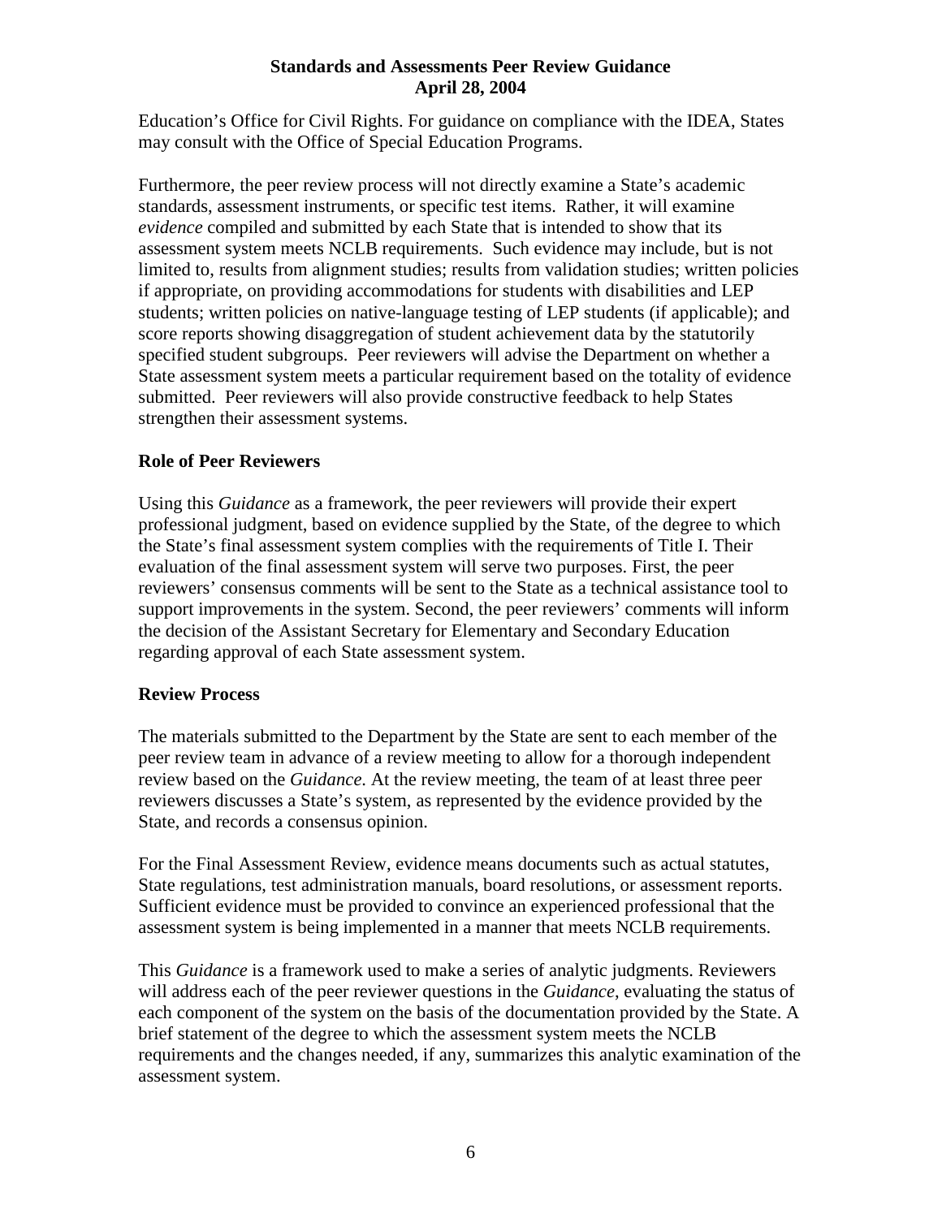Education's Office for Civil Rights. For guidance on compliance with the IDEA, States may consult with the Office of Special Education Programs.

Furthermore, the peer review process will not directly examine a State's academic standards, assessment instruments, or specific test items. Rather, it will examine *evidence* compiled and submitted by each State that is intended to show that its assessment system meets NCLB requirements. Such evidence may include, but is not limited to, results from alignment studies; results from validation studies; written policies if appropriate, on providing accommodations for students with disabilities and LEP students; written policies on native-language testing of LEP students (if applicable); and score reports showing disaggregation of student achievement data by the statutorily specified student subgroups. Peer reviewers will advise the Department on whether a State assessment system meets a particular requirement based on the totality of evidence submitted. Peer reviewers will also provide constructive feedback to help States strengthen their assessment systems.

### Role of Peer Reviewers

Using this *Guidance* as a framework, the peer reviewers will provide their expert professional judgment, based on evidence supplied by the State, of the degree to which the State's final assessment system complies with the requirements of Title I. Their evaluation of the final assessment system will serve two purposes. First, the peer reviewers' consensus comments will be sent to the State as a technical assistance tool to support improvements in the system. Second, the peer reviewers' comments will inform the decision of the Assistant Secretary for Elementary and Secondary Education regarding approval of each State assessment system.

### Review Process

The materials submitted to the Department by the State are sent to each member of the peer review team in advance of a review meeting to allow for a thorough independent review based on the *Guidance.* At the review meeting, the team of at least three peer reviewers discusses a State's system, as represented by the evidence provided by the State, and records a consensus opinion.

For the Final Assessment Review, evidence means documents such as actual statutes, State regulations, test administration manuals, board resolutions, or assessment reports. Sufficient evidence must be provided to convince an experienced professional that the assessment system is being implemented in a manner that meets NCLB requirements.

This *Guidance* is a framework used to make a series of analytic judgments. Reviewers will address each of the peer reviewer questions in the *Guidance*, evaluating the status of each component of the system on the basis of the documentation provided by the State. A brief statement of the degree to which the assessment system meets the NCLB requirements and the changes needed, if any, summarizes this analytic examination of the assessment system.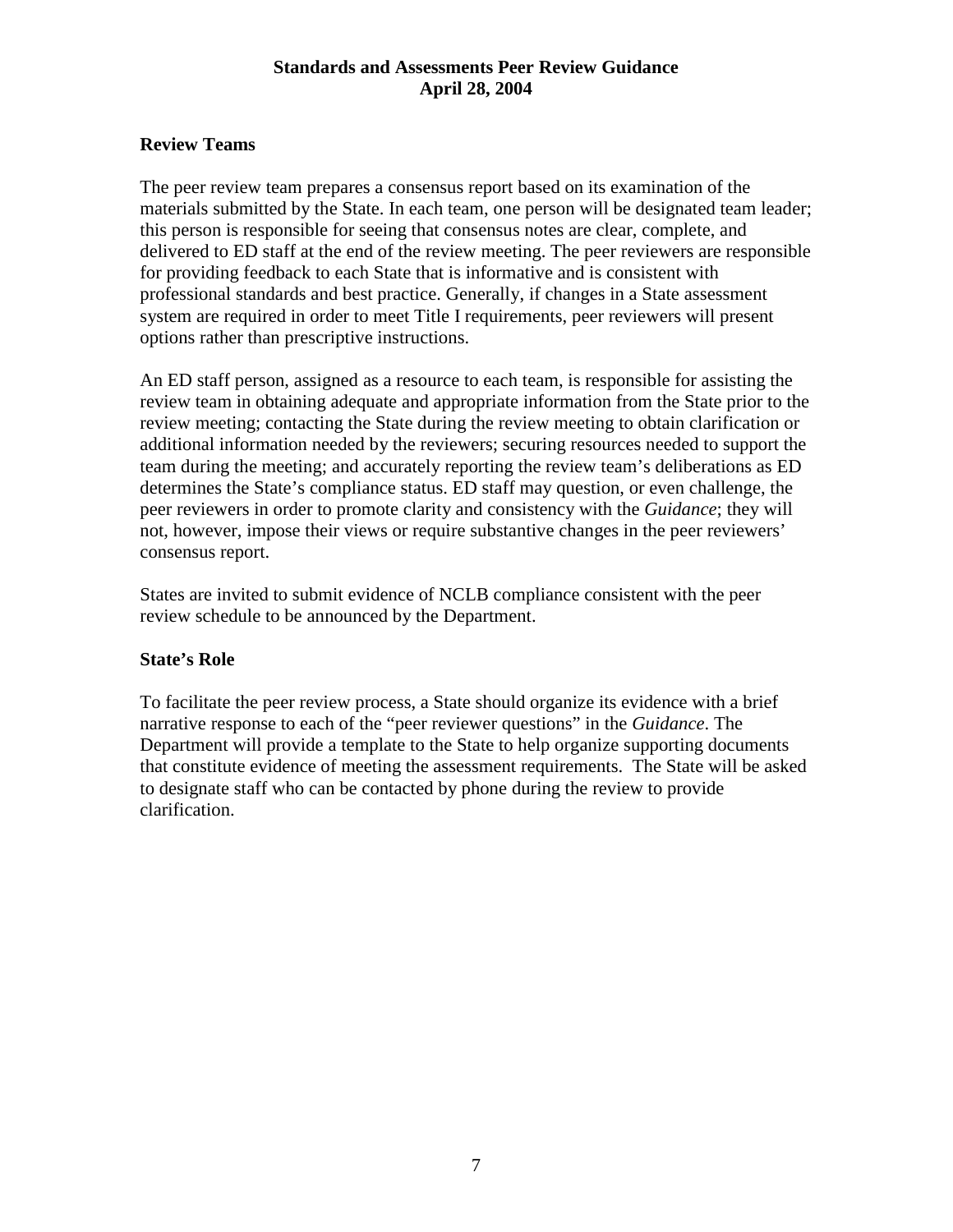## Review Teams

The peer review team prepares a consensus report based on its examination of the materials submitted by the State. In each team, one person will be designated team leader; this person is responsible for seeing that consensus notes are clear, complete, and delivered to ED staff at the end of the review meeting. The peer reviewers are responsible for providing feedback to each State that is informative and is consistent with professional standards and best practice. Generally, if changes in a State assessment system are required in order to meet Title I requirements, peer reviewers will present options rather than prescriptive instructions.

An ED staff person, assigned as a resource to each team, is responsible for assisting the review team in obtaining adequate and appropriate information from the State prior to the review meeting; contacting the State during the review meeting to obtain clarification or additional information needed by the reviewers; securing resources needed to support the team during the meeting; and accurately reporting the review team's deliberations as ED determines the State's compliance status. ED staff may question, or even challenge, the peer reviewers in order to promote clarity and consistency with the *Guidance*; they will not, however, impose their views or require substantive changes in the peer reviewers' consensus report.

States are invited to submit evidence of NCLB compliance consistent with the peer review schedule to be announced by the Department.

## State's Role

To facilitate the peer review process, a State should organize its evidence with a brief narrative response to each of the "peer reviewer questions" in the *Guidance*. The Department will provide a template to the State to help organize supporting documents that constitute evidence of meeting the assessment requirements. The State will be asked to designate staff who can be contacted by phone during the review to provide clarification.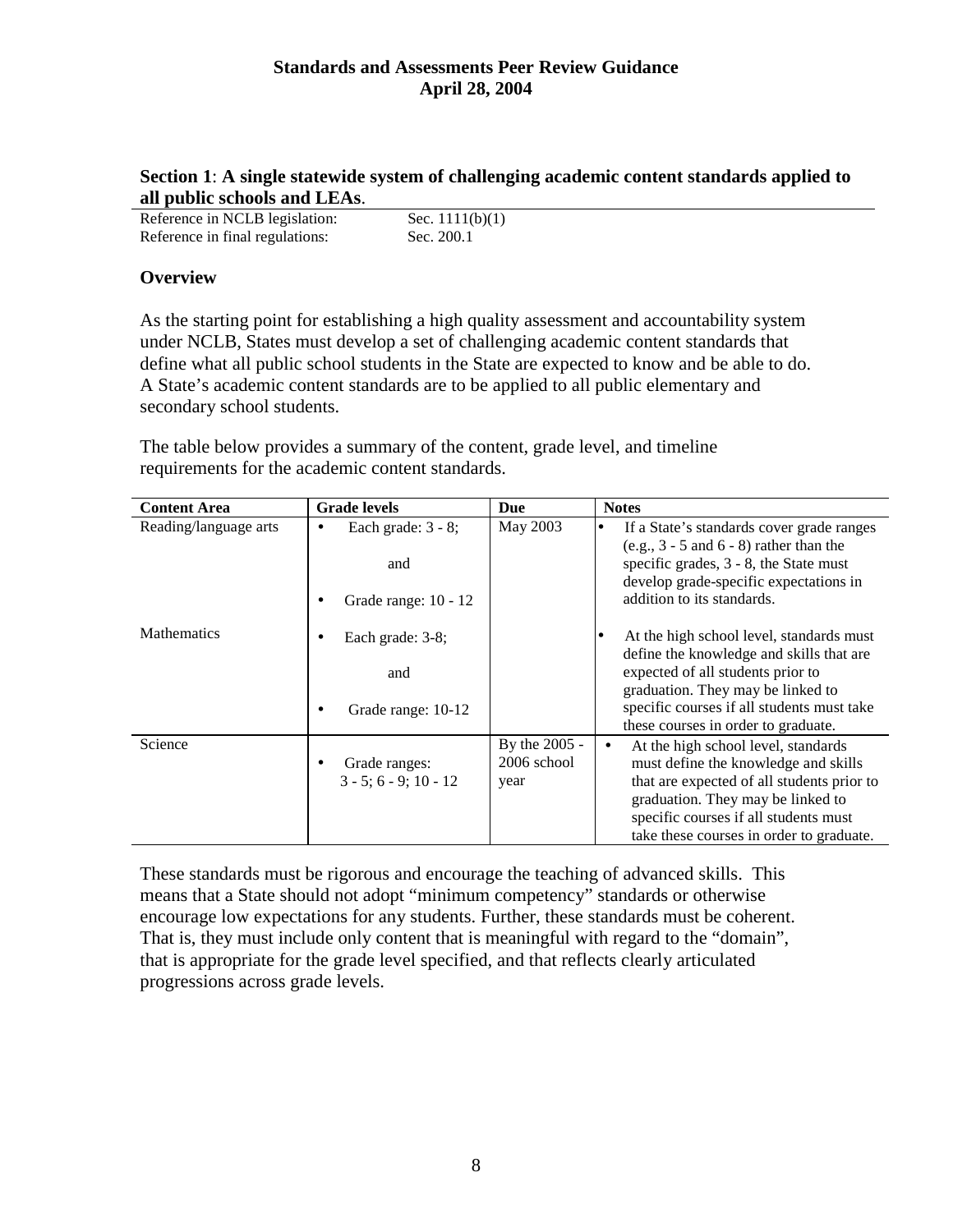## Section 1: A single statewide system of challenging academic content standards applied to all public schools and LEAs.

Reference in NCLB legislation: Sec. 1111(b)(1)
Reference in final regulations: Sec. 200.1

### Overview

As the starting point for establishing a high quality assessment and accountability system under NCLB, States must develop a set of challenging academic content standards that define what all public school students in the State are expected to know and be able to do. A State's academic content standards are to be applied to all public elementary and secondary school students.

The table below provides a summary of the content, grade level, and timeline requirements for the academic content standards.

| Content Area | Grade levels | Due | Notes |
|---|---|---|---|
| Reading/language arts | • Each grade: 3 - 8; and • Grade range: 10 - 12 | May 2003 | • If a State's standards cover grade ranges (e.g., 3 - 5 and 6 - 8) rather than the specific grades, 3 - 8, the State must develop grade-specific expectations in addition to its standards. |
| Mathematics | • Each grade: 3-8; and • Grade range: 10-12 | | • At the high school level, standards must define the knowledge and skills that are expected of all students prior to graduation. They may be linked to specific courses if all students must take these courses in order to graduate. |
| Science | • Grade ranges: 3 - 5; 6 - 9; 10 - 12 | By the 2005 - 2006 school year | • At the high school level, standards must define the knowledge and skills that are expected of all students prior to graduation. They may be linked to specific courses if all students must take these courses in order to graduate. |

These standards must be rigorous and encourage the teaching of advanced skills. This means that a State should not adopt "minimum competency" standards or otherwise encourage low expectations for any students. Further, these standards must be coherent. That is, they must include only content that is meaningful with regard to the "domain", that is appropriate for the grade level specified, and that reflects clearly articulated progressions across grade levels.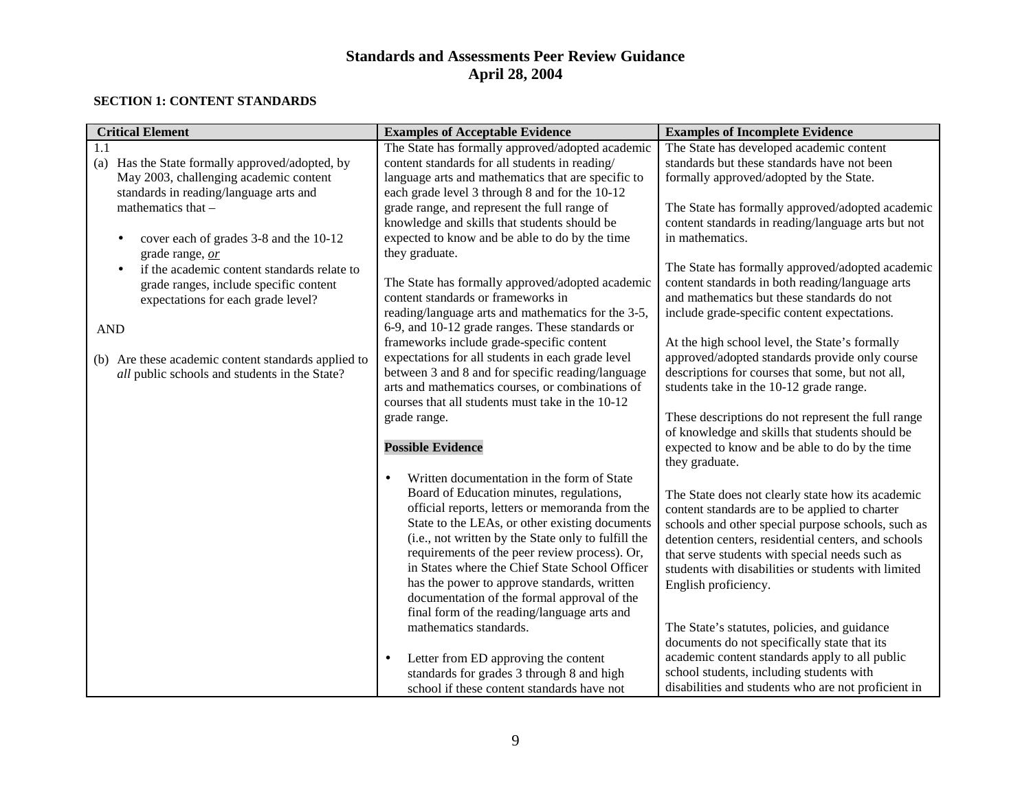# Standards and Assessments Peer Review Guidance
## April 28, 2004

### SECTION 1: CONTENT STANDARDS

| Critical Element | Examples of Acceptable Evidence | Examples of Incomplete Evidence |
|---|---|---|
| 1.1<br>(a) Has the State formally approved/adopted, by May 2003, challenging academic content standards in reading/language arts and mathematics that –<br>• cover each of grades 3-8 and the 10-12 grade range, *or*<br>• if the academic content standards relate to grade ranges, include specific content expectations for each grade level?<br><br>AND<br><br>(b) Are these academic content standards applied to *all* public schools and students in the State? | The State has formally approved/adopted academic content standards for all students in reading/ language arts and mathematics that are specific to each grade level 3 through 8 and for the 10-12 grade range, and represent the full range of knowledge and skills that students should be expected to know and be able to do by the time they graduate.<br><br>The State has formally approved/adopted academic content standards or frameworks in reading/language arts and mathematics for the 3-5, 6-9, and 10-12 grade ranges. These standards or frameworks include grade-specific content expectations for all students in each grade level between 3 and 8 and for specific reading/language arts and mathematics courses, or combinations of courses that all students must take in the 10-12 grade range.<br><br>**Possible Evidence**<br><br>• Written documentation in the form of State Board of Education minutes, regulations, official reports, letters or memoranda from the State to the LEAs, or other existing documents (i.e., not written by the State only to fulfill the requirements of the peer review process). Or, in States where the Chief State School Officer has the power to approve standards, written documentation of the formal approval of the final form of the reading/language arts and mathematics standards.<br><br>• Letter from ED approving the content standards for grades 3 through 8 and high school if these content standards have not | The State has developed academic content standards but these standards have not been formally approved/adopted by the State.<br><br>The State has formally approved/adopted academic content standards in reading/language arts but not in mathematics.<br><br>The State has formally approved/adopted academic content standards in both reading/language arts and mathematics but these standards do not include grade-specific content expectations.<br><br>At the high school level, the State's formally approved/adopted standards provide only course descriptions for courses that some, but not all, students take in the 10-12 grade range.<br><br>These descriptions do not represent the full range of knowledge and skills that students should be expected to know and be able to do by the time they graduate.<br><br>The State does not clearly state how its academic content standards are to be applied to charter schools and other special purpose schools, such as detention centers, residential centers, and schools that serve students with special needs such as students with disabilities or students with limited English proficiency.<br><br>The State's statutes, policies, and guidance documents do not specifically state that its academic content standards apply to all public school students, including students with disabilities and students who are not proficient in |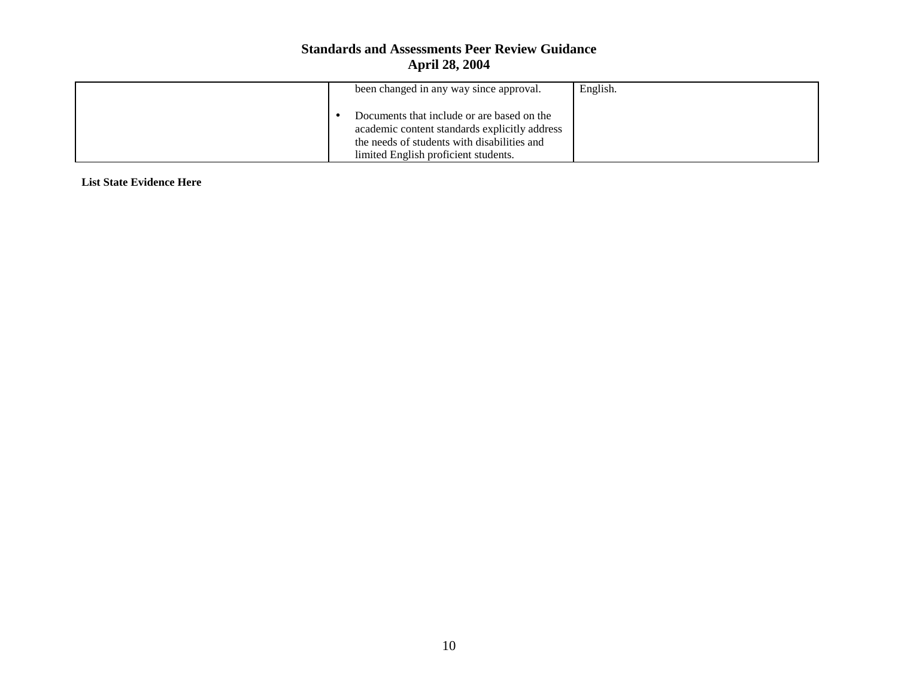| | | |
|---|---|---|
| | been changed in any way since approval.<br><br>• Documents that include or are based on the academic content standards explicitly address the needs of students with disabilities and limited English proficient students. | English. |

**List State Evidence Here**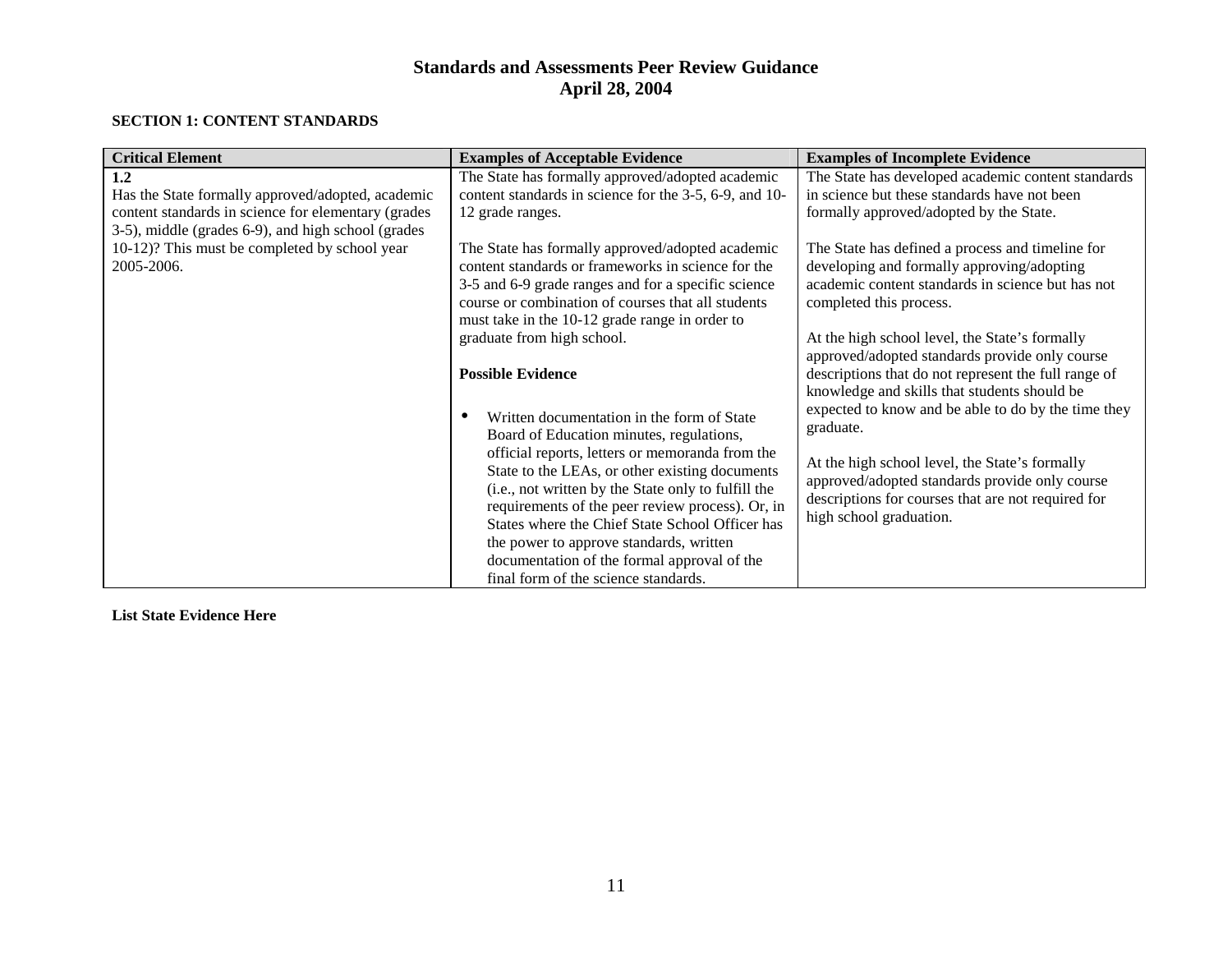# Standards and Assessments Peer Review Guidance
## April 28, 2004

**SECTION 1: CONTENT STANDARDS**

| Critical Element | Examples of Acceptable Evidence | Examples of Incomplete Evidence |
|---|---|---|
| **1.2**<br>Has the State formally approved/adopted, academic content standards in science for elementary (grades 3-5), middle (grades 6-9), and high school (grades 10-12)? This must be completed by school year 2005-2006. | The State has formally approved/adopted academic content standards in science for the 3-5, 6-9, and 10-12 grade ranges.<br><br>The State has formally approved/adopted academic content standards or frameworks in science for the 3-5 and 6-9 grade ranges and for a specific science course or combination of courses that all students must take in the 10-12 grade range in order to graduate from high school.<br><br>**Possible Evidence**<br><br>• Written documentation in the form of State Board of Education minutes, regulations, official reports, letters or memoranda from the State to the LEAs, or other existing documents (i.e., not written by the State only to fulfill the requirements of the peer review process). Or, in States where the Chief State School Officer has the power to approve standards, written documentation of the formal approval of the final form of the science standards. | The State has developed academic content standards in science but these standards have not been formally approved/adopted by the State.<br><br>The State has defined a process and timeline for developing and formally approving/adopting academic content standards in science but has not completed this process.<br><br>At the high school level, the State's formally approved/adopted standards provide only course descriptions that do not represent the full range of knowledge and skills that students should be expected to know and be able to do by the time they graduate.<br><br>At the high school level, the State's formally approved/adopted standards provide only course descriptions for courses that are not required for high school graduation. |

**List State Evidence Here**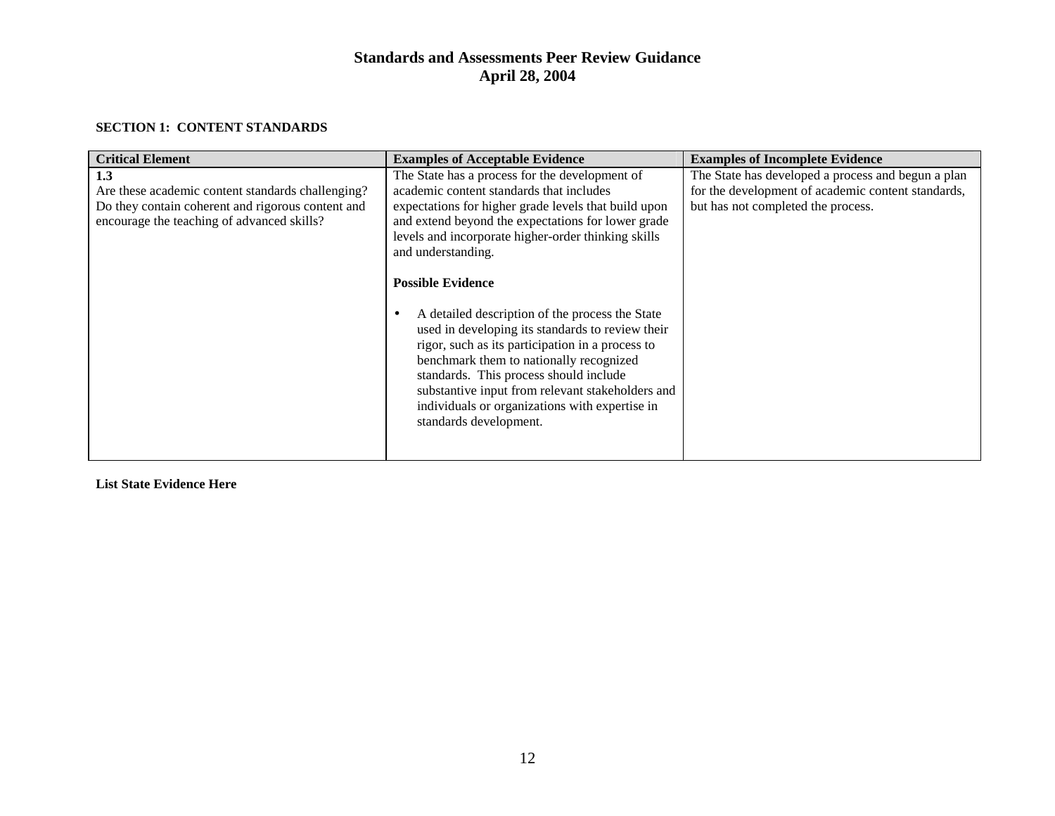## SECTION 1: CONTENT STANDARDS

| Critical Element | Examples of Acceptable Evidence | Examples of Incomplete Evidence |
|---|---|---|
| **1.3**<br>Are these academic content standards challenging? Do they contain coherent and rigorous content and encourage the teaching of advanced skills? | The State has a process for the development of academic content standards that includes expectations for higher grade levels that build upon and extend beyond the expectations for lower grade levels and incorporate higher-order thinking skills and understanding.<br><br>**Possible Evidence**<br><br>• A detailed description of the process the State used in developing its standards to review their rigor, such as its participation in a process to benchmark them to nationally recognized standards. This process should include substantive input from relevant stakeholders and individuals or organizations with expertise in standards development. | The State has developed a process and begun a plan for the development of academic content standards, but has not completed the process. |

**List State Evidence Here**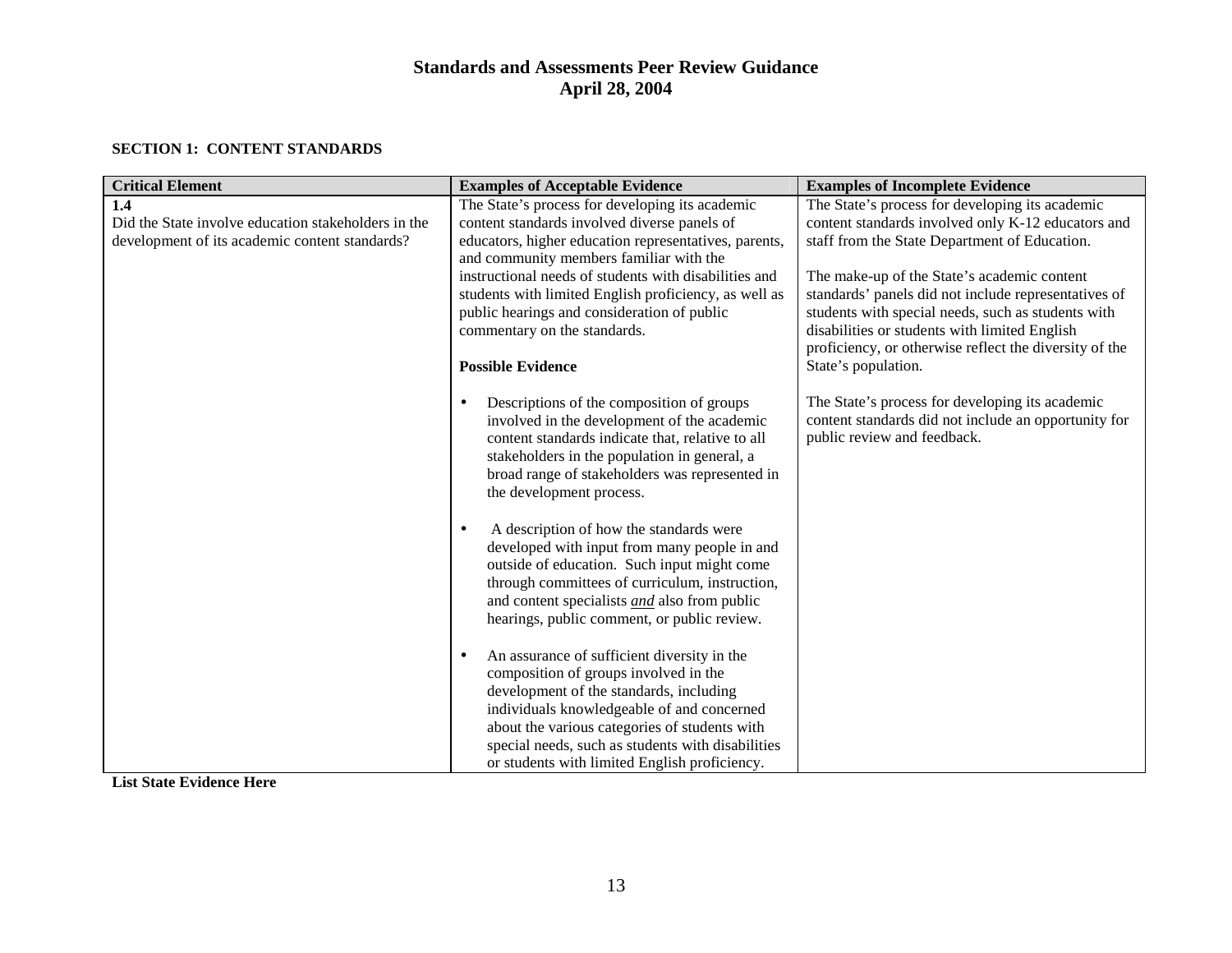## SECTION 1: CONTENT STANDARDS

| Critical Element | Examples of Acceptable Evidence | Examples of Incomplete Evidence |
|---|---|---|
| **1.4**<br>Did the State involve education stakeholders in the development of its academic content standards? | The State's process for developing its academic content standards involved diverse panels of educators, higher education representatives, parents, and community members familiar with the instructional needs of students with disabilities and students with limited English proficiency, as well as public hearings and consideration of public commentary on the standards.<br><br>**Possible Evidence**<br><br>• Descriptions of the composition of groups involved in the development of the academic content standards indicate that, relative to all stakeholders in the population in general, a broad range of stakeholders was represented in the development process.<br><br>• A description of how the standards were developed with input from many people in and outside of education. Such input might come through committees of curriculum, instruction, and content specialists ***and*** also from public hearings, public comment, or public review.<br><br>• An assurance of sufficient diversity in the composition of groups involved in the development of the standards, including individuals knowledgeable of and concerned about the various categories of students with special needs, such as students with disabilities or students with limited English proficiency. | The State's process for developing its academic content standards involved only K-12 educators and staff from the State Department of Education.<br><br>The make-up of the State's academic content standards' panels did not include representatives of students with special needs, such as students with disabilities or students with limited English proficiency, or otherwise reflect the diversity of the State's population.<br><br>The State's process for developing its academic content standards did not include an opportunity for public review and feedback. |

**List State Evidence Here**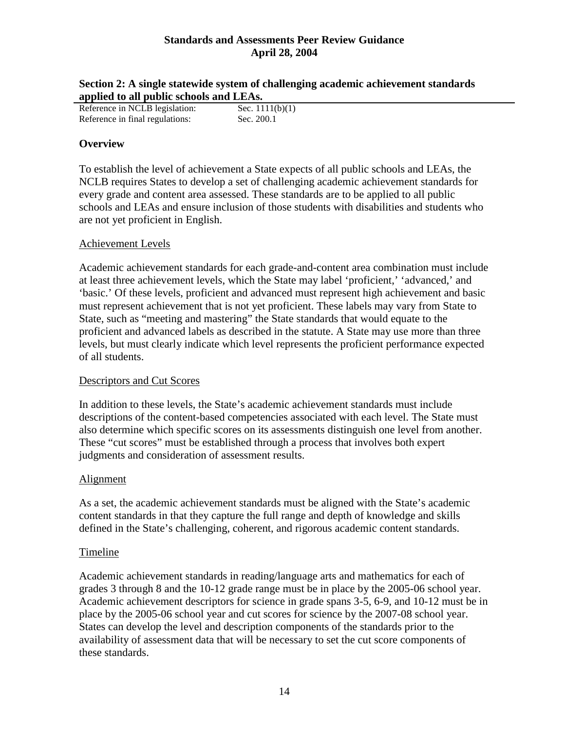## Section 2: A single statewide system of challenging academic achievement standards applied to all public schools and LEAs.

Reference in NCLB legislation: Sec. 1111(b)(1)
Reference in final regulations: Sec. 200.1

### Overview

To establish the level of achievement a State expects of all public schools and LEAs, the NCLB requires States to develop a set of challenging academic achievement standards for every grade and content area assessed. These standards are to be applied to all public schools and LEAs and ensure inclusion of those students with disabilities and students who are not yet proficient in English.

Achievement Levels

Academic achievement standards for each grade-and-content area combination must include at least three achievement levels, which the State may label 'proficient,' 'advanced,' and 'basic.' Of these levels, proficient and advanced must represent high achievement and basic must represent achievement that is not yet proficient. These labels may vary from State to State, such as "meeting and mastering" the State standards that would equate to the proficient and advanced labels as described in the statute. A State may use more than three levels, but must clearly indicate which level represents the proficient performance expected of all students.

Descriptors and Cut Scores

In addition to these levels, the State's academic achievement standards must include descriptions of the content-based competencies associated with each level. The State must also determine which specific scores on its assessments distinguish one level from another. These "cut scores" must be established through a process that involves both expert judgments and consideration of assessment results.

Alignment

As a set, the academic achievement standards must be aligned with the State's academic content standards in that they capture the full range and depth of knowledge and skills defined in the State's challenging, coherent, and rigorous academic content standards.

Timeline

Academic achievement standards in reading/language arts and mathematics for each of grades 3 through 8 and the 10-12 grade range must be in place by the 2005-06 school year. Academic achievement descriptors for science in grade spans 3-5, 6-9, and 10-12 must be in place by the 2005-06 school year and cut scores for science by the 2007-08 school year. States can develop the level and description components of the standards prior to the availability of assessment data that will be necessary to set the cut score components of these standards.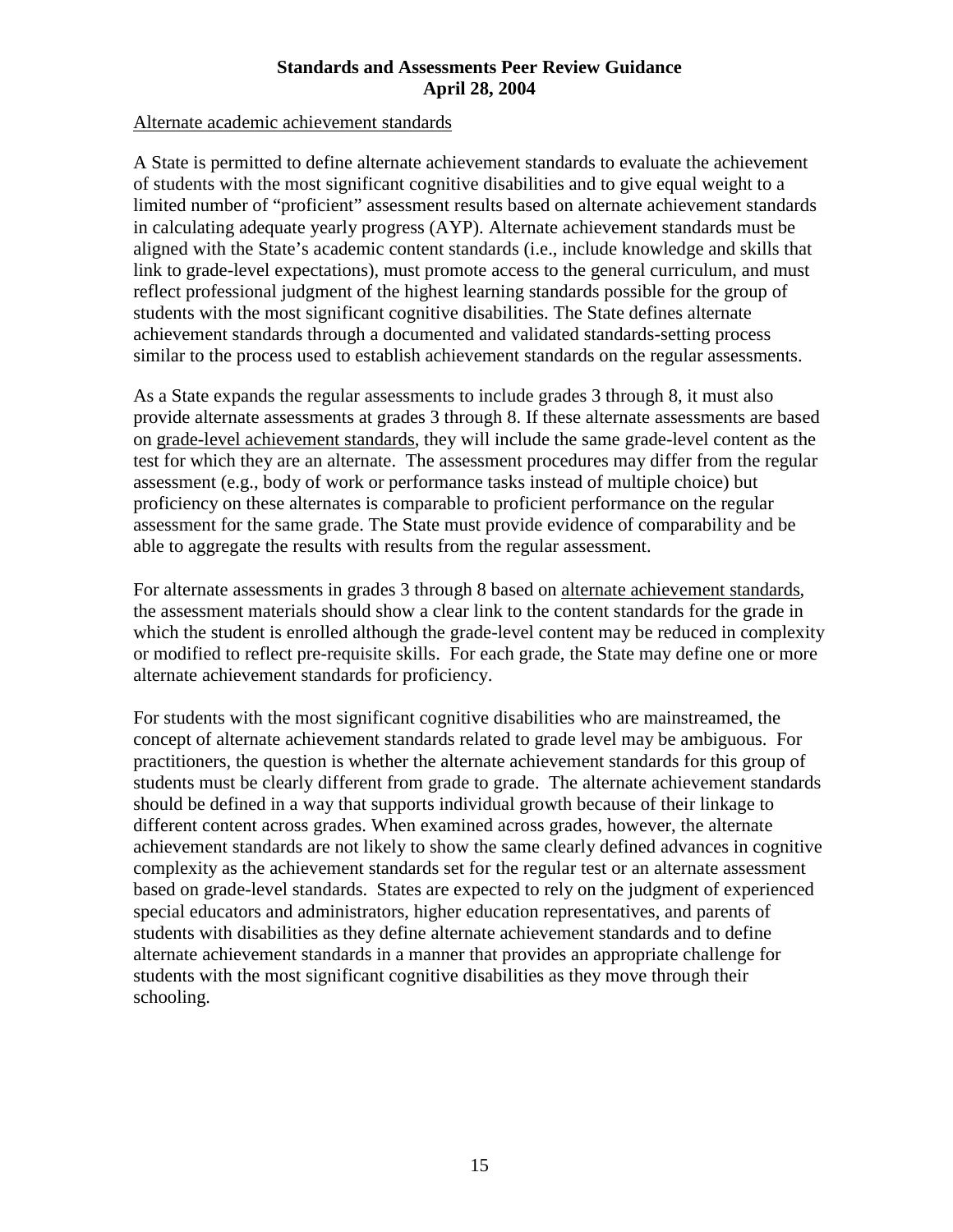Alternate academic achievement standards

A State is permitted to define alternate achievement standards to evaluate the achievement of students with the most significant cognitive disabilities and to give equal weight to a limited number of "proficient" assessment results based on alternate achievement standards in calculating adequate yearly progress (AYP). Alternate achievement standards must be aligned with the State's academic content standards (i.e., include knowledge and skills that link to grade-level expectations), must promote access to the general curriculum, and must reflect professional judgment of the highest learning standards possible for the group of students with the most significant cognitive disabilities. The State defines alternate achievement standards through a documented and validated standards-setting process similar to the process used to establish achievement standards on the regular assessments.

As a State expands the regular assessments to include grades 3 through 8, it must also provide alternate assessments at grades 3 through 8. If these alternate assessments are based on grade-level achievement standards, they will include the same grade-level content as the test for which they are an alternate. The assessment procedures may differ from the regular assessment (e.g., body of work or performance tasks instead of multiple choice) but proficiency on these alternates is comparable to proficient performance on the regular assessment for the same grade. The State must provide evidence of comparability and be able to aggregate the results with results from the regular assessment.

For alternate assessments in grades 3 through 8 based on alternate achievement standards, the assessment materials should show a clear link to the content standards for the grade in which the student is enrolled although the grade-level content may be reduced in complexity or modified to reflect pre-requisite skills. For each grade, the State may define one or more alternate achievement standards for proficiency.

For students with the most significant cognitive disabilities who are mainstreamed, the concept of alternate achievement standards related to grade level may be ambiguous. For practitioners, the question is whether the alternate achievement standards for this group of students must be clearly different from grade to grade. The alternate achievement standards should be defined in a way that supports individual growth because of their linkage to different content across grades. When examined across grades, however, the alternate achievement standards are not likely to show the same clearly defined advances in cognitive complexity as the achievement standards set for the regular test or an alternate assessment based on grade-level standards. States are expected to rely on the judgment of experienced special educators and administrators, higher education representatives, and parents of students with disabilities as they define alternate achievement standards and to define alternate achievement standards in a manner that provides an appropriate challenge for students with the most significant cognitive disabilities as they move through their schooling.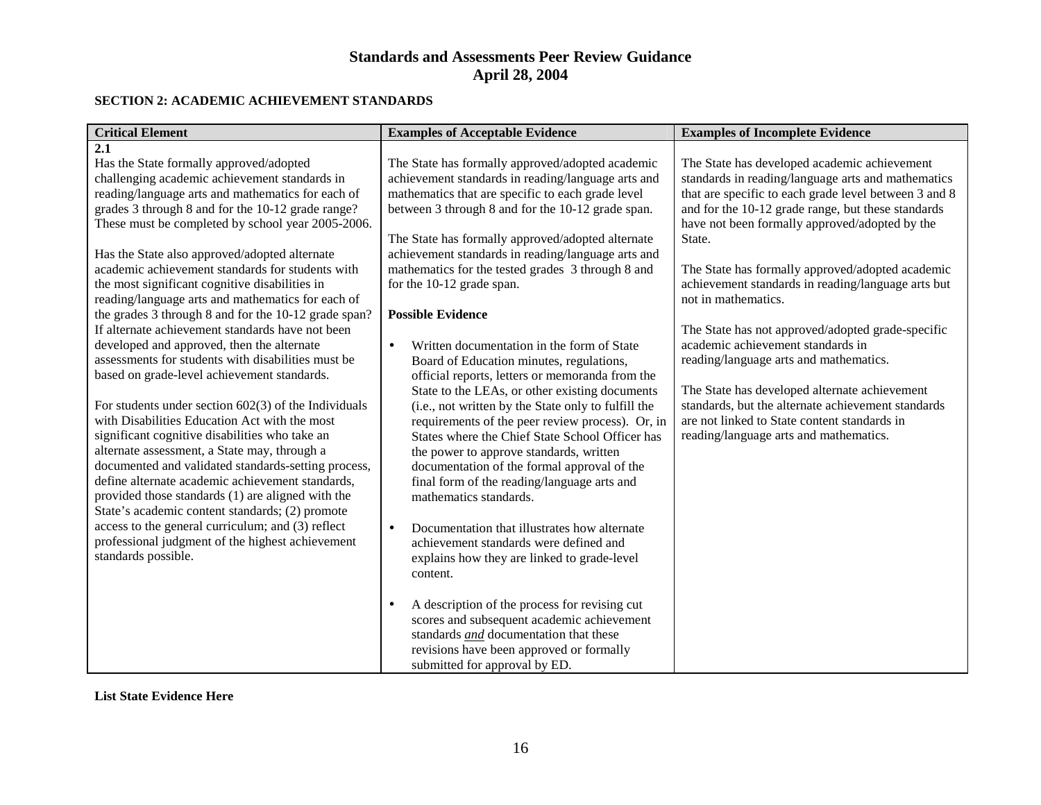# Standards and Assessments Peer Review Guidance
## April 28, 2004

**SECTION 2: ACADEMIC ACHIEVEMENT STANDARDS**

| Critical Element | Examples of Acceptable Evidence | Examples of Incomplete Evidence |
|---|---|---|
| **2.1**<br>Has the State formally approved/adopted challenging academic achievement standards in reading/language arts and mathematics for each of grades 3 through 8 and for the 10-12 grade range? These must be completed by school year 2005-2006.<br><br>Has the State also approved/adopted alternate academic achievement standards for students with the most significant cognitive disabilities in reading/language arts and mathematics for each of the grades 3 through 8 and for the 10-12 grade span? If alternate achievement standards have not been developed and approved, then the alternate assessments for students with disabilities must be based on grade-level achievement standards.<br><br>For students under section 602(3) of the Individuals with Disabilities Education Act with the most significant cognitive disabilities who take an alternate assessment, a State may, through a documented and validated standards-setting process, define alternate academic achievement standards, provided those standards (1) are aligned with the State's academic content standards; (2) promote access to the general curriculum; and (3) reflect professional judgment of the highest achievement standards possible. | The State has formally approved/adopted academic achievement standards in reading/language arts and mathematics that are specific to each grade level between 3 through 8 and for the 10-12 grade span.<br><br>The State has formally approved/adopted alternate achievement standards in reading/language arts and mathematics for the tested grades 3 through 8 and for the 10-12 grade span.<br><br>**Possible Evidence**<br><br>• Written documentation in the form of State Board of Education minutes, regulations, official reports, letters or memoranda from the State to the LEAs, or other existing documents (i.e., not written by the State only to fulfill the requirements of the peer review process). Or, in States where the Chief State School Officer has the power to approve standards, written documentation of the formal approval of the final form of the reading/language arts and mathematics standards.<br><br>• Documentation that illustrates how alternate achievement standards were defined and explains how they are linked to grade-level content.<br><br>• A description of the process for revising cut scores and subsequent academic achievement standards ***and*** documentation that these revisions have been approved or formally submitted for approval by ED. | The State has developed academic achievement standards in reading/language arts and mathematics that are specific to each grade level between 3 and 8 and for the 10-12 grade range, but these standards have not been formally approved/adopted by the State.<br><br>The State has formally approved/adopted academic achievement standards in reading/language arts but not in mathematics.<br><br>The State has not approved/adopted grade-specific academic achievement standards in reading/language arts and mathematics.<br><br>The State has developed alternate achievement standards, but the alternate achievement standards are not linked to State content standards in reading/language arts and mathematics. |

**List State Evidence Here**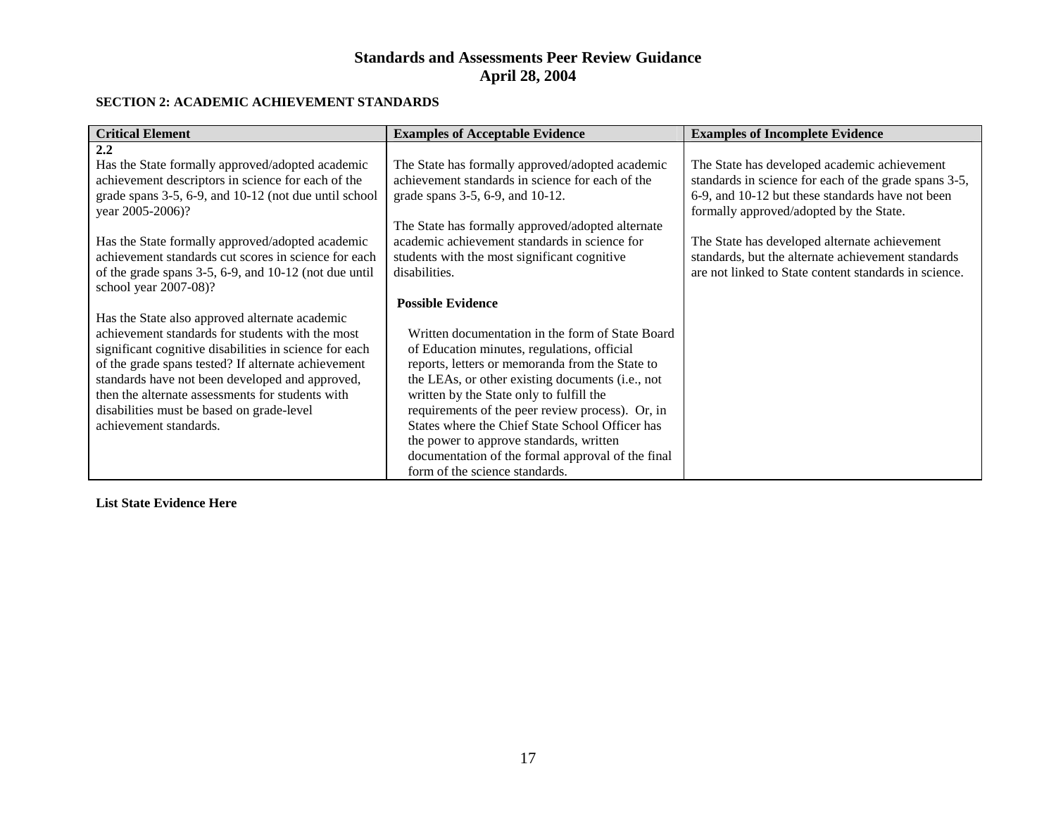# Standards and Assessments Peer Review Guidance
## April 28, 2004

### SECTION 2: ACADEMIC ACHIEVEMENT STANDARDS

| Critical Element | Examples of Acceptable Evidence | Examples of Incomplete Evidence |
|---|---|---|
| **2.2**<br>Has the State formally approved/adopted academic achievement descriptors in science for each of the grade spans 3-5, 6-9, and 10-12 (not due until school year 2005-2006)?<br><br>Has the State formally approved/adopted academic achievement standards cut scores in science for each of the grade spans 3-5, 6-9, and 10-12 (not due until school year 2007-08)?<br><br>Has the State also approved alternate academic achievement standards for students with the most significant cognitive disabilities in science for each of the grade spans tested? If alternate achievement standards have not been developed and approved, then the alternate assessments for students with disabilities must be based on grade-level achievement standards. | The State has formally approved/adopted academic achievement standards in science for each of the grade spans 3-5, 6-9, and 10-12.<br><br>The State has formally approved/adopted alternate academic achievement standards in science for students with the most significant cognitive disabilities.<br><br>**Possible Evidence**<br><br>Written documentation in the form of State Board of Education minutes, regulations, official reports, letters or memoranda from the State to the LEAs, or other existing documents (i.e., not written by the State only to fulfill the requirements of the peer review process). Or, in States where the Chief State School Officer has the power to approve standards, written documentation of the formal approval of the final form of the science standards. | The State has developed academic achievement standards in science for each of the grade spans 3-5, 6-9, and 10-12 but these standards have not been formally approved/adopted by the State.<br><br>The State has developed alternate achievement standards, but the alternate achievement standards are not linked to State content standards in science. |

**List State Evidence Here**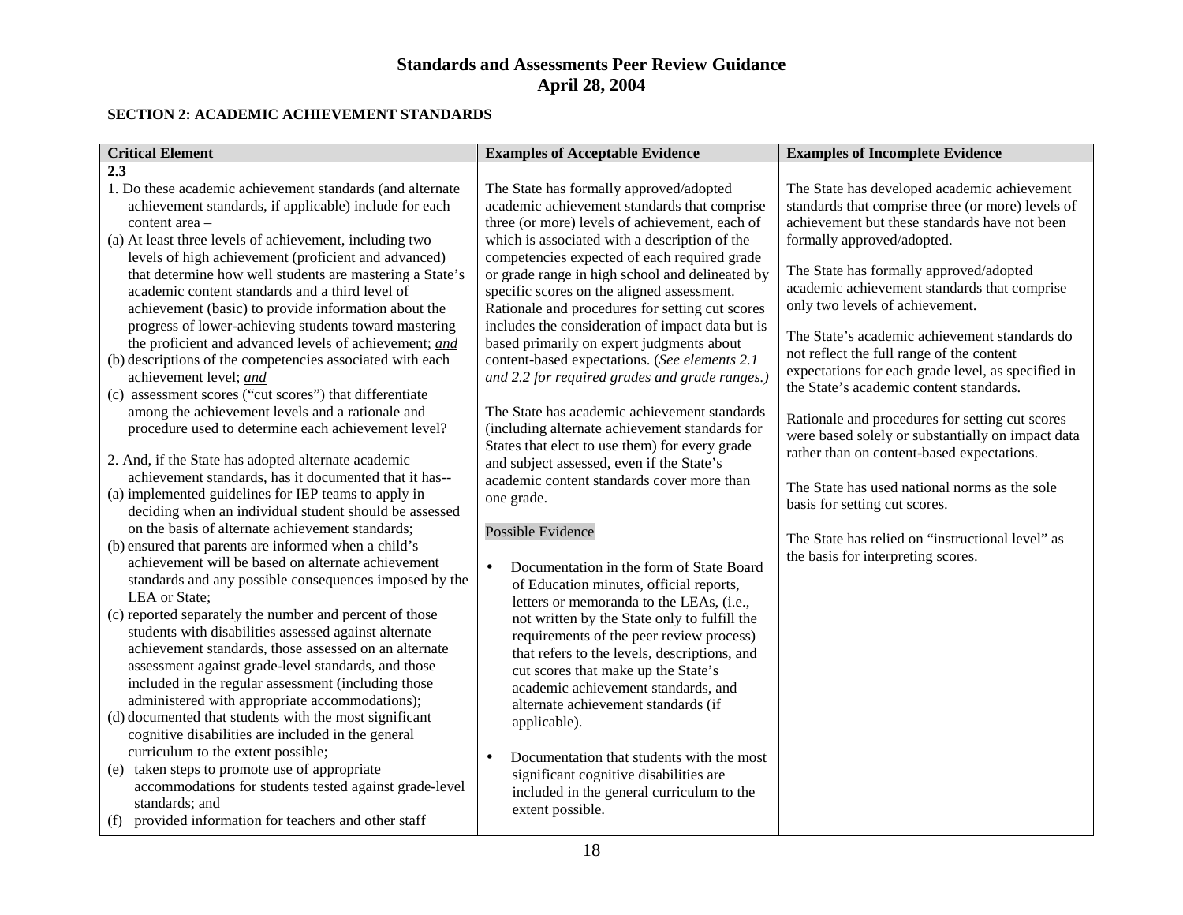**SECTION 2: ACADEMIC ACHIEVEMENT STANDARDS**

| Critical Element | Examples of Acceptable Evidence | Examples of Incomplete Evidence |
|---|---|---|
| **2.3**<br>1. Do these academic achievement standards (and alternate achievement standards, if applicable) include for each content area –<br>(a) At least three levels of achievement, including two levels of high achievement (proficient and advanced) that determine how well students are mastering a State's academic content standards and a third level of achievement (basic) to provide information about the progress of lower-achieving students toward mastering the proficient and advanced levels of achievement; ***and***<br>(b) descriptions of the competencies associated with each achievement level; ***and***<br>(c) assessment scores ("cut scores") that differentiate among the achievement levels and a rationale and procedure used to determine each achievement level?<br><br>2. And, if the State has adopted alternate academic achievement standards, has it documented that it has--<br>(a) implemented guidelines for IEP teams to apply in deciding when an individual student should be assessed on the basis of alternate achievement standards;<br>(b) ensured that parents are informed when a child's achievement will be based on alternate achievement standards and any possible consequences imposed by the LEA or State;<br>(c) reported separately the number and percent of those students with disabilities assessed against alternate achievement standards, those assessed on an alternate assessment against grade-level standards, and those included in the regular assessment (including those administered with appropriate accommodations);<br>(d) documented that students with the most significant cognitive disabilities are included in the general curriculum to the extent possible;<br>(e) taken steps to promote use of appropriate accommodations for students tested against grade-level standards; and<br>(f) provided information for teachers and other staff | The State has formally approved/adopted academic achievement standards that comprise three (or more) levels of achievement, each of which is associated with a description of the competencies expected of each required grade or grade range in high school and delineated by specific scores on the aligned assessment. Rationale and procedures for setting cut scores includes the consideration of impact data but is based primarily on expert judgments about content-based expectations. (*See elements 2.1 and 2.2 for required grades and grade ranges.)*<br><br>The State has academic achievement standards (including alternate achievement standards for States that elect to use them) for every grade and subject assessed, even if the State's academic content standards cover more than one grade.<br><br>Possible Evidence<br><br>• Documentation in the form of State Board of Education minutes, official reports, letters or memoranda to the LEAs, (i.e., not written by the State only to fulfill the requirements of the peer review process) that refers to the levels, descriptions, and cut scores that make up the State's academic achievement standards, and alternate achievement standards (if applicable).<br><br>• Documentation that students with the most significant cognitive disabilities are included in the general curriculum to the extent possible. | The State has developed academic achievement standards that comprise three (or more) levels of achievement but these standards have not been formally approved/adopted.<br><br>The State has formally approved/adopted academic achievement standards that comprise only two levels of achievement.<br><br>The State's academic achievement standards do not reflect the full range of the content expectations for each grade level, as specified in the State's academic content standards.<br><br>Rationale and procedures for setting cut scores were based solely or substantially on impact data rather than on content-based expectations.<br><br>The State has used national norms as the sole basis for setting cut scores.<br><br>The State has relied on "instructional level" as the basis for interpreting scores. |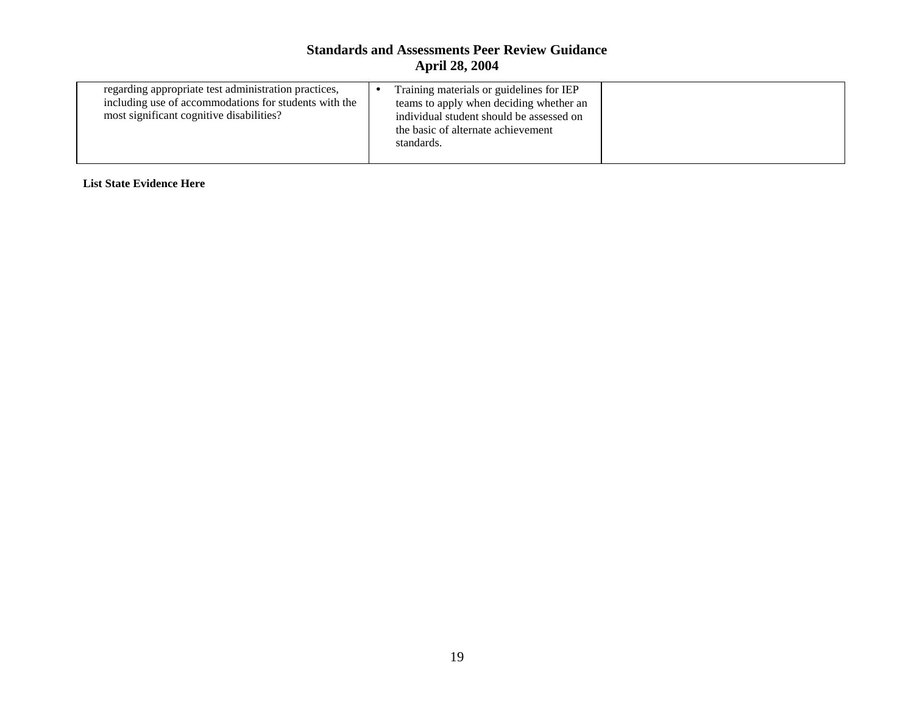| | | |
|---|---|---|
| regarding appropriate test administration practices, including use of accommodations for students with the most significant cognitive disabilities? | • Training materials or guidelines for IEP teams to apply when deciding whether an individual student should be assessed on the basic of alternate achievement standards. | |

**List State Evidence Here**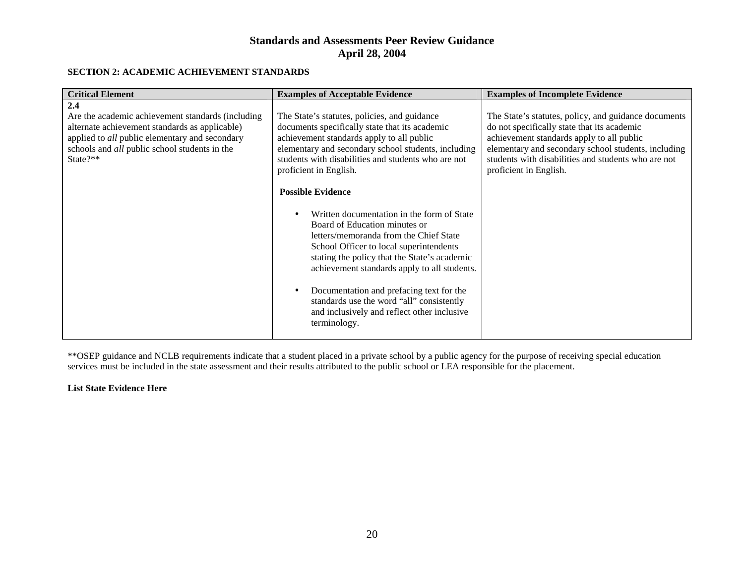## Standards and Assessments Peer Review Guidance
## April 28, 2004

**SECTION 2: ACADEMIC ACHIEVEMENT STANDARDS**

| Critical Element | Examples of Acceptable Evidence | Examples of Incomplete Evidence |
|---|---|---|
| **2.4**<br>Are the academic achievement standards (including alternate achievement standards as applicable) applied to *all* public elementary and secondary schools and *all* public school students in the State?** | The State's statutes, policies, and guidance documents specifically state that its academic achievement standards apply to all public elementary and secondary school students, including students with disabilities and students who are not proficient in English.<br><br>**Possible Evidence**<br><br>• Written documentation in the form of State Board of Education minutes or letters/memoranda from the Chief State School Officer to local superintendents stating the policy that the State's academic achievement standards apply to all students.<br><br>• Documentation and prefacing text for the standards use the word "all" consistently and inclusively and reflect other inclusive terminology. | The State's statutes, policy, and guidance documents do not specifically state that its academic achievement standards apply to all public elementary and secondary school students, including students with disabilities and students who are not proficient in English. |

**OSEP guidance and NCLB requirements indicate that a student placed in a private school by a public agency for the purpose of receiving special education services must be included in the state assessment and their results attributed to the public school or LEA responsible for the placement.

**List State Evidence Here**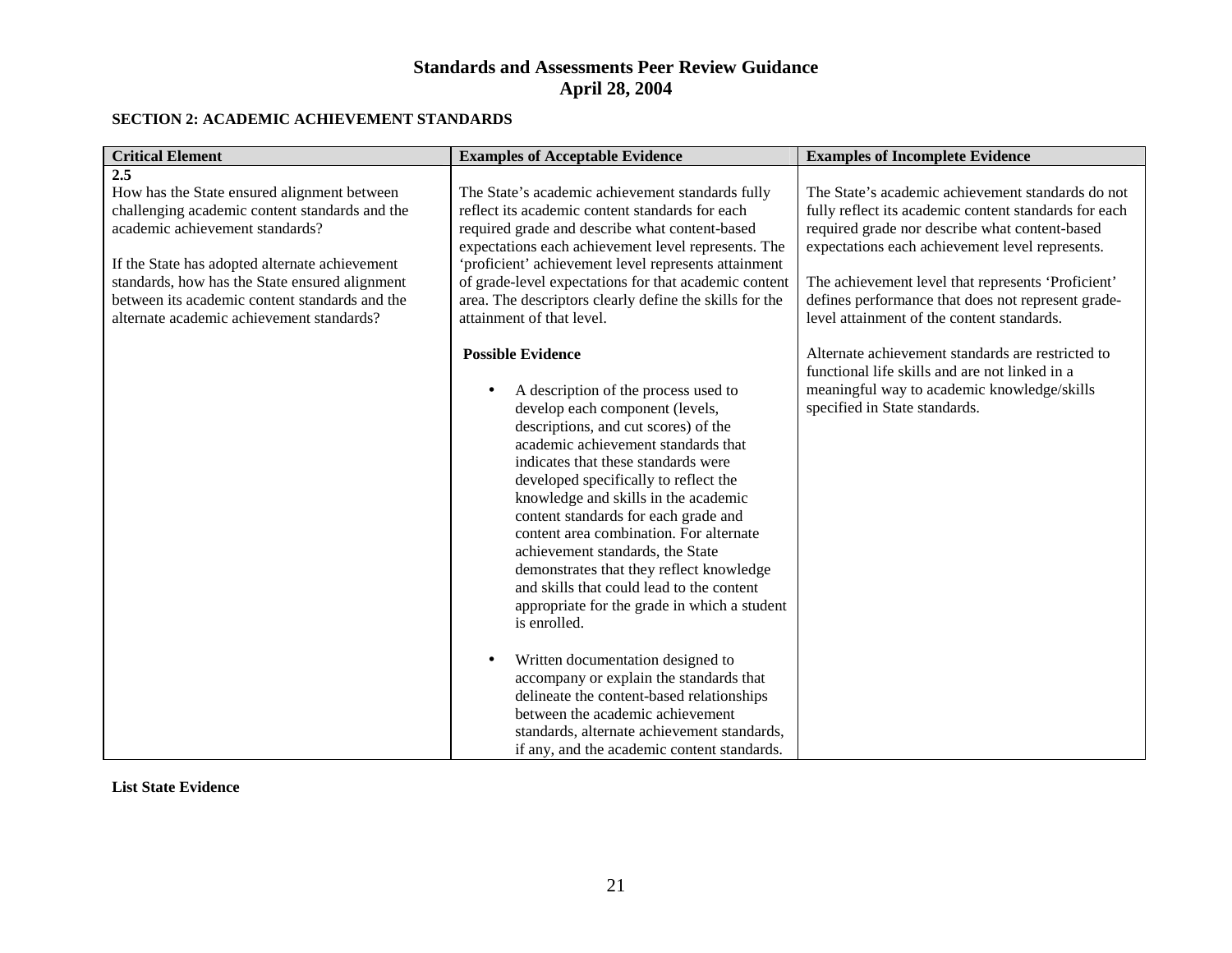# Standards and Assessments Peer Review Guidance
## April 28, 2004

### SECTION 2: ACADEMIC ACHIEVEMENT STANDARDS

| Critical Element | Examples of Acceptable Evidence | Examples of Incomplete Evidence |
|---|---|---|
| **2.5**<br>How has the State ensured alignment between challenging academic content standards and the academic achievement standards?<br><br>If the State has adopted alternate achievement standards, how has the State ensured alignment between its academic content standards and the alternate academic achievement standards? | The State's academic achievement standards fully reflect its academic content standards for each required grade and describe what content-based expectations each achievement level represents. The 'proficient' achievement level represents attainment of grade-level expectations for that academic content area. The descriptors clearly define the skills for the attainment of that level.<br><br>**Possible Evidence**<br><br>• A description of the process used to develop each component (levels, descriptions, and cut scores) of the academic achievement standards that indicates that these standards were developed specifically to reflect the knowledge and skills in the academic content standards for each grade and content area combination. For alternate achievement standards, the State demonstrates that they reflect knowledge and skills that could lead to the content appropriate for the grade in which a student is enrolled.<br><br>• Written documentation designed to accompany or explain the standards that delineate the content-based relationships between the academic achievement standards, alternate achievement standards, if any, and the academic content standards. | The State's academic achievement standards do not fully reflect its academic content standards for each required grade nor describe what content-based expectations each achievement level represents.<br><br>The achievement level that represents 'Proficient' defines performance that does not represent grade-level attainment of the content standards.<br><br>Alternate achievement standards are restricted to functional life skills and are not linked in a meaningful way to academic knowledge/skills specified in State standards. |

**List State Evidence**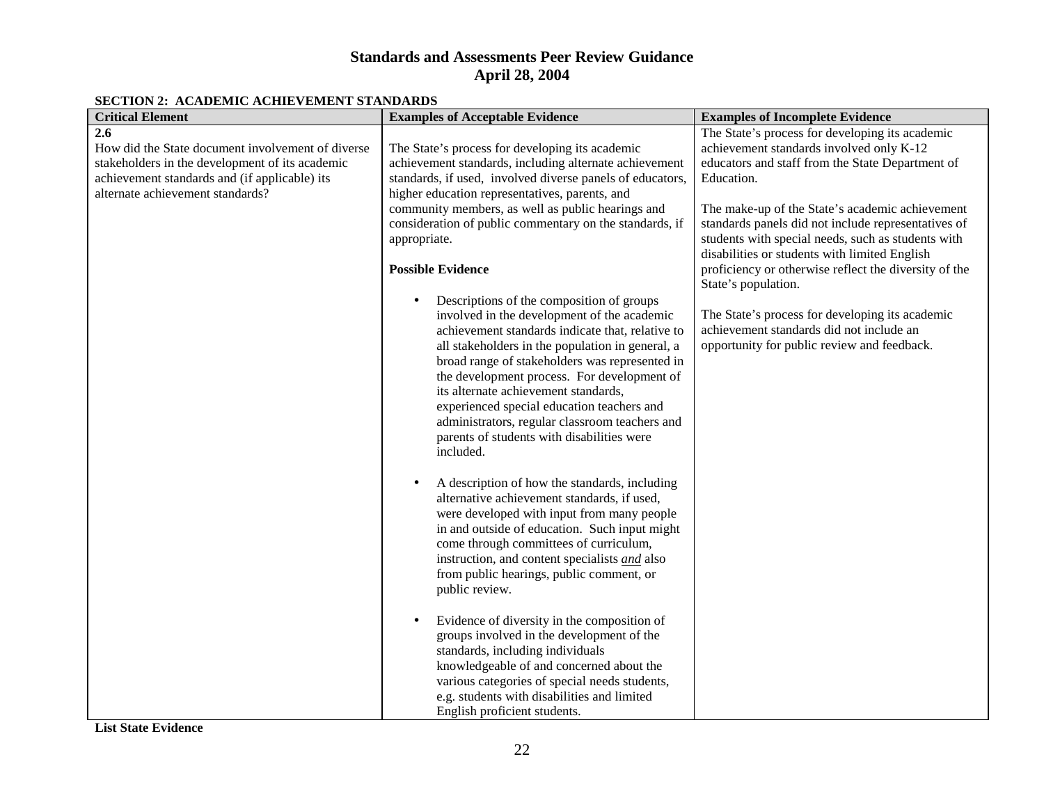# Standards and Assessments Peer Review Guidance
# April 28, 2004

**SECTION 2: ACADEMIC ACHIEVEMENT STANDARDS**

| Critical Element | Examples of Acceptable Evidence | Examples of Incomplete Evidence |
|---|---|---|
| **2.6**<br>How did the State document involvement of diverse stakeholders in the development of its academic achievement standards and (if applicable) its alternate achievement standards? | The State's process for developing its academic achievement standards, including alternate achievement standards, if used, involved diverse panels of educators, higher education representatives, parents, and community members, as well as public hearings and consideration of public commentary on the standards, if appropriate.<br><br>**Possible Evidence**<br><br>• Descriptions of the composition of groups involved in the development of the academic achievement standards indicate that, relative to all stakeholders in the population in general, a broad range of stakeholders was represented in the development process. For development of its alternate achievement standards, experienced special education teachers and administrators, regular classroom teachers and parents of students with disabilities were included.<br><br>• A description of how the standards, including alternative achievement standards, if used, were developed with input from many people in and outside of education. Such input might come through committees of curriculum, instruction, and content specialists ***and*** also from public hearings, public comment, or public review.<br><br>• Evidence of diversity in the composition of groups involved in the development of the standards, including individuals knowledgeable of and concerned about the various categories of special needs students, e.g. students with disabilities and limited English proficient students. | The State's process for developing its academic achievement standards involved only K-12 educators and staff from the State Department of Education.<br><br>The make-up of the State's academic achievement standards panels did not include representatives of students with special needs, such as students with disabilities or students with limited English proficiency or otherwise reflect the diversity of the State's population.<br><br>The State's process for developing its academic achievement standards did not include an opportunity for public review and feedback. |

**List State Evidence**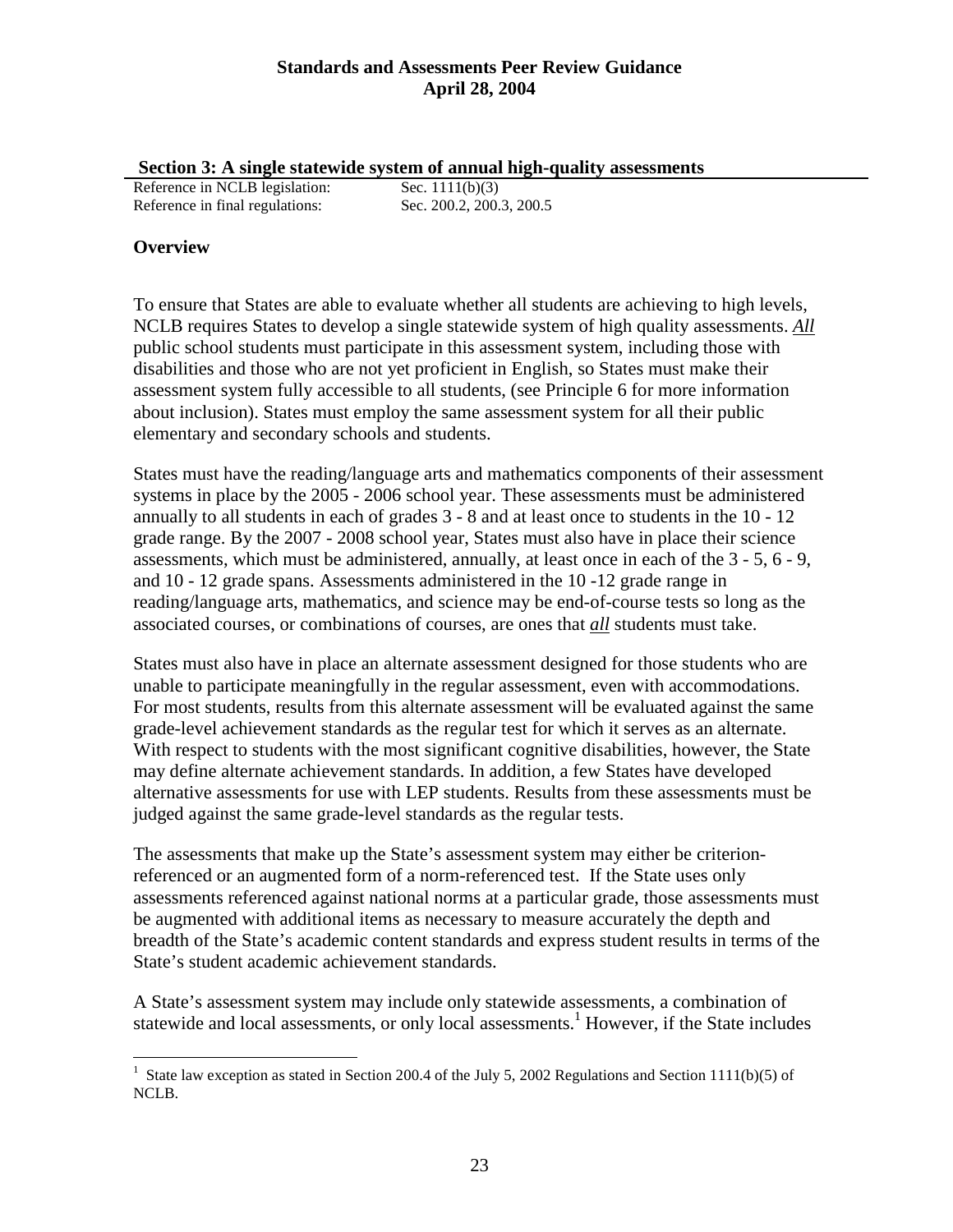## Section 3: A single statewide system of annual high-quality assessments

Reference in NCLB legislation: Sec. 1111(b)(3)
Reference in final regulations: Sec. 200.2, 200.3, 200.5

### Overview

To ensure that States are able to evaluate whether all students are achieving to high levels, NCLB requires States to develop a single statewide system of high quality assessments. ***All*** public school students must participate in this assessment system, including those with disabilities and those who are not yet proficient in English, so States must make their assessment system fully accessible to all students, (see Principle 6 for more information about inclusion). States must employ the same assessment system for all their public elementary and secondary schools and students.

States must have the reading/language arts and mathematics components of their assessment systems in place by the 2005 - 2006 school year. These assessments must be administered annually to all students in each of grades 3 - 8 and at least once to students in the 10 - 12 grade range. By the 2007 - 2008 school year, States must also have in place their science assessments, which must be administered, annually, at least once in each of the 3 - 5, 6 - 9, and 10 - 12 grade spans. Assessments administered in the 10 -12 grade range in reading/language arts, mathematics, and science may be end-of-course tests so long as the associated courses, or combinations of courses, are ones that ***all*** students must take.

States must also have in place an alternate assessment designed for those students who are unable to participate meaningfully in the regular assessment, even with accommodations. For most students, results from this alternate assessment will be evaluated against the same grade-level achievement standards as the regular test for which it serves as an alternate. With respect to students with the most significant cognitive disabilities, however, the State may define alternate achievement standards. In addition, a few States have developed alternative assessments for use with LEP students. Results from these assessments must be judged against the same grade-level standards as the regular tests.

The assessments that make up the State's assessment system may either be criterion-referenced or an augmented form of a norm-referenced test. If the State uses only assessments referenced against national norms at a particular grade, those assessments must be augmented with additional items as necessary to measure accurately the depth and breadth of the State's academic content standards and express student results in terms of the State's student academic achievement standards.

A State's assessment system may include only statewide assessments, a combination of statewide and local assessments, or only local assessments.[1] However, if the State includes

[1] State law exception as stated in Section 200.4 of the July 5, 2002 Regulations and Section 1111(b)(5) of NCLB.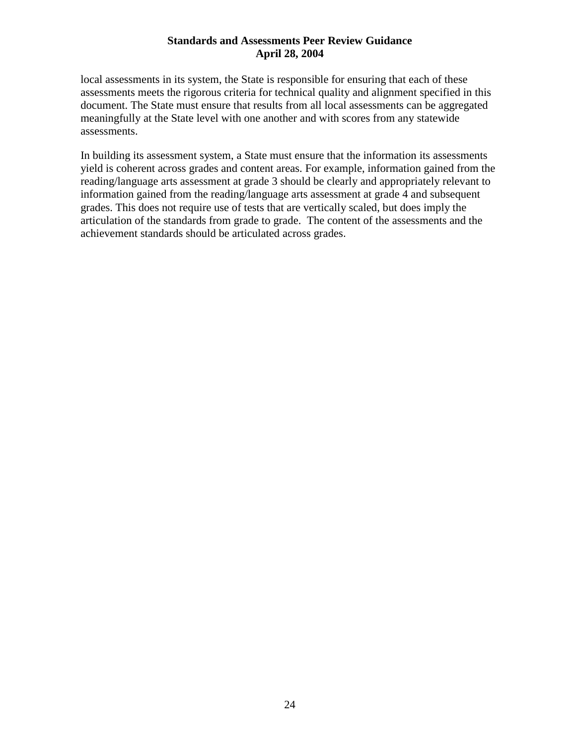local assessments in its system, the State is responsible for ensuring that each of these assessments meets the rigorous criteria for technical quality and alignment specified in this document. The State must ensure that results from all local assessments can be aggregated meaningfully at the State level with one another and with scores from any statewide assessments.

In building its assessment system, a State must ensure that the information its assessments yield is coherent across grades and content areas. For example, information gained from the reading/language arts assessment at grade 3 should be clearly and appropriately relevant to information gained from the reading/language arts assessment at grade 4 and subsequent grades. This does not require use of tests that are vertically scaled, but does imply the articulation of the standards from grade to grade. The content of the assessments and the achievement standards should be articulated across grades.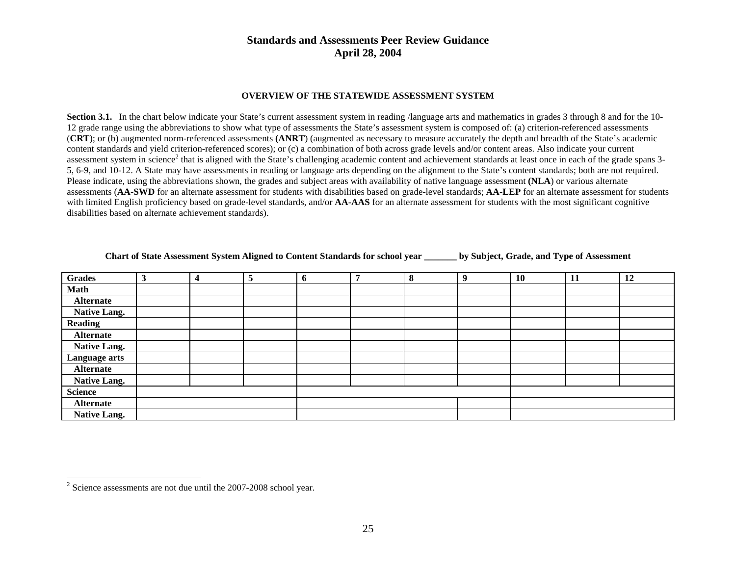#### OVERVIEW OF THE STATEWIDE ASSESSMENT SYSTEM

**Section 3.1.** In the chart below indicate your State's current assessment system in reading /language arts and mathematics in grades 3 through 8 and for the 10-12 grade range using the abbreviations to show what type of assessments the State's assessment system is composed of: (a) criterion-referenced assessments (**CRT**); or (b) augmented norm-referenced assessments **(ANRT**) (augmented as necessary to measure accurately the depth and breadth of the State's academic content standards and yield criterion-referenced scores); or (c) a combination of both across grade levels and/or content areas. Also indicate your current assessment system in science[2] that is aligned with the State's challenging academic content and achievement standards at least once in each of the grade spans 3-5, 6-9, and 10-12. A State may have assessments in reading or language arts depending on the alignment to the State's content standards; both are not required. Please indicate, using the abbreviations shown, the grades and subject areas with availability of native language assessment **(NLA**) or various alternate assessments (**AA-SWD** for an alternate assessment for students with disabilities based on grade-level standards; **AA-LEP** for an alternate assessment for students with limited English proficiency based on grade-level standards, and/or **AA-AAS** for an alternate assessment for students with the most significant cognitive disabilities based on alternate achievement standards).

**Chart of State Assessment System Aligned to Content Standards for school year _______ by Subject, Grade, and Type of Assessment**

| Grades | 3 | 4 | 5 | 6 | 7 | 8 | 9 | 10 | 11 | 12 |
|---|---|---|---|---|---|---|---|---|---|---|
| **Math** | | | | | | | | | | |
| **Alternate** | | | | | | | | | | |
| **Native Lang.** | | | | | | | | | | |
| **Reading** | | | | | | | | | | |
| **Alternate** | | | | | | | | | | |
| **Native Lang.** | | | | | | | | | | |
| **Language arts** | | | | | | | | | | |
| **Alternate** | | | | | | | | | | |
| **Native Lang.** | | | | | | | | | | |
| **Science** | | | | | | | | | | |
| **Alternate** | | | | | | | | | | |
| **Native Lang.** | | | | | | | | | | |

[2] Science assessments are not due until the 2007-2008 school year.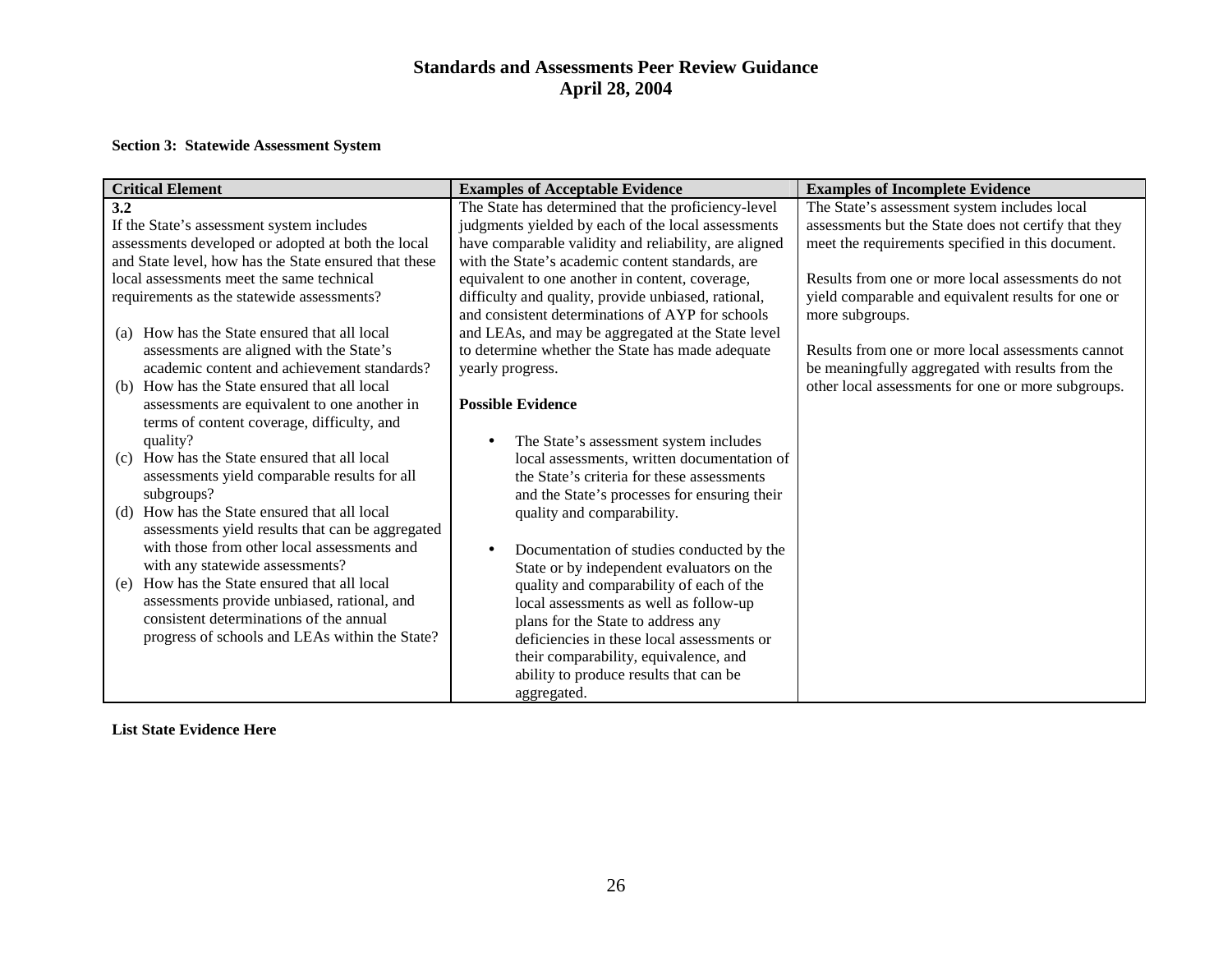## Section 3: Statewide Assessment System

| Critical Element | Examples of Acceptable Evidence | Examples of Incomplete Evidence |
| --- | --- | --- |
| **3.2**<br>If the State's assessment system includes assessments developed or adopted at both the local and State level, how has the State ensured that these local assessments meet the same technical requirements as the statewide assessments?<br><br>(a) How has the State ensured that all local assessments are aligned with the State's academic content and achievement standards?<br>(b) How has the State ensured that all local assessments are equivalent to one another in terms of content coverage, difficulty, and quality?<br>(c) How has the State ensured that all local assessments yield comparable results for all subgroups?<br>(d) How has the State ensured that all local assessments yield results that can be aggregated with those from other local assessments and with any statewide assessments?<br>(e) How has the State ensured that all local assessments provide unbiased, rational, and consistent determinations of the annual progress of schools and LEAs within the State? | The State has determined that the proficiency-level judgments yielded by each of the local assessments have comparable validity and reliability, are aligned with the State's academic content standards, are equivalent to one another in content, coverage, difficulty and quality, provide unbiased, rational, and consistent determinations of AYP for schools and LEAs, and may be aggregated at the State level to determine whether the State has made adequate yearly progress.<br><br>**Possible Evidence**<br><br>• The State's assessment system includes local assessments, written documentation of the State's criteria for these assessments and the State's processes for ensuring their quality and comparability.<br><br>• Documentation of studies conducted by the State or by independent evaluators on the quality and comparability of each of the local assessments as well as follow-up plans for the State to address any deficiencies in these local assessments or their comparability, equivalence, and ability to produce results that can be aggregated. | The State's assessment system includes local assessments but the State does not certify that they meet the requirements specified in this document.<br><br>Results from one or more local assessments do not yield comparable and equivalent results for one or more subgroups.<br><br>Results from one or more local assessments cannot be meaningfully aggregated with results from the other local assessments for one or more subgroups. |

**List State Evidence Here**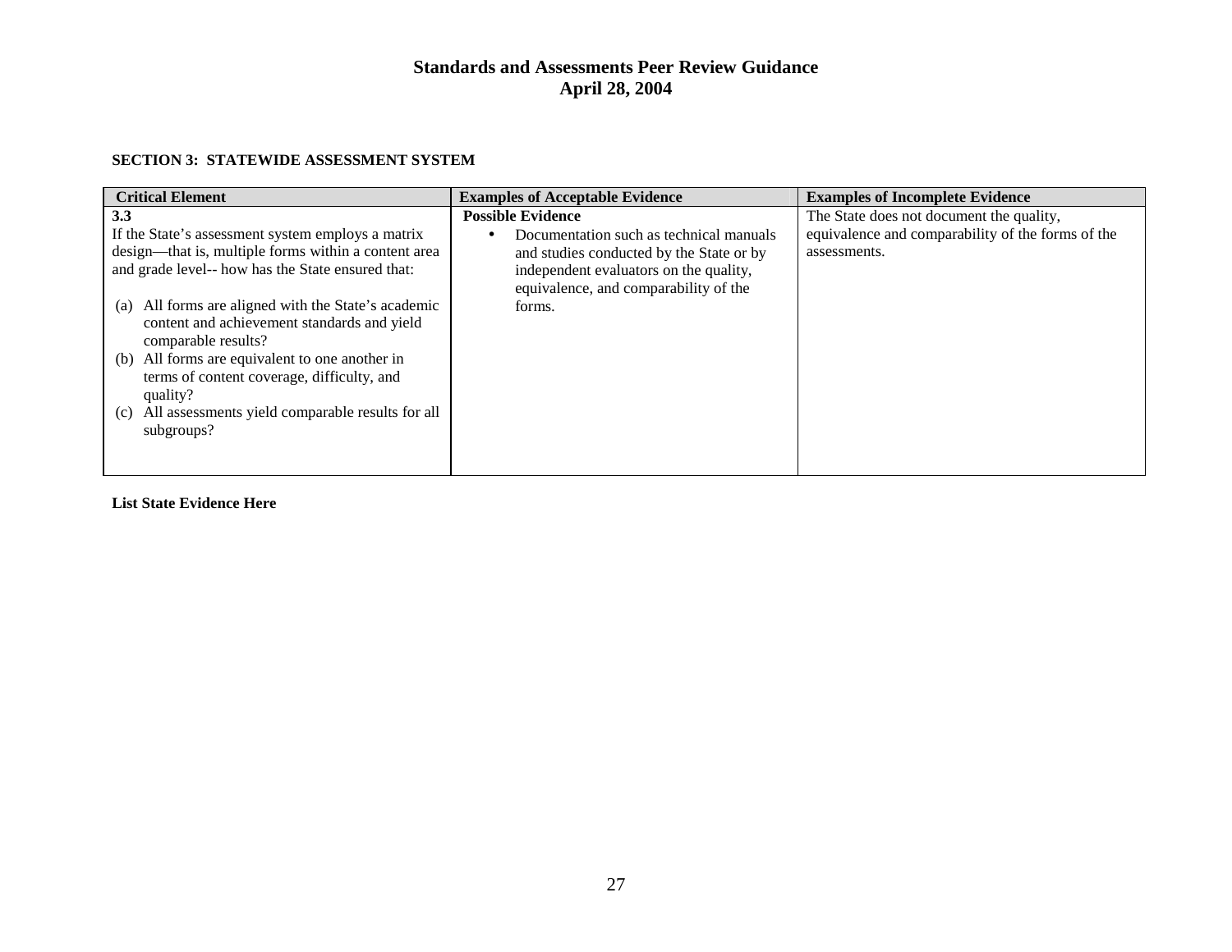## SECTION 3: STATEWIDE ASSESSMENT SYSTEM

| Critical Element | Examples of Acceptable Evidence | Examples of Incomplete Evidence |
|---|---|---|
| **3.3**<br>If the State's assessment system employs a matrix design—that is, multiple forms within a content area and grade level-- how has the State ensured that:<br><br>(a) All forms are aligned with the State's academic content and achievement standards and yield comparable results?<br>(b) All forms are equivalent to one another in terms of content coverage, difficulty, and quality?<br>(c) All assessments yield comparable results for all subgroups? | **Possible Evidence**<br>• Documentation such as technical manuals and studies conducted by the State or by independent evaluators on the quality, equivalence, and comparability of the forms. | The State does not document the quality, equivalence and comparability of the forms of the assessments. |

**List State Evidence Here**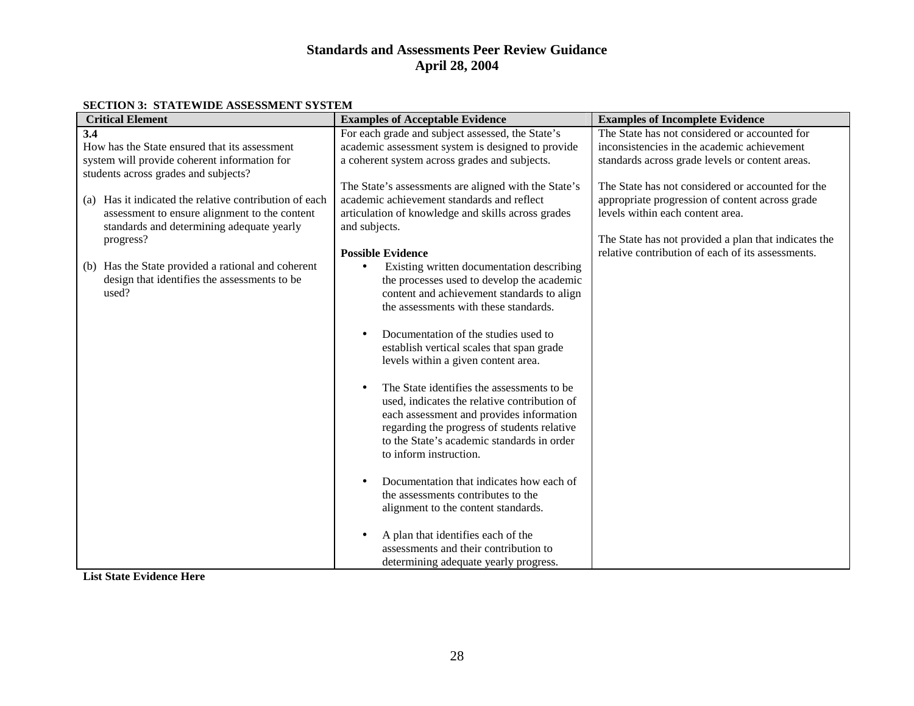**Standards and Assessments Peer Review Guidance**
**April 28, 2004**

**SECTION 3: STATEWIDE ASSESSMENT SYSTEM**

| Critical Element | Examples of Acceptable Evidence | Examples of Incomplete Evidence |
|---|---|---|
| **3.4**<br>How has the State ensured that its assessment system will provide coherent information for students across grades and subjects?<br><br>(a) Has it indicated the relative contribution of each assessment to ensure alignment to the content standards and determining adequate yearly progress?<br><br>(b) Has the State provided a rational and coherent design that identifies the assessments to be used? | For each grade and subject assessed, the State's academic assessment system is designed to provide a coherent system across grades and subjects.<br><br>The State's assessments are aligned with the State's academic achievement standards and reflect articulation of knowledge and skills across grades and subjects.<br><br>**Possible Evidence**<br>• Existing written documentation describing the processes used to develop the academic content and achievement standards to align the assessments with these standards.<br><br>• Documentation of the studies used to establish vertical scales that span grade levels within a given content area.<br><br>• The State identifies the assessments to be used, indicates the relative contribution of each assessment and provides information regarding the progress of students relative to the State's academic standards in order to inform instruction.<br><br>• Documentation that indicates how each of the assessments contributes to the alignment to the content standards.<br><br>• A plan that identifies each of the assessments and their contribution to determining adequate yearly progress. | The State has not considered or accounted for inconsistencies in the academic achievement standards across grade levels or content areas.<br><br>The State has not considered or accounted for the appropriate progression of content across grade levels within each content area.<br><br>The State has not provided a plan that indicates the relative contribution of each of its assessments. |

**List State Evidence Here**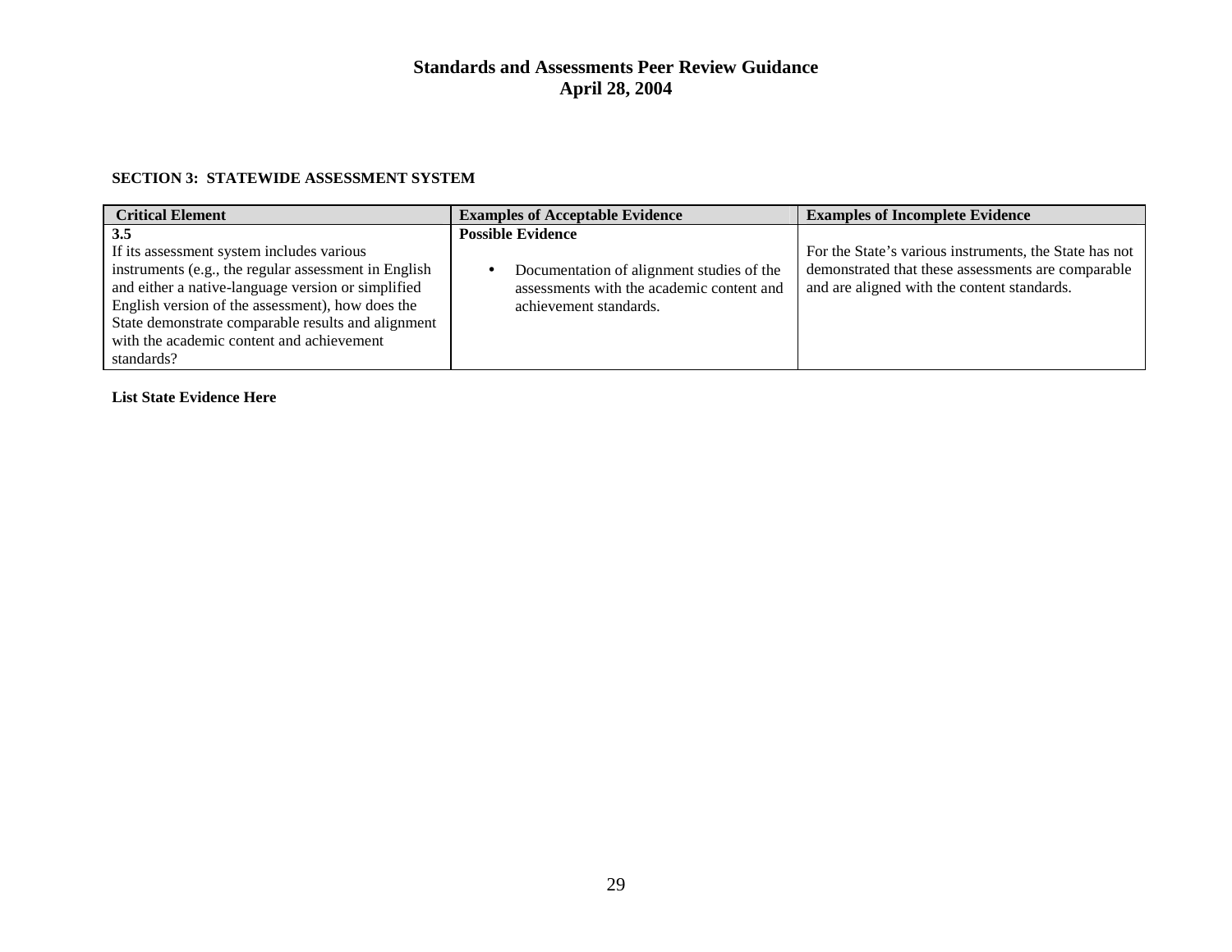**SECTION 3: STATEWIDE ASSESSMENT SYSTEM**

| Critical Element | Examples of Acceptable Evidence | Examples of Incomplete Evidence |
|---|---|---|
| **3.5**<br>If its assessment system includes various instruments (e.g., the regular assessment in English and either a native-language version or simplified English version of the assessment), how does the State demonstrate comparable results and alignment with the academic content and achievement standards? | **Possible Evidence**<br><br>• Documentation of alignment studies of the assessments with the academic content and achievement standards. | For the State's various instruments, the State has not demonstrated that these assessments are comparable and are aligned with the content standards. |

**List State Evidence Here**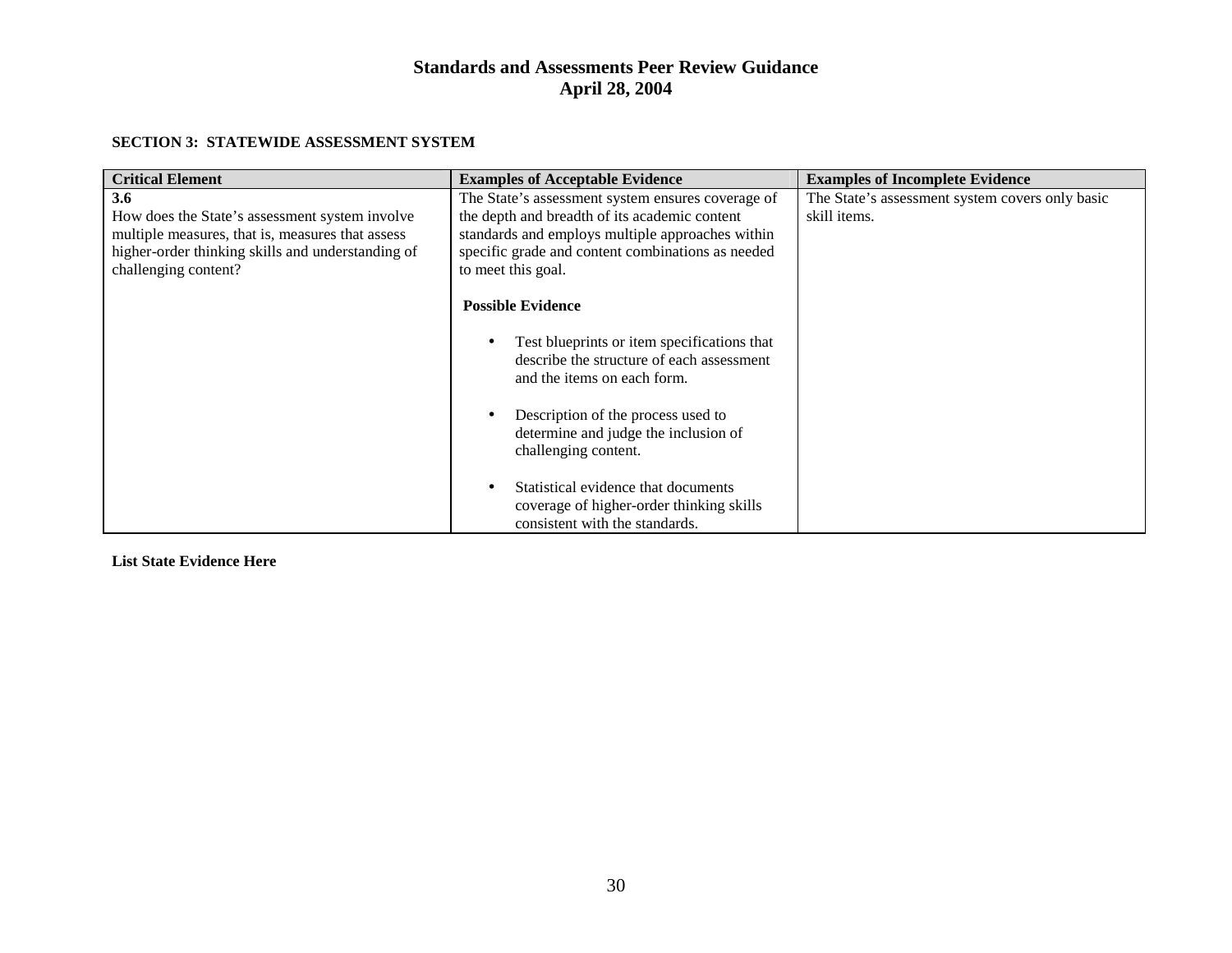## SECTION 3: STATEWIDE ASSESSMENT SYSTEM

| Critical Element | Examples of Acceptable Evidence | Examples of Incomplete Evidence |
|---|---|---|
| **3.6**<br>How does the State's assessment system involve multiple measures, that is, measures that assess higher-order thinking skills and understanding of challenging content? | The State's assessment system ensures coverage of the depth and breadth of its academic content standards and employs multiple approaches within specific grade and content combinations as needed to meet this goal.<br><br>**Possible Evidence**<br><br>• Test blueprints or item specifications that describe the structure of each assessment and the items on each form.<br><br>• Description of the process used to determine and judge the inclusion of challenging content.<br><br>• Statistical evidence that documents coverage of higher-order thinking skills consistent with the standards. | The State's assessment system covers only basic skill items. |

**List State Evidence Here**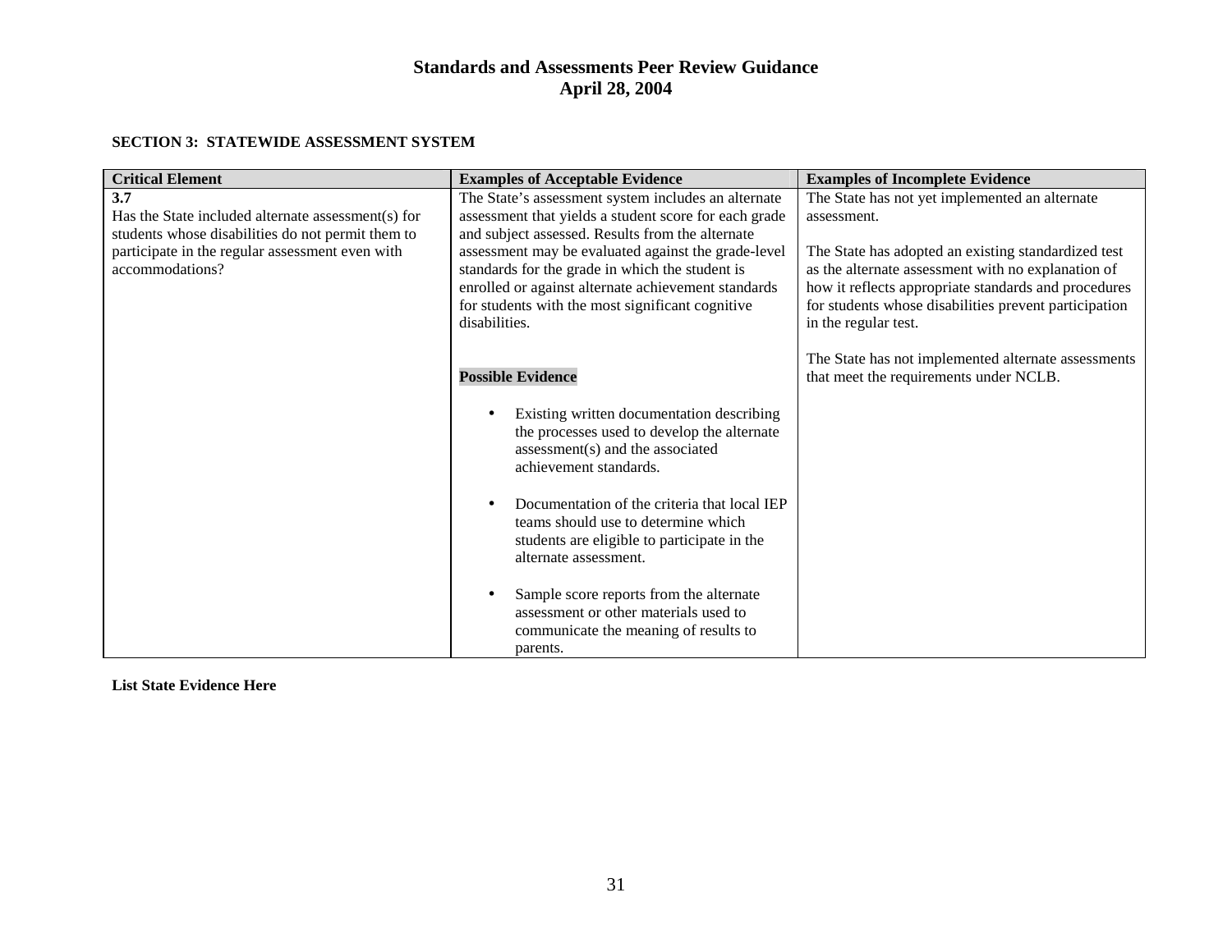# Standards and Assessments Peer Review Guidance
# April 28, 2004

**SECTION 3: STATEWIDE ASSESSMENT SYSTEM**

| Critical Element | Examples of Acceptable Evidence | Examples of Incomplete Evidence |
|---|---|---|
| **3.7**<br>Has the State included alternate assessment(s) for students whose disabilities do not permit them to participate in the regular assessment even with accommodations? | The State's assessment system includes an alternate assessment that yields a student score for each grade and subject assessed. Results from the alternate assessment may be evaluated against the grade-level standards for the grade in which the student is enrolled or against alternate achievement standards for students with the most significant cognitive disabilities.<br><br>**Possible Evidence**<br><br>• Existing written documentation describing the processes used to develop the alternate assessment(s) and the associated achievement standards.<br><br>• Documentation of the criteria that local IEP teams should use to determine which students are eligible to participate in the alternate assessment.<br><br>• Sample score reports from the alternate assessment or other materials used to communicate the meaning of results to parents. | The State has not yet implemented an alternate assessment.<br><br>The State has adopted an existing standardized test as the alternate assessment with no explanation of how it reflects appropriate standards and procedures for students whose disabilities prevent participation in the regular test.<br><br>The State has not implemented alternate assessments that meet the requirements under NCLB. |

**List State Evidence Here**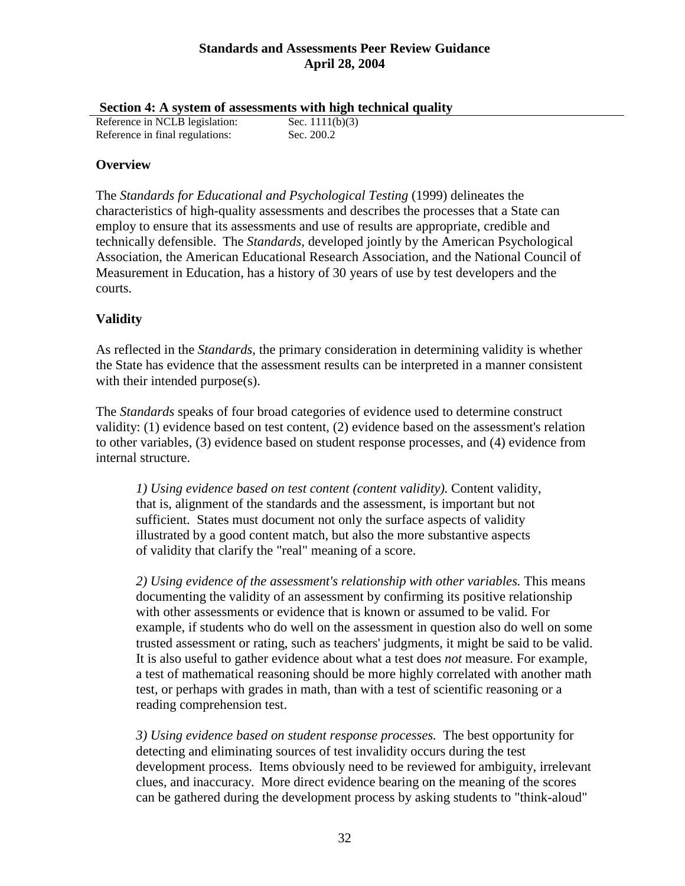## Section 4: A system of assessments with high technical quality

Reference in NCLB legislation: Sec. 1111(b)(3)
Reference in final regulations: Sec. 200.2

### Overview

The *Standards for Educational and Psychological Testing* (1999) delineates the characteristics of high-quality assessments and describes the processes that a State can employ to ensure that its assessments and use of results are appropriate, credible and technically defensible. The *Standards*, developed jointly by the American Psychological Association, the American Educational Research Association, and the National Council of Measurement in Education, has a history of 30 years of use by test developers and the courts.

### Validity

As reflected in the *Standards*, the primary consideration in determining validity is whether the State has evidence that the assessment results can be interpreted in a manner consistent with their intended purpose(s).

The *Standards* speaks of four broad categories of evidence used to determine construct validity: (1) evidence based on test content, (2) evidence based on the assessment's relation to other variables, (3) evidence based on student response processes, and (4) evidence from internal structure.

*1) Using evidence based on test content (content validity).* Content validity, that is, alignment of the standards and the assessment, is important but not sufficient. States must document not only the surface aspects of validity illustrated by a good content match, but also the more substantive aspects of validity that clarify the "real" meaning of a score.

*2) Using evidence of the assessment's relationship with other variables.* This means documenting the validity of an assessment by confirming its positive relationship with other assessments or evidence that is known or assumed to be valid. For example, if students who do well on the assessment in question also do well on some trusted assessment or rating, such as teachers' judgments, it might be said to be valid. It is also useful to gather evidence about what a test does *not* measure. For example, a test of mathematical reasoning should be more highly correlated with another math test, or perhaps with grades in math, than with a test of scientific reasoning or a reading comprehension test.

*3) Using evidence based on student response processes.* The best opportunity for detecting and eliminating sources of test invalidity occurs during the test development process. Items obviously need to be reviewed for ambiguity, irrelevant clues, and inaccuracy. More direct evidence bearing on the meaning of the scores can be gathered during the development process by asking students to "think-aloud"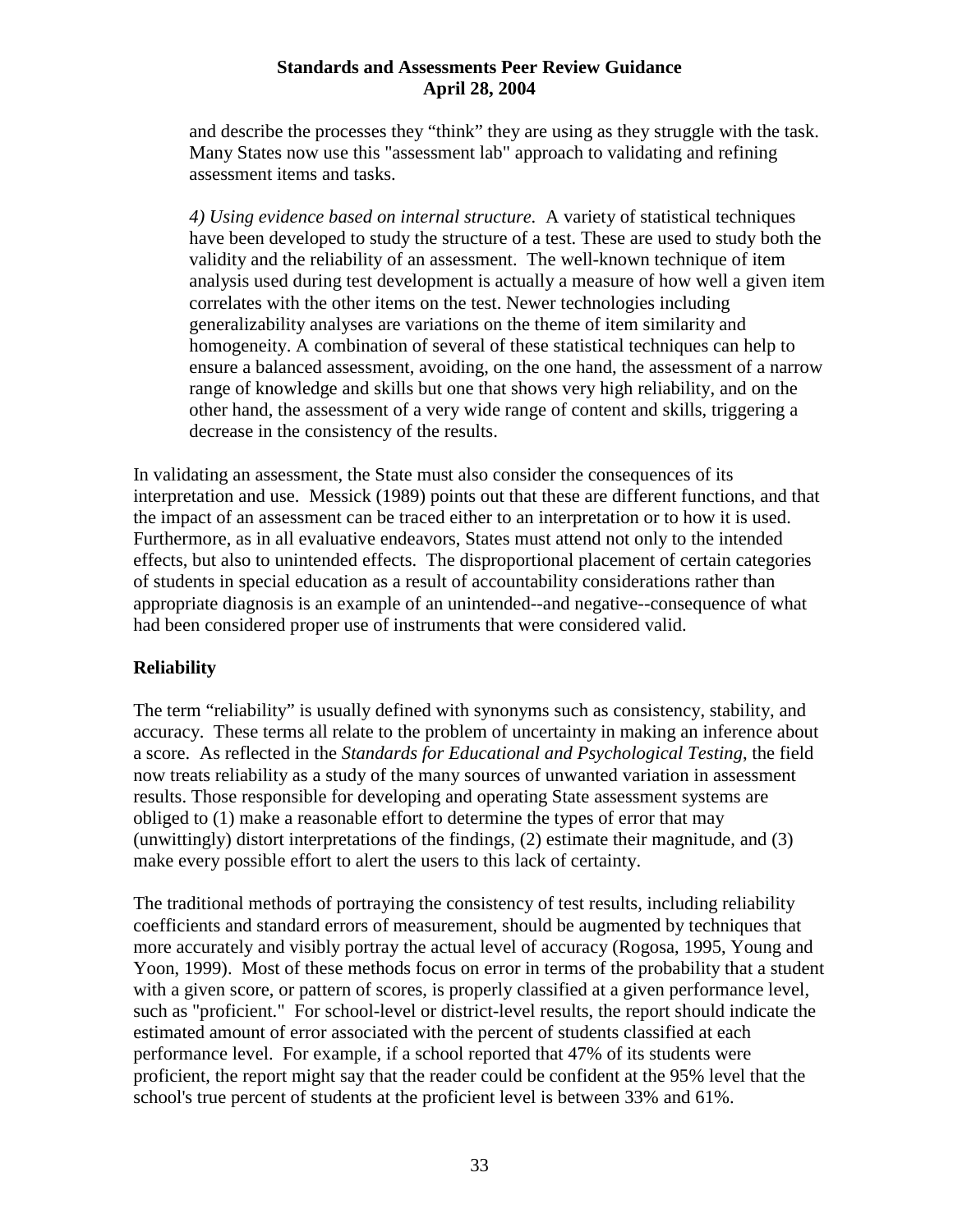and describe the processes they "think" they are using as they struggle with the task. Many States now use this "assessment lab" approach to validating and refining assessment items and tasks.

*4) Using evidence based on internal structure.* A variety of statistical techniques have been developed to study the structure of a test. These are used to study both the validity and the reliability of an assessment. The well-known technique of item analysis used during test development is actually a measure of how well a given item correlates with the other items on the test. Newer technologies including generalizability analyses are variations on the theme of item similarity and homogeneity. A combination of several of these statistical techniques can help to ensure a balanced assessment, avoiding, on the one hand, the assessment of a narrow range of knowledge and skills but one that shows very high reliability, and on the other hand, the assessment of a very wide range of content and skills, triggering a decrease in the consistency of the results.

In validating an assessment, the State must also consider the consequences of its interpretation and use. Messick (1989) points out that these are different functions, and that the impact of an assessment can be traced either to an interpretation or to how it is used. Furthermore, as in all evaluative endeavors, States must attend not only to the intended effects, but also to unintended effects. The disproportional placement of certain categories of students in special education as a result of accountability considerations rather than appropriate diagnosis is an example of an unintended--and negative--consequence of what had been considered proper use of instruments that were considered valid.

**Reliability**

The term "reliability" is usually defined with synonyms such as consistency, stability, and accuracy. These terms all relate to the problem of uncertainty in making an inference about a score. As reflected in the *Standards for Educational and Psychological Testing*, the field now treats reliability as a study of the many sources of unwanted variation in assessment results. Those responsible for developing and operating State assessment systems are obliged to (1) make a reasonable effort to determine the types of error that may (unwittingly) distort interpretations of the findings, (2) estimate their magnitude, and (3) make every possible effort to alert the users to this lack of certainty.

The traditional methods of portraying the consistency of test results, including reliability coefficients and standard errors of measurement, should be augmented by techniques that more accurately and visibly portray the actual level of accuracy (Rogosa, 1995, Young and Yoon, 1999). Most of these methods focus on error in terms of the probability that a student with a given score, or pattern of scores, is properly classified at a given performance level, such as "proficient." For school-level or district-level results, the report should indicate the estimated amount of error associated with the percent of students classified at each performance level. For example, if a school reported that 47% of its students were proficient, the report might say that the reader could be confident at the 95% level that the school's true percent of students at the proficient level is between 33% and 61%.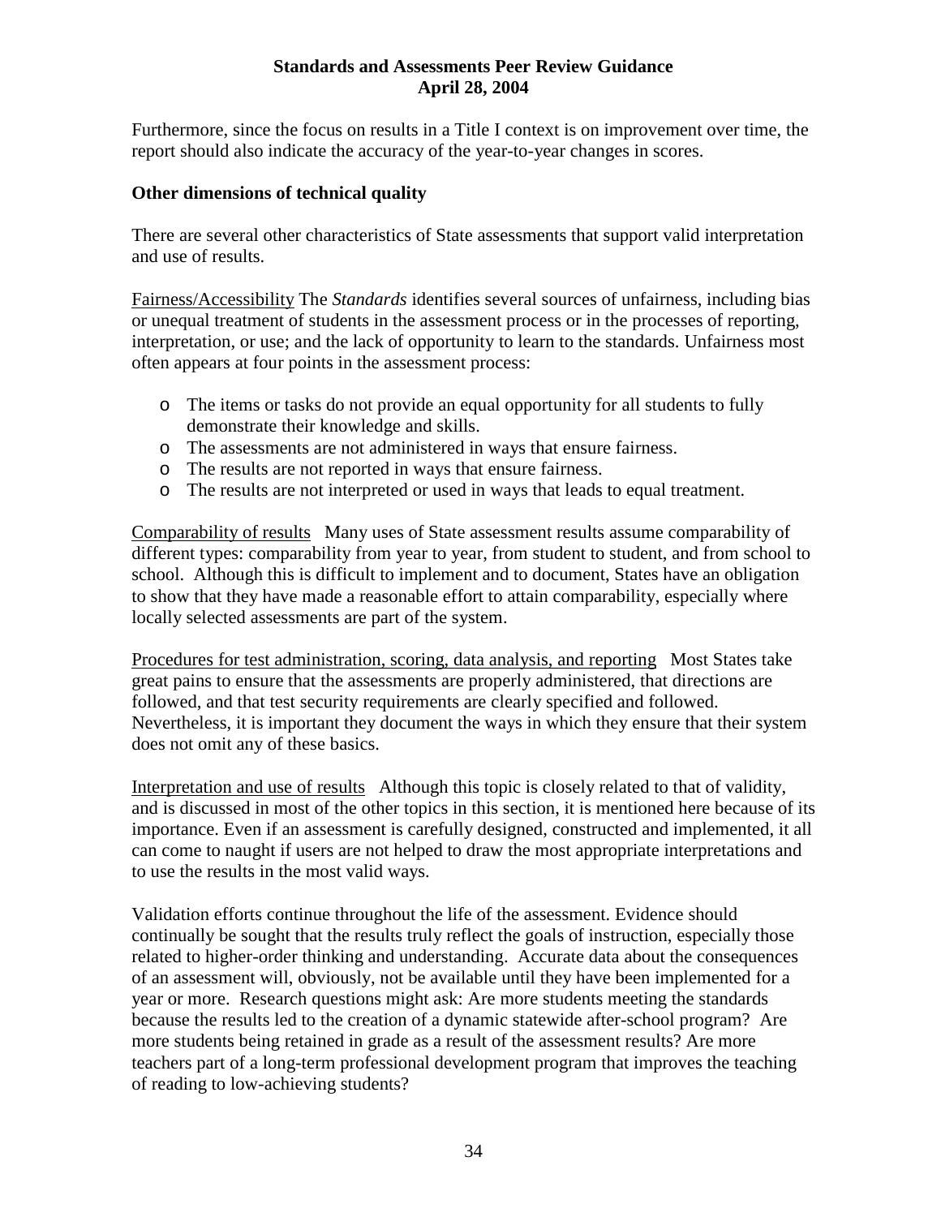Furthermore, since the focus on results in a Title I context is on improvement over time, the report should also indicate the accuracy of the year-to-year changes in scores.

**Other dimensions of technical quality**

There are several other characteristics of State assessments that support valid interpretation and use of results.

Fairness/Accessibility The *Standards* identifies several sources of unfairness, including bias or unequal treatment of students in the assessment process or in the processes of reporting, interpretation, or use; and the lack of opportunity to learn to the standards. Unfairness most often appears at four points in the assessment process:

- The items or tasks do not provide an equal opportunity for all students to fully demonstrate their knowledge and skills.
- The assessments are not administered in ways that ensure fairness.
- The results are not reported in ways that ensure fairness.
- The results are not interpreted or used in ways that leads to equal treatment.

Comparability of results Many uses of State assessment results assume comparability of different types: comparability from year to year, from student to student, and from school to school. Although this is difficult to implement and to document, States have an obligation to show that they have made a reasonable effort to attain comparability, especially where locally selected assessments are part of the system.

Procedures for test administration, scoring, data analysis, and reporting Most States take great pains to ensure that the assessments are properly administered, that directions are followed, and that test security requirements are clearly specified and followed. Nevertheless, it is important they document the ways in which they ensure that their system does not omit any of these basics.

Interpretation and use of results Although this topic is closely related to that of validity, and is discussed in most of the other topics in this section, it is mentioned here because of its importance. Even if an assessment is carefully designed, constructed and implemented, it all can come to naught if users are not helped to draw the most appropriate interpretations and to use the results in the most valid ways.

Validation efforts continue throughout the life of the assessment. Evidence should continually be sought that the results truly reflect the goals of instruction, especially those related to higher-order thinking and understanding. Accurate data about the consequences of an assessment will, obviously, not be available until they have been implemented for a year or more. Research questions might ask: Are more students meeting the standards because the results led to the creation of a dynamic statewide after-school program? Are more students being retained in grade as a result of the assessment results? Are more teachers part of a long-term professional development program that improves the teaching of reading to low-achieving students?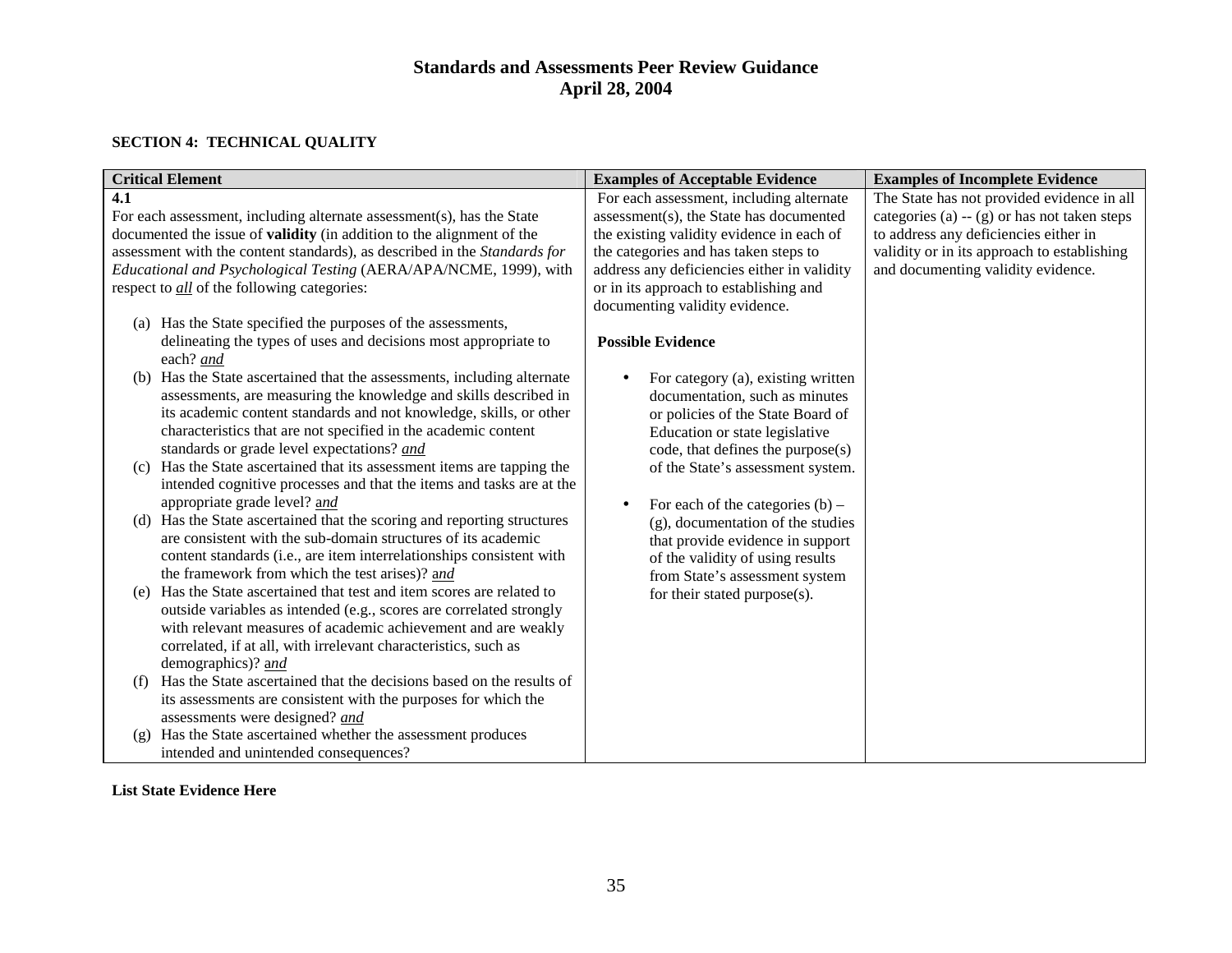# Standards and Assessments Peer Review Guidance
# April 28, 2004

## SECTION 4: TECHNICAL QUALITY

| Critical Element | Examples of Acceptable Evidence | Examples of Incomplete Evidence |
|---|---|---|
| **4.1**<br>For each assessment, including alternate assessment(s), has the State documented the issue of **validity** (in addition to the alignment of the assessment with the content standards), as described in the *Standards for Educational and Psychological Testing* (AERA/APA/NCME, 1999), with respect to ***all*** of the following categories:<br><br>(a) Has the State specified the purposes of the assessments, delineating the types of uses and decisions most appropriate to each? ***and***<br>(b) Has the State ascertained that the assessments, including alternate assessments, are measuring the knowledge and skills described in its academic content standards and not knowledge, skills, or other characteristics that are not specified in the academic content standards or grade level expectations? ***and***<br>(c) Has the State ascertained that its assessment items are tapping the intended cognitive processes and that the items and tasks are at the appropriate grade level? ***and***<br>(d) Has the State ascertained that the scoring and reporting structures are consistent with the sub-domain structures of its academic content standards (i.e., are item interrelationships consistent with the framework from which the test arises)? ***and***<br>(e) Has the State ascertained that test and item scores are related to outside variables as intended (e.g., scores are correlated strongly with relevant measures of academic achievement and are weakly correlated, if at all, with irrelevant characteristics, such as demographics)? ***and***<br>(f) Has the State ascertained that the decisions based on the results of its assessments are consistent with the purposes for which the assessments were designed? ***and***<br>(g) Has the State ascertained whether the assessment produces intended and unintended consequences? | For each assessment, including alternate assessment(s), the State has documented the existing validity evidence in each of the categories and has taken steps to address any deficiencies either in validity or in its approach to establishing and documenting validity evidence.<br><br>**Possible Evidence**<br><br>• For category (a), existing written documentation, such as minutes or policies of the State Board of Education or state legislative code, that defines the purpose(s) of the State's assessment system.<br><br>• For each of the categories (b) – (g), documentation of the studies that provide evidence in support of the validity of using results from State's assessment system for their stated purpose(s). | The State has not provided evidence in all categories (a) -- (g) or has not taken steps to address any deficiencies either in validity or in its approach to establishing and documenting validity evidence. |

**List State Evidence Here**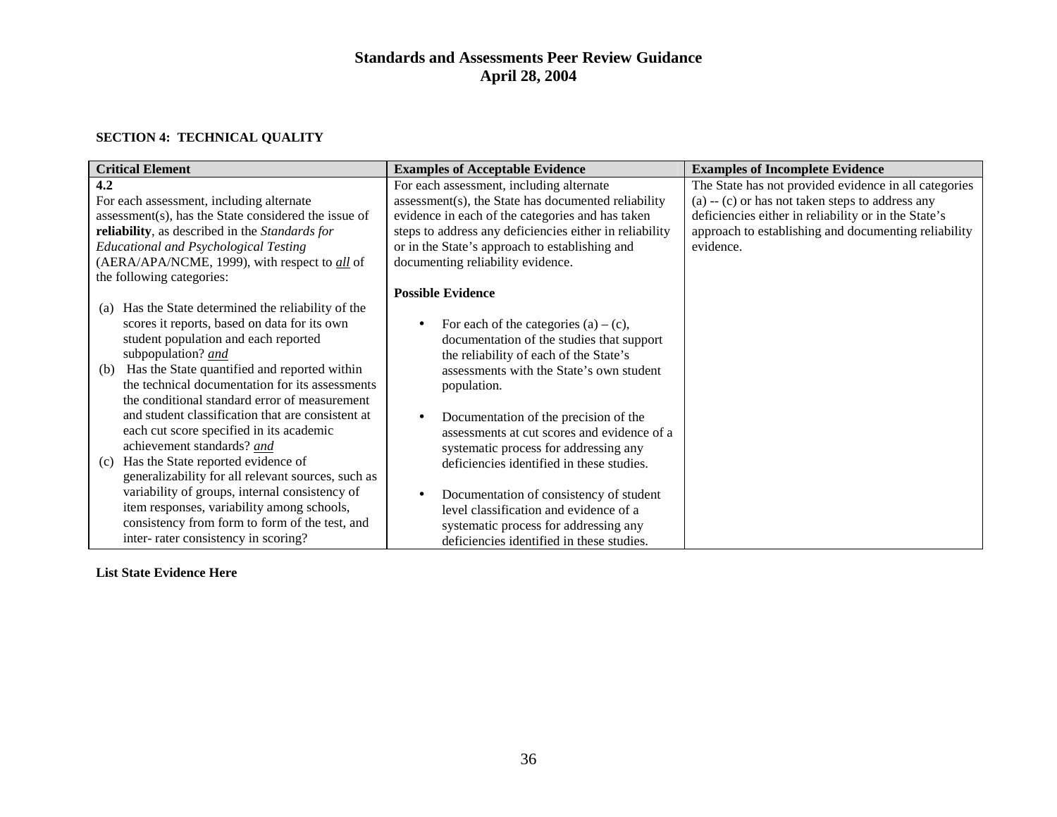**SECTION 4: TECHNICAL QUALITY**

| Critical Element | Examples of Acceptable Evidence | Examples of Incomplete Evidence |
|---|---|---|
| **4.2**<br>For each assessment, including alternate assessment(s), has the State considered the issue of **reliability**, as described in the *Standards for Educational and Psychological Testing* (AERA/APA/NCME, 1999), with respect to ***all*** of the following categories:<br><br>(a) Has the State determined the reliability of the scores it reports, based on data for its own student population and each reported subpopulation? ***and***<br>(b) Has the State quantified and reported within the technical documentation for its assessments the conditional standard error of measurement and student classification that are consistent at each cut score specified in its academic achievement standards? ***and***<br>(c) Has the State reported evidence of generalizability for all relevant sources, such as variability of groups, internal consistency of item responses, variability among schools, consistency from form to form of the test, and inter- rater consistency in scoring? | For each assessment, including alternate assessment(s), the State has documented reliability evidence in each of the categories and has taken steps to address any deficiencies either in reliability or in the State's approach to establishing and documenting reliability evidence.<br><br>**Possible Evidence**<br><br>• For each of the categories (a) – (c), documentation of the studies that support the reliability of each of the State's assessments with the State's own student population.<br><br>• Documentation of the precision of the assessments at cut scores and evidence of a systematic process for addressing any deficiencies identified in these studies.<br><br>• Documentation of consistency of student level classification and evidence of a systematic process for addressing any deficiencies identified in these studies. | The State has not provided evidence in all categories (a) -- (c) or has not taken steps to address any deficiencies either in reliability or in the State's approach to establishing and documenting reliability evidence. |

**List State Evidence Here**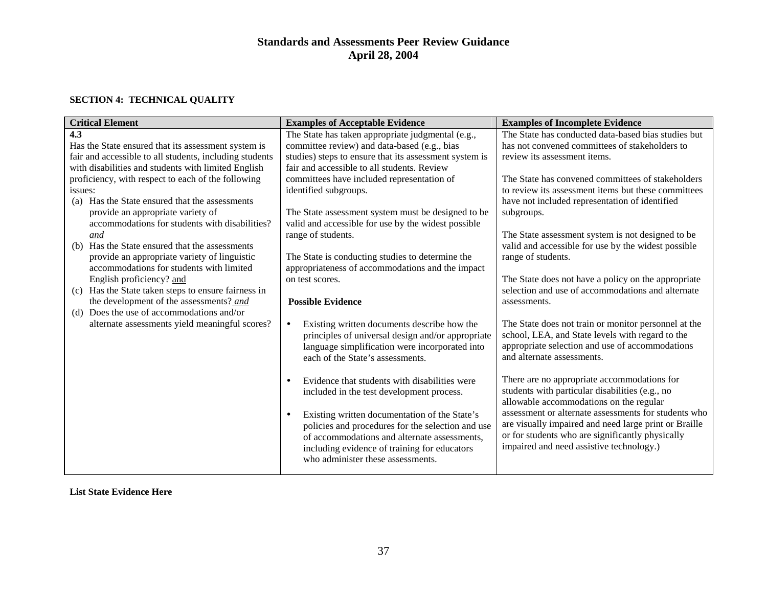# Standards and Assessments Peer Review Guidance
# April 28, 2004

**SECTION 4: TECHNICAL QUALITY**

| Critical Element | Examples of Acceptable Evidence | Examples of Incomplete Evidence |
|---|---|---|
| **4.3**<br>Has the State ensured that its assessment system is fair and accessible to all students, including students with disabilities and students with limited English proficiency, with respect to each of the following issues:<br>(a) Has the State ensured that the assessments provide an appropriate variety of accommodations for students with disabilities? *and*<br>(b) Has the State ensured that the assessments provide an appropriate variety of linguistic accommodations for students with limited English proficiency? and<br>(c) Has the State taken steps to ensure fairness in the development of the assessments? *and*<br>(d) Does the use of accommodations and/or alternate assessments yield meaningful scores? | The State has taken appropriate judgmental (e.g., committee review) and data-based (e.g., bias studies) steps to ensure that its assessment system is fair and accessible to all students. Review committees have included representation of identified subgroups.<br><br>The State assessment system must be designed to be valid and accessible for use by the widest possible range of students.<br><br>The State is conducting studies to determine the appropriateness of accommodations and the impact on test scores.<br><br>**Possible Evidence**<br><br>• Existing written documents describe how the principles of universal design and/or appropriate language simplification were incorporated into each of the State's assessments.<br><br>• Evidence that students with disabilities were included in the test development process.<br><br>• Existing written documentation of the State's policies and procedures for the selection and use of accommodations and alternate assessments, including evidence of training for educators who administer these assessments. | The State has conducted data-based bias studies but has not convened committees of stakeholders to review its assessment items.<br><br>The State has convened committees of stakeholders to review its assessment items but these committees have not included representation of identified subgroups.<br><br>The State assessment system is not designed to be valid and accessible for use by the widest possible range of students.<br><br>The State does not have a policy on the appropriate selection and use of accommodations and alternate assessments.<br><br>The State does not train or monitor personnel at the school, LEA, and State levels with regard to the appropriate selection and use of accommodations and alternate assessments.<br><br>There are no appropriate accommodations for students with particular disabilities (e.g., no allowable accommodations on the regular assessment or alternate assessments for students who are visually impaired and need large print or Braille or for students who are significantly physically impaired and need assistive technology.) |

**List State Evidence Here**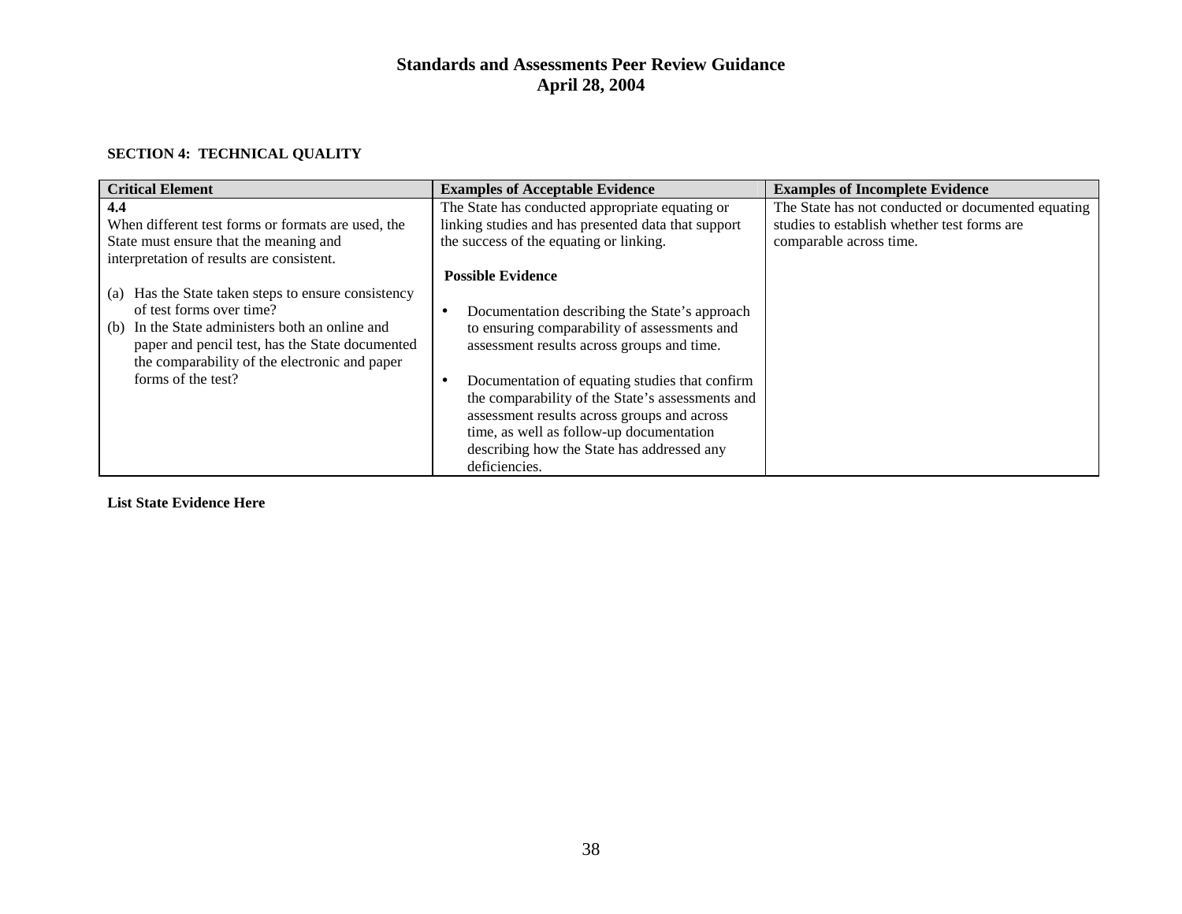**SECTION 4: TECHNICAL QUALITY**

| Critical Element | Examples of Acceptable Evidence | Examples of Incomplete Evidence |
|---|---|---|
| **4.4**<br>When different test forms or formats are used, the State must ensure that the meaning and interpretation of results are consistent.<br><br>(a) Has the State taken steps to ensure consistency of test forms over time?<br>(b) In the State administers both an online and paper and pencil test, has the State documented the comparability of the electronic and paper forms of the test? | The State has conducted appropriate equating or linking studies and has presented data that support the success of the equating or linking.<br><br>**Possible Evidence**<br><br>• Documentation describing the State's approach to ensuring comparability of assessments and assessment results across groups and time.<br><br>• Documentation of equating studies that confirm the comparability of the State's assessments and assessment results across groups and across time, as well as follow-up documentation describing how the State has addressed any deficiencies. | The State has not conducted or documented equating studies to establish whether test forms are comparable across time. |

**List State Evidence Here**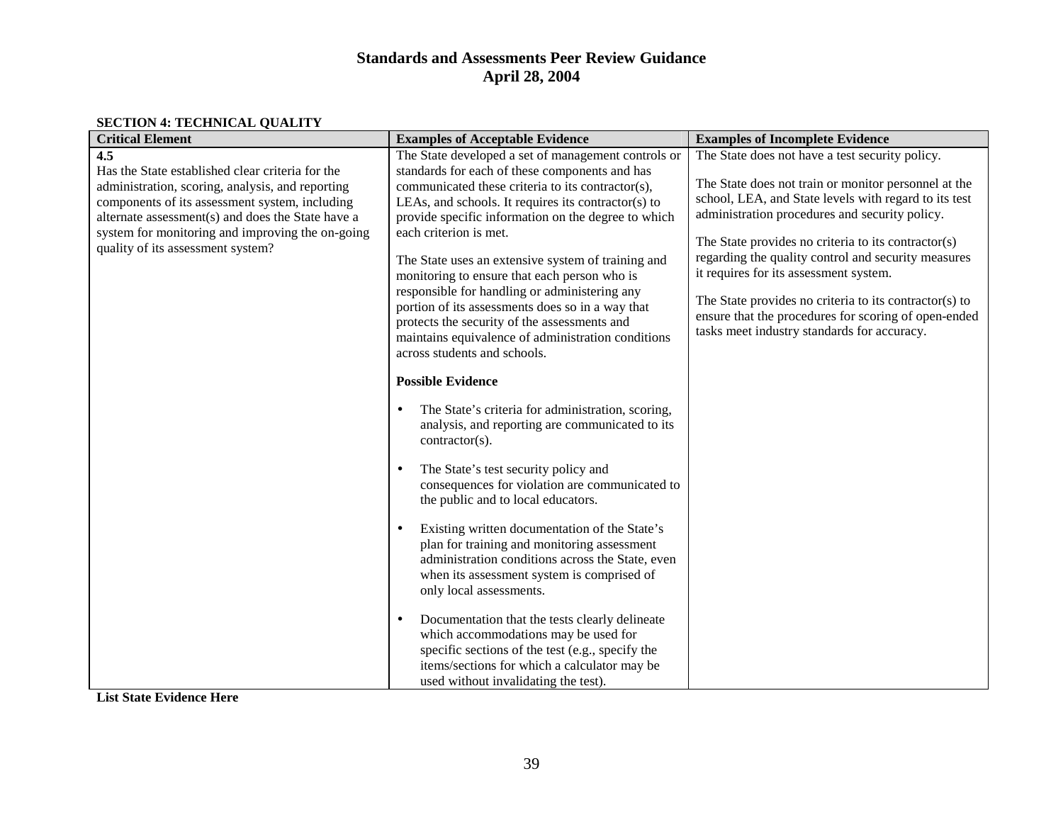# Standards and Assessments Peer Review Guidance
## April 28, 2004

**SECTION 4: TECHNICAL QUALITY**

| Critical Element | Examples of Acceptable Evidence | Examples of Incomplete Evidence |
|---|---|---|
| **4.5**<br>Has the State established clear criteria for the administration, scoring, analysis, and reporting components of its assessment system, including alternate assessment(s) and does the State have a system for monitoring and improving the on-going quality of its assessment system? | The State developed a set of management controls or standards for each of these components and has communicated these criteria to its contractor(s), LEAs, and schools. It requires its contractor(s) to provide specific information on the degree to which each criterion is met.<br><br>The State uses an extensive system of training and monitoring to ensure that each person who is responsible for handling or administering any portion of its assessments does so in a way that protects the security of the assessments and maintains equivalence of administration conditions across students and schools.<br><br>**Possible Evidence**<br><br>• The State's criteria for administration, scoring, analysis, and reporting are communicated to its contractor(s).<br><br>• The State's test security policy and consequences for violation are communicated to the public and to local educators.<br><br>• Existing written documentation of the State's plan for training and monitoring assessment administration conditions across the State, even when its assessment system is comprised of only local assessments.<br><br>• Documentation that the tests clearly delineate which accommodations may be used for specific sections of the test (e.g., specify the items/sections for which a calculator may be used without invalidating the test). | The State does not have a test security policy.<br><br>The State does not train or monitor personnel at the school, LEA, and State levels with regard to its test administration procedures and security policy.<br><br>The State provides no criteria to its contractor(s) regarding the quality control and security measures it requires for its assessment system.<br><br>The State provides no criteria to its contractor(s) to ensure that the procedures for scoring of open-ended tasks meet industry standards for accuracy. |

**List State Evidence Here**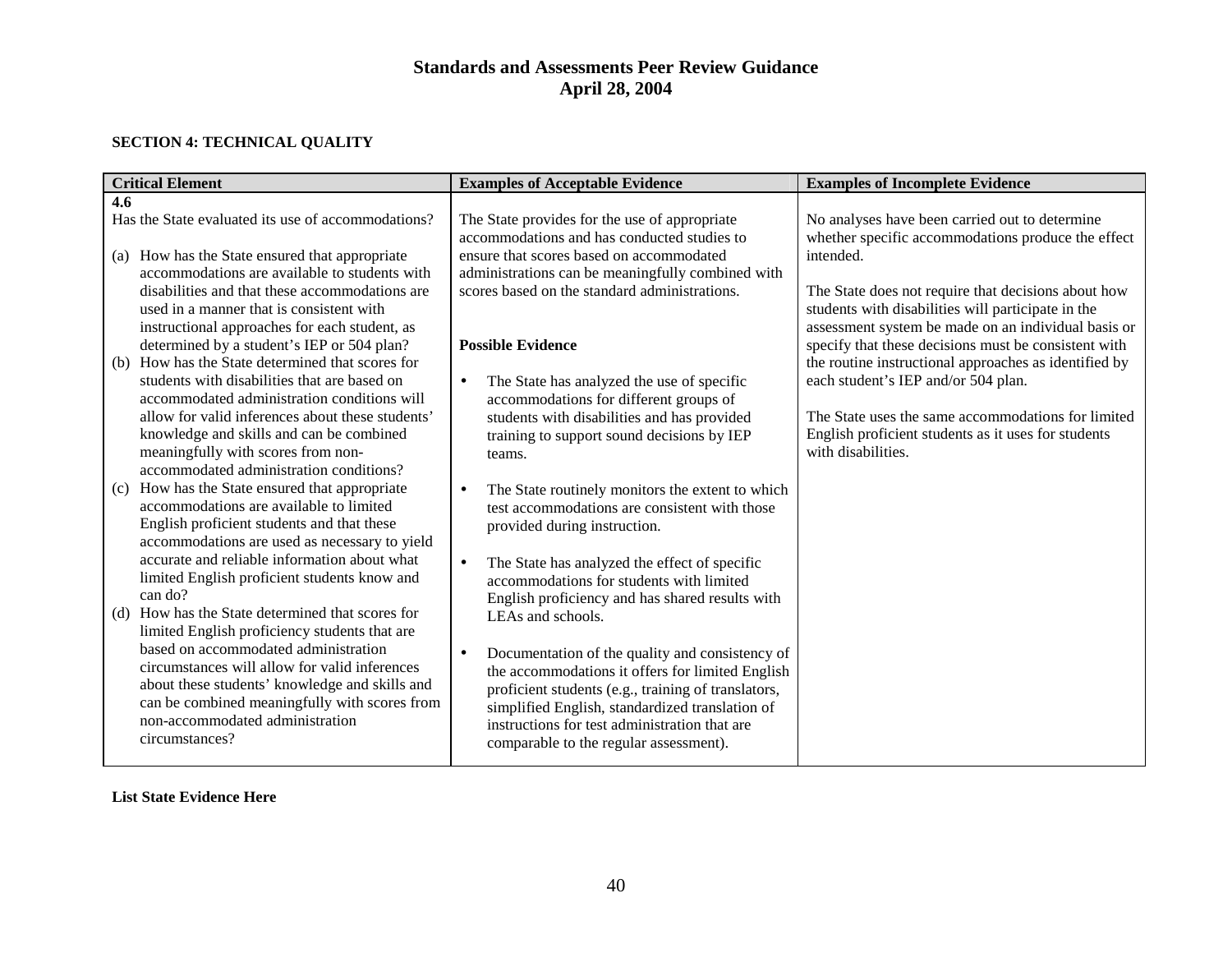# Standards and Assessments Peer Review Guidance
## April 28, 2004

### SECTION 4: TECHNICAL QUALITY

| Critical Element | Examples of Acceptable Evidence | Examples of Incomplete Evidence |
|---|---|---|
| **4.6**<br>Has the State evaluated its use of accommodations?<br><br>(a) How has the State ensured that appropriate accommodations are available to students with disabilities and that these accommodations are used in a manner that is consistent with instructional approaches for each student, as determined by a student's IEP or 504 plan?<br>(b) How has the State determined that scores for students with disabilities that are based on accommodated administration conditions will allow for valid inferences about these students' knowledge and skills and can be combined meaningfully with scores from non-accommodated administration conditions?<br>(c) How has the State ensured that appropriate accommodations are available to limited English proficient students and that these accommodations are used as necessary to yield accurate and reliable information about what limited English proficient students know and can do?<br>(d) How has the State determined that scores for limited English proficiency students that are based on accommodated administration circumstances will allow for valid inferences about these students' knowledge and skills and can be combined meaningfully with scores from non-accommodated administration circumstances? | The State provides for the use of appropriate accommodations and has conducted studies to ensure that scores based on accommodated administrations can be meaningfully combined with scores based on the standard administrations.<br><br>**Possible Evidence**<br><br>• The State has analyzed the use of specific accommodations for different groups of students with disabilities and has provided training to support sound decisions by IEP teams.<br><br>• The State routinely monitors the extent to which test accommodations are consistent with those provided during instruction.<br><br>• The State has analyzed the effect of specific accommodations for students with limited English proficiency and has shared results with LEAs and schools.<br><br>• Documentation of the quality and consistency of the accommodations it offers for limited English proficient students (e.g., training of translators, simplified English, standardized translation of instructions for test administration that are comparable to the regular assessment). | No analyses have been carried out to determine whether specific accommodations produce the effect intended.<br><br>The State does not require that decisions about how students with disabilities will participate in the assessment system be made on an individual basis or specify that these decisions must be consistent with the routine instructional approaches as identified by each student's IEP and/or 504 plan.<br><br>The State uses the same accommodations for limited English proficient students as it uses for students with disabilities. |

**List State Evidence Here**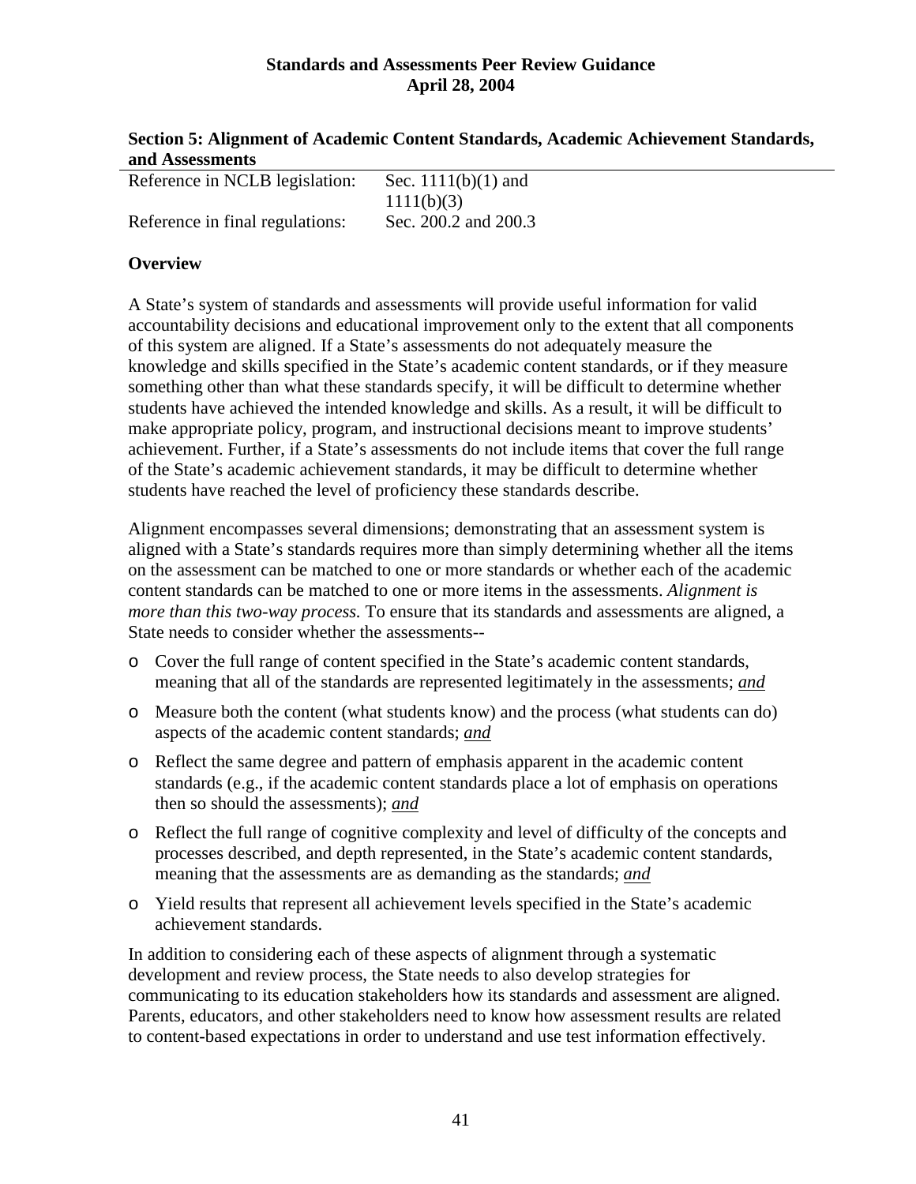## Section 5: Alignment of Academic Content Standards, Academic Achievement Standards, and Assessments

| | |
|---|---|
| Reference in NCLB legislation: | Sec. 1111(b)(1) and 1111(b)(3) |
| Reference in final regulations: | Sec. 200.2 and 200.3 |

### Overview

A State's system of standards and assessments will provide useful information for valid accountability decisions and educational improvement only to the extent that all components of this system are aligned. If a State's assessments do not adequately measure the knowledge and skills specified in the State's academic content standards, or if they measure something other than what these standards specify, it will be difficult to determine whether students have achieved the intended knowledge and skills. As a result, it will be difficult to make appropriate policy, program, and instructional decisions meant to improve students' achievement. Further, if a State's assessments do not include items that cover the full range of the State's academic achievement standards, it may be difficult to determine whether students have reached the level of proficiency these standards describe.

Alignment encompasses several dimensions; demonstrating that an assessment system is aligned with a State's standards requires more than simply determining whether all the items on the assessment can be matched to one or more standards or whether each of the academic content standards can be matched to one or more items in the assessments. *Alignment is more than this two-way process.* To ensure that its standards and assessments are aligned, a State needs to consider whether the assessments--

- Cover the full range of content specified in the State's academic content standards, meaning that all of the standards are represented legitimately in the assessments; ***and***
- Measure both the content (what students know) and the process (what students can do) aspects of the academic content standards; ***and***
- Reflect the same degree and pattern of emphasis apparent in the academic content standards (e.g., if the academic content standards place a lot of emphasis on operations then so should the assessments); ***and***
- Reflect the full range of cognitive complexity and level of difficulty of the concepts and processes described, and depth represented, in the State's academic content standards, meaning that the assessments are as demanding as the standards; ***and***
- Yield results that represent all achievement levels specified in the State's academic achievement standards.

In addition to considering each of these aspects of alignment through a systematic development and review process, the State needs to also develop strategies for communicating to its education stakeholders how its standards and assessment are aligned. Parents, educators, and other stakeholders need to know how assessment results are related to content-based expectations in order to understand and use test information effectively.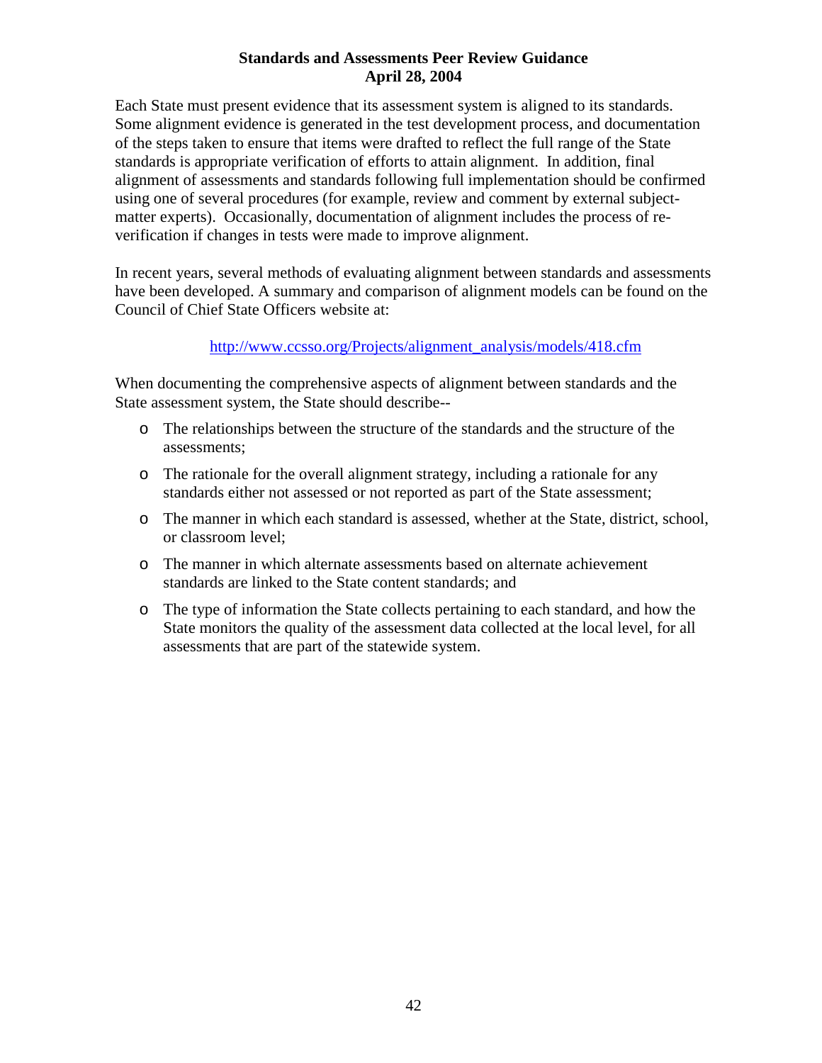Each State must present evidence that its assessment system is aligned to its standards. Some alignment evidence is generated in the test development process, and documentation of the steps taken to ensure that items were drafted to reflect the full range of the State standards is appropriate verification of efforts to attain alignment. In addition, final alignment of assessments and standards following full implementation should be confirmed using one of several procedures (for example, review and comment by external subject-matter experts). Occasionally, documentation of alignment includes the process of re-verification if changes in tests were made to improve alignment.

In recent years, several methods of evaluating alignment between standards and assessments have been developed. A summary and comparison of alignment models can be found on the Council of Chief State Officers website at:

http://www.ccsso.org/Projects/alignment_analysis/models/418.cfm

When documenting the comprehensive aspects of alignment between standards and the State assessment system, the State should describe--

- The relationships between the structure of the standards and the structure of the assessments;
- The rationale for the overall alignment strategy, including a rationale for any standards either not assessed or not reported as part of the State assessment;
- The manner in which each standard is assessed, whether at the State, district, school, or classroom level;
- The manner in which alternate assessments based on alternate achievement standards are linked to the State content standards; and
- The type of information the State collects pertaining to each standard, and how the State monitors the quality of the assessment data collected at the local level, for all assessments that are part of the statewide system.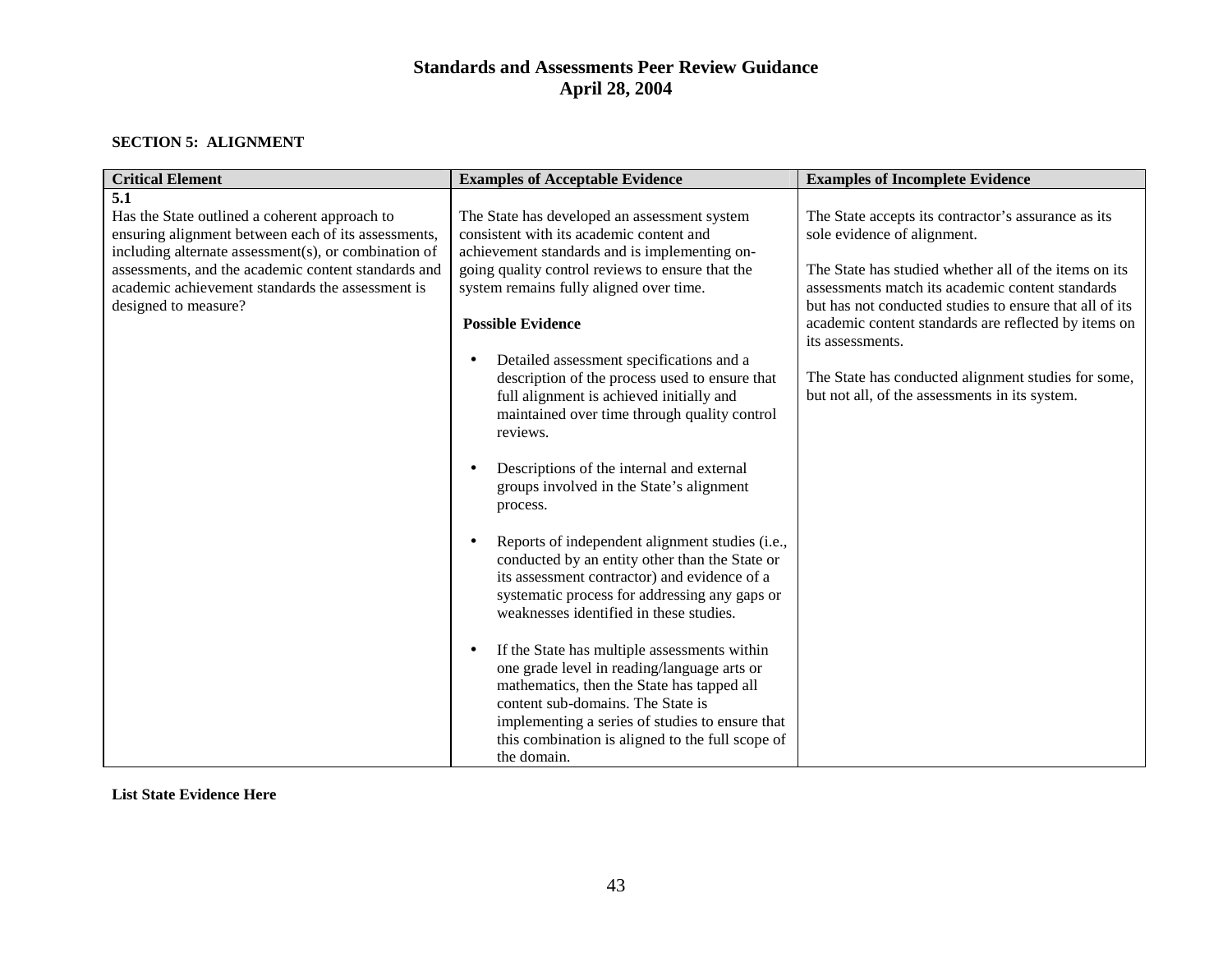# Standards and Assessments Peer Review Guidance
# April 28, 2004

**SECTION 5: ALIGNMENT**

| Critical Element | Examples of Acceptable Evidence | Examples of Incomplete Evidence |
|---|---|---|
| **5.1**<br>Has the State outlined a coherent approach to ensuring alignment between each of its assessments, including alternate assessment(s), or combination of assessments, and the academic content standards and academic achievement standards the assessment is designed to measure? | The State has developed an assessment system consistent with its academic content and achievement standards and is implementing on-going quality control reviews to ensure that the system remains fully aligned over time.<br><br>**Possible Evidence**<br><br>• Detailed assessment specifications and a description of the process used to ensure that full alignment is achieved initially and maintained over time through quality control reviews.<br><br>• Descriptions of the internal and external groups involved in the State's alignment process.<br><br>• Reports of independent alignment studies (i.e., conducted by an entity other than the State or its assessment contractor) and evidence of a systematic process for addressing any gaps or weaknesses identified in these studies.<br><br>• If the State has multiple assessments within one grade level in reading/language arts or mathematics, then the State has tapped all content sub-domains. The State is implementing a series of studies to ensure that this combination is aligned to the full scope of the domain. | The State accepts its contractor's assurance as its sole evidence of alignment.<br><br>The State has studied whether all of the items on its assessments match its academic content standards but has not conducted studies to ensure that all of its academic content standards are reflected by items on its assessments.<br><br>The State has conducted alignment studies for some, but not all, of the assessments in its system. |

**List State Evidence Here**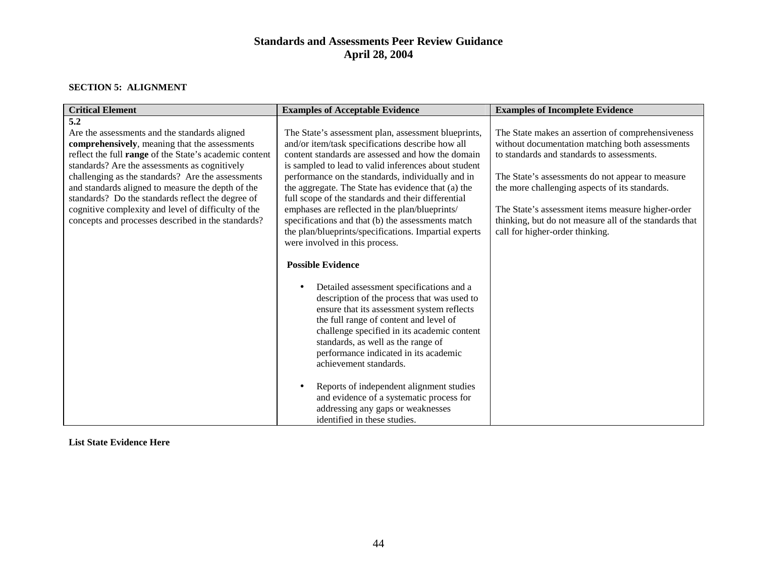# Standards and Assessments Peer Review Guidance
## April 28, 2004

**SECTION 5: ALIGNMENT**

| Critical Element | Examples of Acceptable Evidence | Examples of Incomplete Evidence |
|---|---|---|
| **5.2**<br>Are the assessments and the standards aligned **comprehensively**, meaning that the assessments reflect the full **range** of the State's academic content standards? Are the assessments as cognitively challenging as the standards? Are the assessments and standards aligned to measure the depth of the standards? Do the standards reflect the degree of cognitive complexity and level of difficulty of the concepts and processes described in the standards? | The State's assessment plan, assessment blueprints, and/or item/task specifications describe how all content standards are assessed and how the domain is sampled to lead to valid inferences about student performance on the standards, individually and in the aggregate. The State has evidence that (a) the full scope of the standards and their differential emphases are reflected in the plan/blueprints/ specifications and that (b) the assessments match the plan/blueprints/specifications. Impartial experts were involved in this process.<br><br>**Possible Evidence**<br><br>• Detailed assessment specifications and a description of the process that was used to ensure that its assessment system reflects the full range of content and level of challenge specified in its academic content standards, as well as the range of performance indicated in its academic achievement standards.<br><br>• Reports of independent alignment studies and evidence of a systematic process for addressing any gaps or weaknesses identified in these studies. | The State makes an assertion of comprehensiveness without documentation matching both assessments to standards and standards to assessments.<br><br>The State's assessments do not appear to measure the more challenging aspects of its standards.<br><br>The State's assessment items measure higher-order thinking, but do not measure all of the standards that call for higher-order thinking. |

**List State Evidence Here**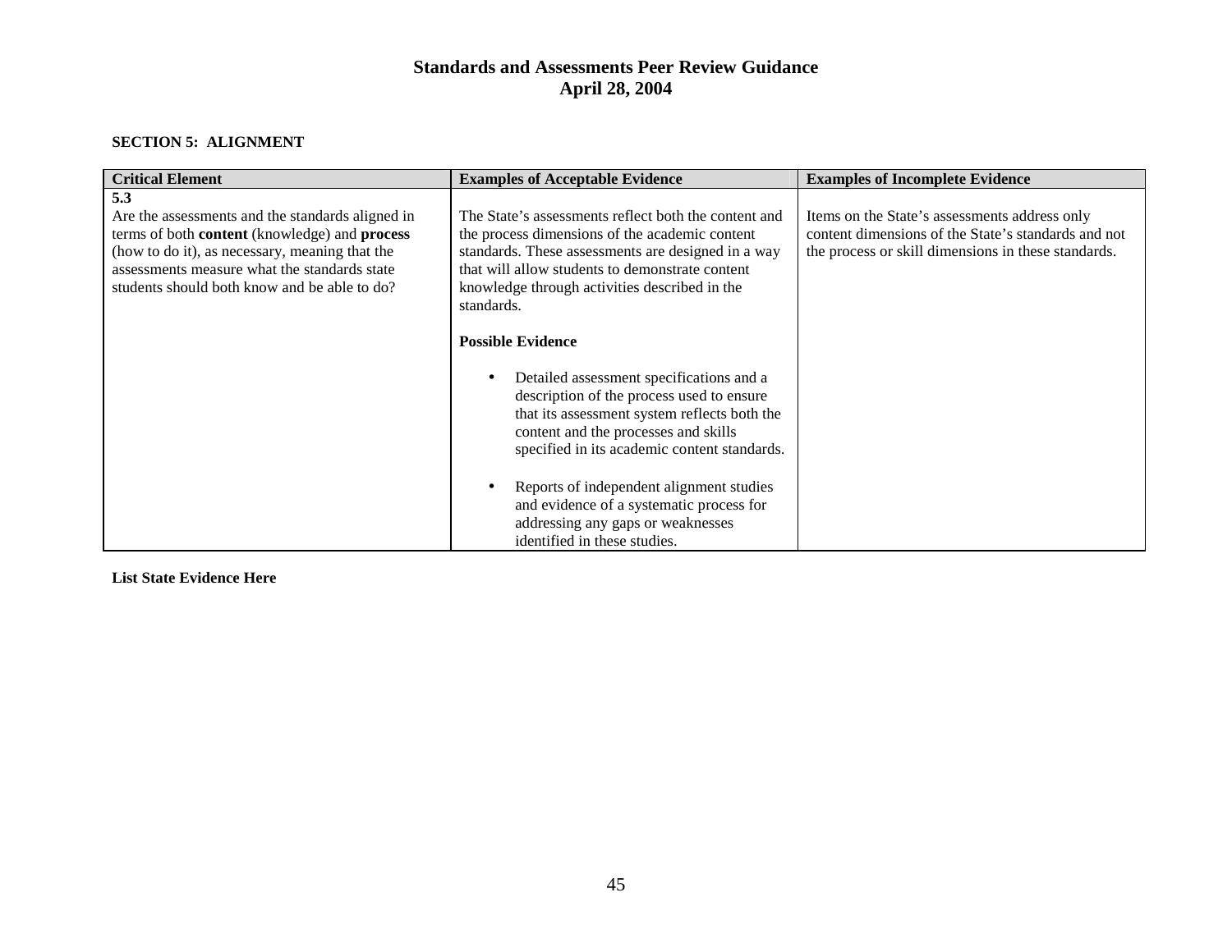### SECTION 5: ALIGNMENT

| Critical Element | Examples of Acceptable Evidence | Examples of Incomplete Evidence |
|---|---|---|
| **5.3**<br>Are the assessments and the standards aligned in terms of both **content** (knowledge) and **process** (how to do it), as necessary, meaning that the assessments measure what the standards state students should both know and be able to do? | The State's assessments reflect both the content and the process dimensions of the academic content standards. These assessments are designed in a way that will allow students to demonstrate content knowledge through activities described in the standards.<br><br>**Possible Evidence**<br><br>• Detailed assessment specifications and a description of the process used to ensure that its assessment system reflects both the content and the processes and skills specified in its academic content standards.<br><br>• Reports of independent alignment studies and evidence of a systematic process for addressing any gaps or weaknesses identified in these studies. | Items on the State's assessments address only content dimensions of the State's standards and not the process or skill dimensions in these standards. |

**List State Evidence Here**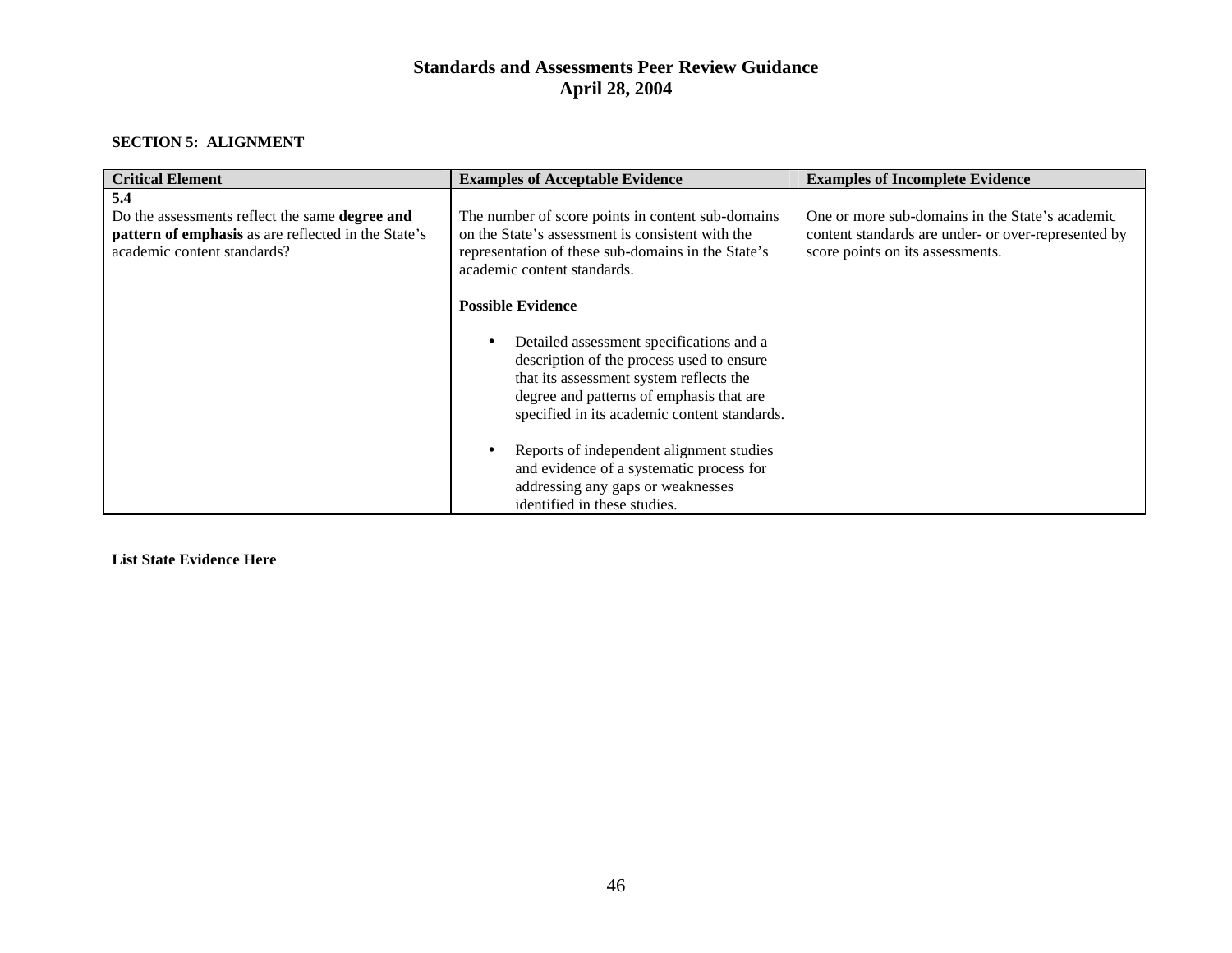**SECTION 5: ALIGNMENT**

| Critical Element | Examples of Acceptable Evidence | Examples of Incomplete Evidence |
|---|---|---|
| **5.4**<br>Do the assessments reflect the same **degree and pattern of emphasis** as are reflected in the State's academic content standards? | The number of score points in content sub-domains on the State's assessment is consistent with the representation of these sub-domains in the State's academic content standards.<br><br>**Possible Evidence**<br><br>• Detailed assessment specifications and a description of the process used to ensure that its assessment system reflects the degree and patterns of emphasis that are specified in its academic content standards.<br><br>• Reports of independent alignment studies and evidence of a systematic process for addressing any gaps or weaknesses identified in these studies. | One or more sub-domains in the State's academic content standards are under- or over-represented by score points on its assessments. |

**List State Evidence Here**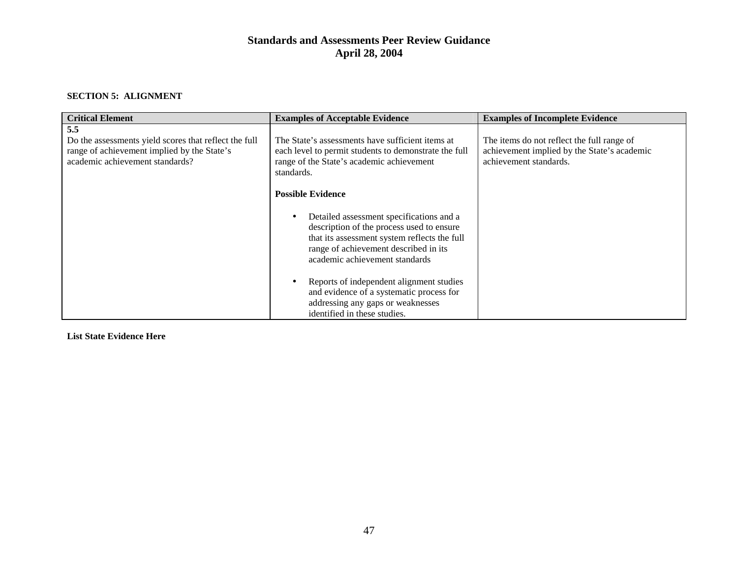**SECTION 5: ALIGNMENT**

| Critical Element | Examples of Acceptable Evidence | Examples of Incomplete Evidence |
|---|---|---|
| **5.5**<br>Do the assessments yield scores that reflect the full range of achievement implied by the State's academic achievement standards? | The State's assessments have sufficient items at each level to permit students to demonstrate the full range of the State's academic achievement standards.<br><br>**Possible Evidence**<br><br>• Detailed assessment specifications and a description of the process used to ensure that its assessment system reflects the full range of achievement described in its academic achievement standards<br><br>• Reports of independent alignment studies and evidence of a systematic process for addressing any gaps or weaknesses identified in these studies. | The items do not reflect the full range of achievement implied by the State's academic achievement standards. |

**List State Evidence Here**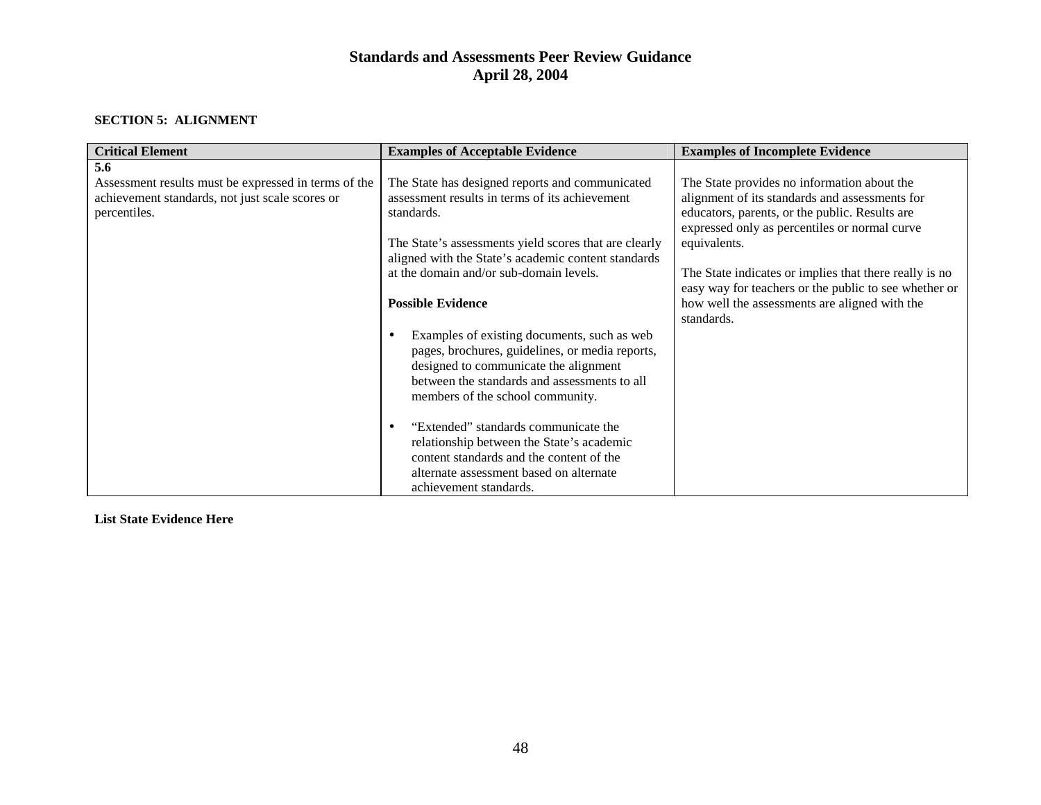# Standards and Assessments Peer Review Guidance
## April 28, 2004

**SECTION 5: ALIGNMENT**

| Critical Element | Examples of Acceptable Evidence | Examples of Incomplete Evidence |
|---|---|---|
| **5.6**<br>Assessment results must be expressed in terms of the achievement standards, not just scale scores or percentiles. | The State has designed reports and communicated assessment results in terms of its achievement standards.<br><br>The State's assessments yield scores that are clearly aligned with the State's academic content standards at the domain and/or sub-domain levels.<br><br>**Possible Evidence**<br><br>• Examples of existing documents, such as web pages, brochures, guidelines, or media reports, designed to communicate the alignment between the standards and assessments to all members of the school community.<br><br>• "Extended" standards communicate the relationship between the State's academic content standards and the content of the alternate assessment based on alternate achievement standards. | The State provides no information about the alignment of its standards and assessments for educators, parents, or the public. Results are expressed only as percentiles or normal curve equivalents.<br><br>The State indicates or implies that there really is no easy way for teachers or the public to see whether or how well the assessments are aligned with the standards. |

**List State Evidence Here**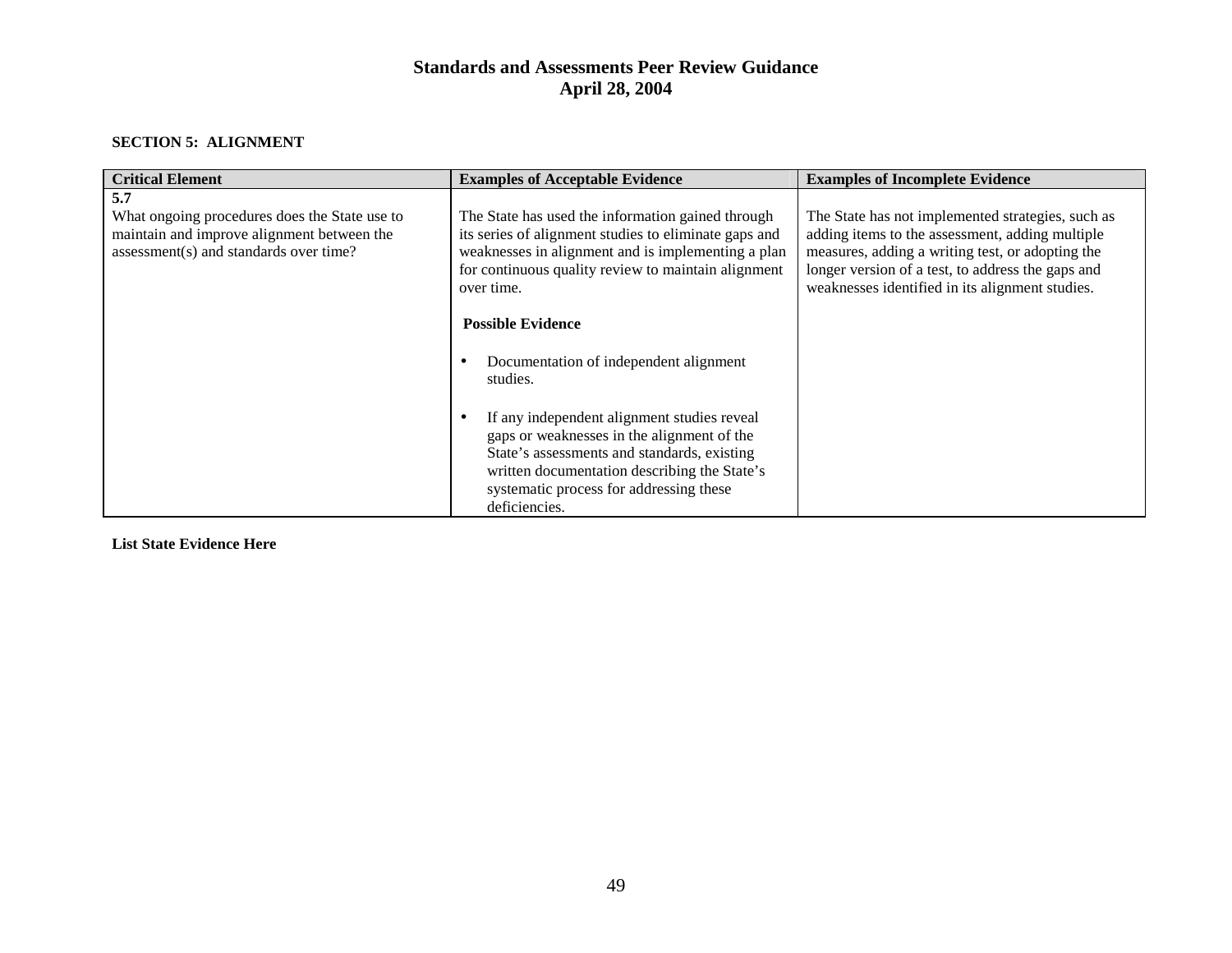**SECTION 5: ALIGNMENT**

| Critical Element | Examples of Acceptable Evidence | Examples of Incomplete Evidence |
| --- | --- | --- |
| **5.7**<br>What ongoing procedures does the State use to maintain and improve alignment between the assessment(s) and standards over time? | The State has used the information gained through its series of alignment studies to eliminate gaps and weaknesses in alignment and is implementing a plan for continuous quality review to maintain alignment over time.<br><br>**Possible Evidence**<br><br>• Documentation of independent alignment studies.<br><br>• If any independent alignment studies reveal gaps or weaknesses in the alignment of the State's assessments and standards, existing written documentation describing the State's systematic process for addressing these deficiencies. | The State has not implemented strategies, such as adding items to the assessment, adding multiple measures, adding a writing test, or adopting the longer version of a test, to address the gaps and weaknesses identified in its alignment studies. |

**List State Evidence Here**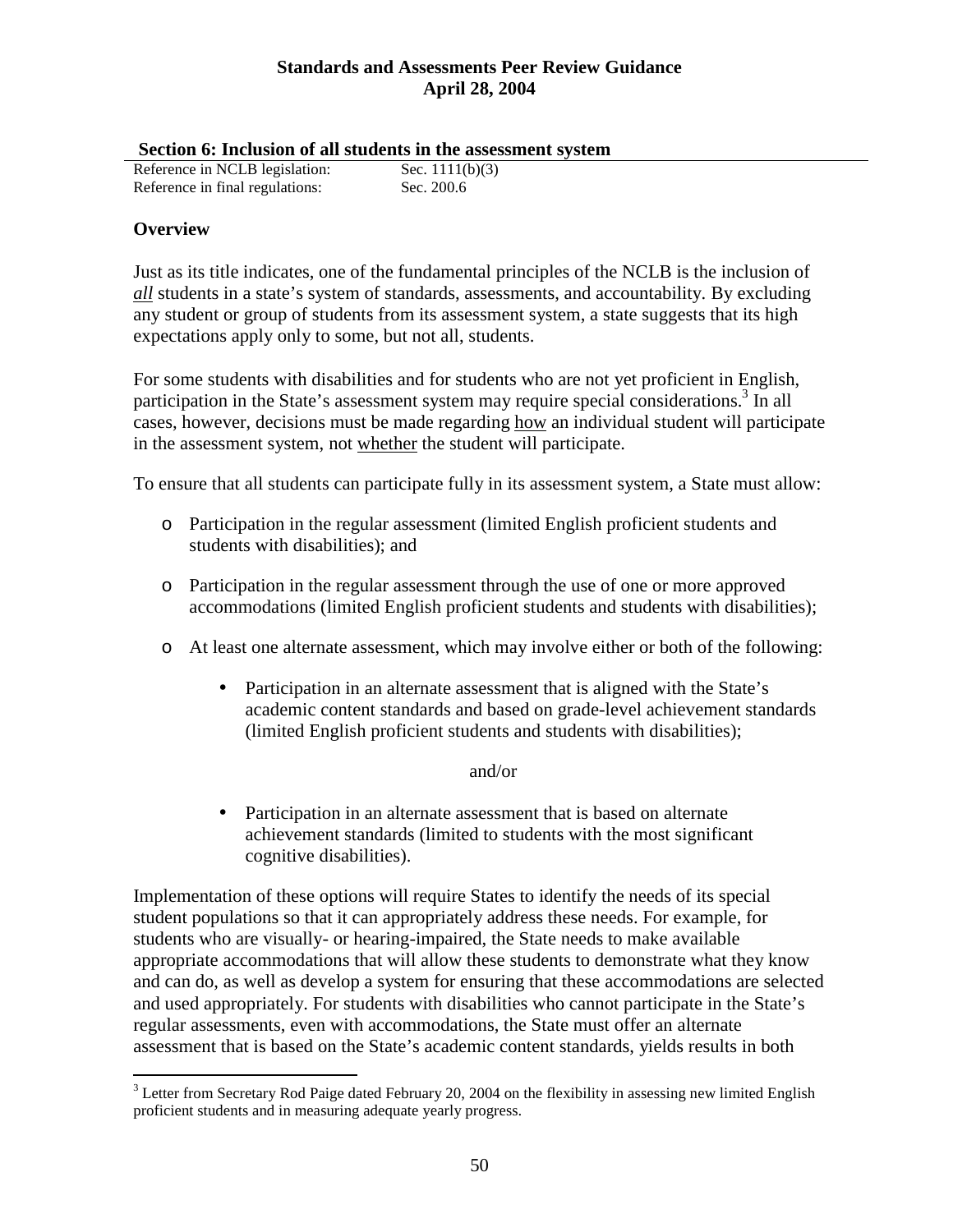## Section 6: Inclusion of all students in the assessment system

Reference in NCLB legislation: Sec. 1111(b)(3)
Reference in final regulations: Sec. 200.6

### Overview

Just as its title indicates, one of the fundamental principles of the NCLB is the inclusion of ***all*** students in a state's system of standards, assessments, and accountability. By excluding any student or group of students from its assessment system, a state suggests that its high expectations apply only to some, but not all, students.

For some students with disabilities and for students who are not yet proficient in English, participation in the State's assessment system may require special considerations.[3] In all cases, however, decisions must be made regarding how an individual student will participate in the assessment system, not whether the student will participate.

To ensure that all students can participate fully in its assessment system, a State must allow:

- Participation in the regular assessment (limited English proficient students and students with disabilities); and
- Participation in the regular assessment through the use of one or more approved accommodations (limited English proficient students and students with disabilities);
- At least one alternate assessment, which may involve either or both of the following:
  - Participation in an alternate assessment that is aligned with the State's academic content standards and based on grade-level achievement standards (limited English proficient students and students with disabilities);

    and/or

  - Participation in an alternate assessment that is based on alternate achievement standards (limited to students with the most significant cognitive disabilities).

Implementation of these options will require States to identify the needs of its special student populations so that it can appropriately address these needs. For example, for students who are visually- or hearing-impaired, the State needs to make available appropriate accommodations that will allow these students to demonstrate what they know and can do, as well as develop a system for ensuring that these accommodations are selected and used appropriately. For students with disabilities who cannot participate in the State's regular assessments, even with accommodations, the State must offer an alternate assessment that is based on the State's academic content standards, yields results in both

[3] Letter from Secretary Rod Paige dated February 20, 2004 on the flexibility in assessing new limited English proficient students and in measuring adequate yearly progress.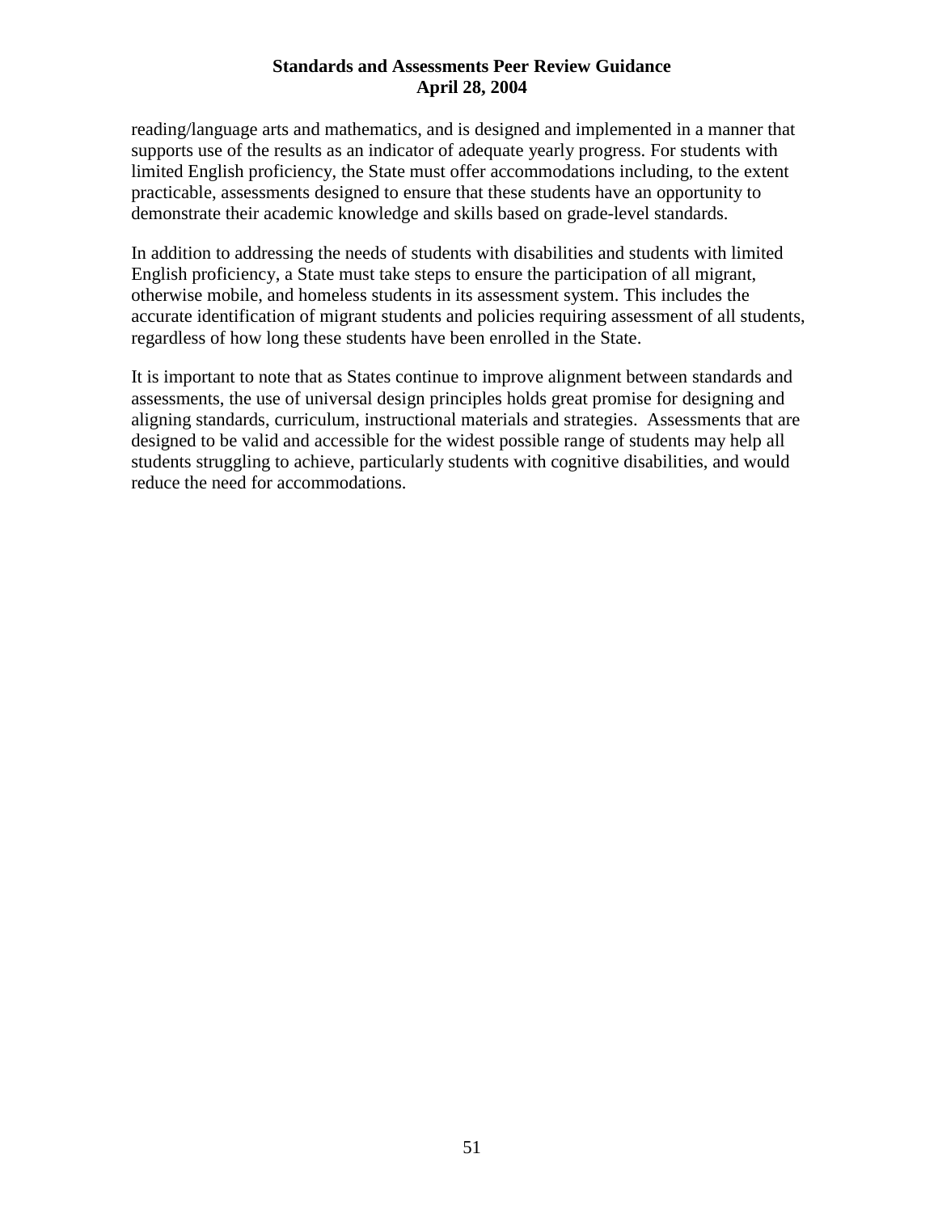reading/language arts and mathematics, and is designed and implemented in a manner that supports use of the results as an indicator of adequate yearly progress. For students with limited English proficiency, the State must offer accommodations including, to the extent practicable, assessments designed to ensure that these students have an opportunity to demonstrate their academic knowledge and skills based on grade-level standards.

In addition to addressing the needs of students with disabilities and students with limited English proficiency, a State must take steps to ensure the participation of all migrant, otherwise mobile, and homeless students in its assessment system. This includes the accurate identification of migrant students and policies requiring assessment of all students, regardless of how long these students have been enrolled in the State.

It is important to note that as States continue to improve alignment between standards and assessments, the use of universal design principles holds great promise for designing and aligning standards, curriculum, instructional materials and strategies. Assessments that are designed to be valid and accessible for the widest possible range of students may help all students struggling to achieve, particularly students with cognitive disabilities, and would reduce the need for accommodations.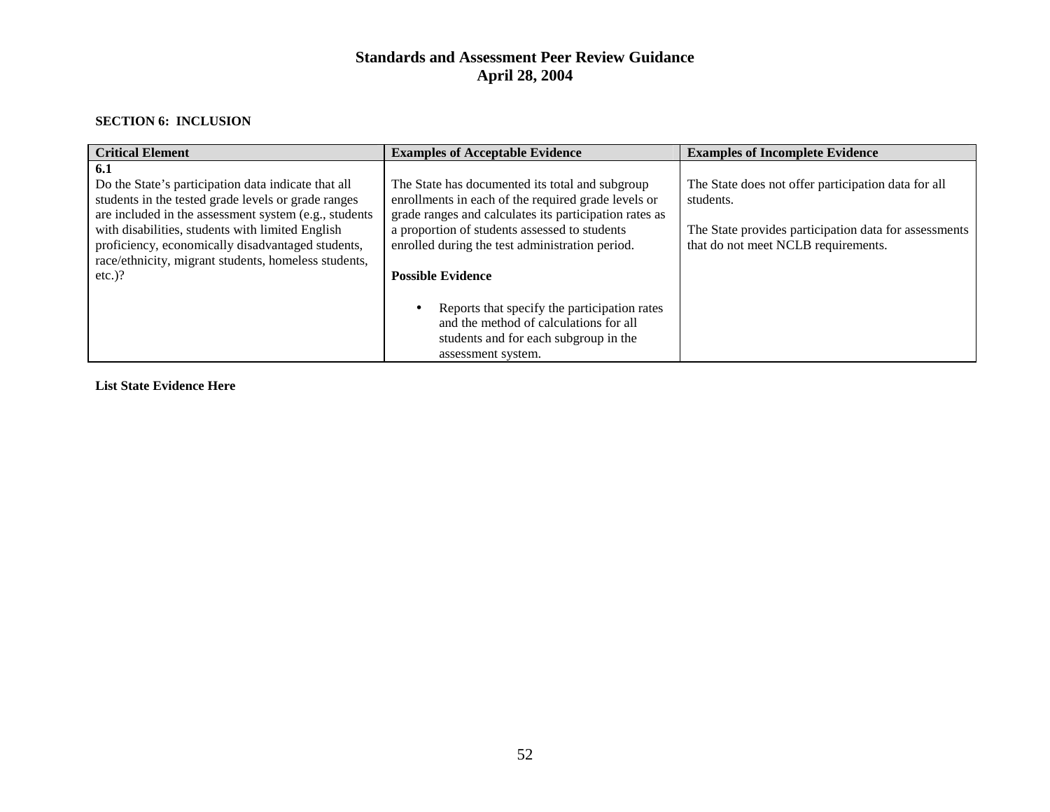**SECTION 6: INCLUSION**

| Critical Element | Examples of Acceptable Evidence | Examples of Incomplete Evidence |
|---|---|---|
| **6.1**<br>Do the State's participation data indicate that all students in the tested grade levels or grade ranges are included in the assessment system (e.g., students with disabilities, students with limited English proficiency, economically disadvantaged students, race/ethnicity, migrant students, homeless students, etc.)? | The State has documented its total and subgroup enrollments in each of the required grade levels or grade ranges and calculates its participation rates as a proportion of students assessed to students enrolled during the test administration period.<br><br>**Possible Evidence**<br><br>• Reports that specify the participation rates and the method of calculations for all students and for each subgroup in the assessment system. | The State does not offer participation data for all students.<br><br>The State provides participation data for assessments that do not meet NCLB requirements. |

**List State Evidence Here**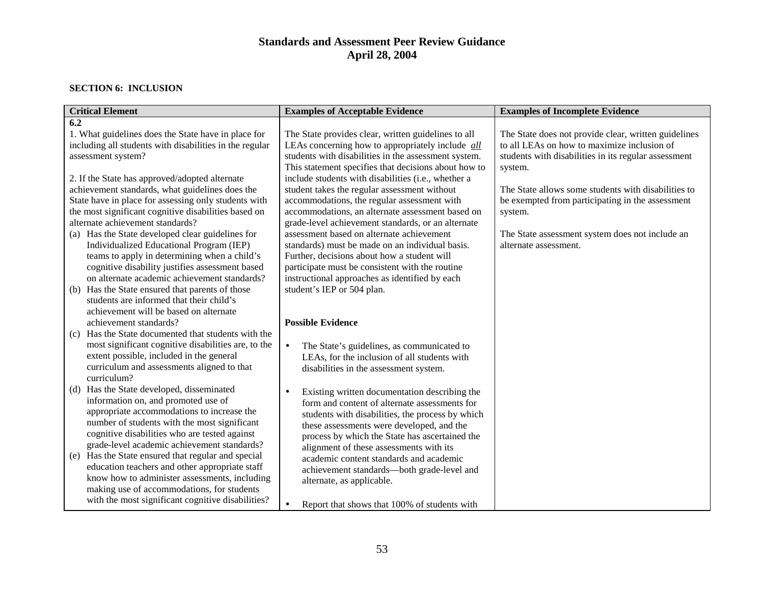**SECTION 6: INCLUSION**

| Critical Element | Examples of Acceptable Evidence | Examples of Incomplete Evidence |
|---|---|---|
| **6.2**<br>1. What guidelines does the State have in place for including all students with disabilities in the regular assessment system?<br><br>2. If the State has approved/adopted alternate achievement standards, what guidelines does the State have in place for assessing only students with the most significant cognitive disabilities based on alternate achievement standards?<br>(a) Has the State developed clear guidelines for Individualized Educational Program (IEP) teams to apply in determining when a child's cognitive disability justifies assessment based on alternate academic achievement standards?<br>(b) Has the State ensured that parents of those students are informed that their child's achievement will be based on alternate achievement standards?<br>(c) Has the State documented that students with the most significant cognitive disabilities are, to the extent possible, included in the general curriculum and assessments aligned to that curriculum?<br>(d) Has the State developed, disseminated information on, and promoted use of appropriate accommodations to increase the number of students with the most significant cognitive disabilities who are tested against grade-level academic achievement standards?<br>(e) Has the State ensured that regular and special education teachers and other appropriate staff know how to administer assessments, including making use of accommodations, for students with the most significant cognitive disabilities? | The State provides clear, written guidelines to all LEAs concerning how to appropriately include *all* students with disabilities in the assessment system. This statement specifies that decisions about how to include students with disabilities (i.e., whether a student takes the regular assessment without accommodations, the regular assessment with accommodations, an alternate assessment based on grade-level achievement standards, or an alternate assessment based on alternate achievement standards) must be made on an individual basis. Further, decisions about how a student will participate must be consistent with the routine instructional approaches as identified by each student's IEP or 504 plan.<br><br>**Possible Evidence**<br><br>• The State's guidelines, as communicated to LEAs, for the inclusion of all students with disabilities in the assessment system.<br><br>• Existing written documentation describing the form and content of alternate assessments for students with disabilities, the process by which these assessments were developed, and the process by which the State has ascertained the alignment of these assessments with its academic content standards and academic achievement standards—both grade-level and alternate, as applicable.<br><br>• Report that shows that 100% of students with | The State does not provide clear, written guidelines to all LEAs on how to maximize inclusion of students with disabilities in its regular assessment system.<br><br>The State allows some students with disabilities to be exempted from participating in the assessment system.<br><br>The State assessment system does not include an alternate assessment. |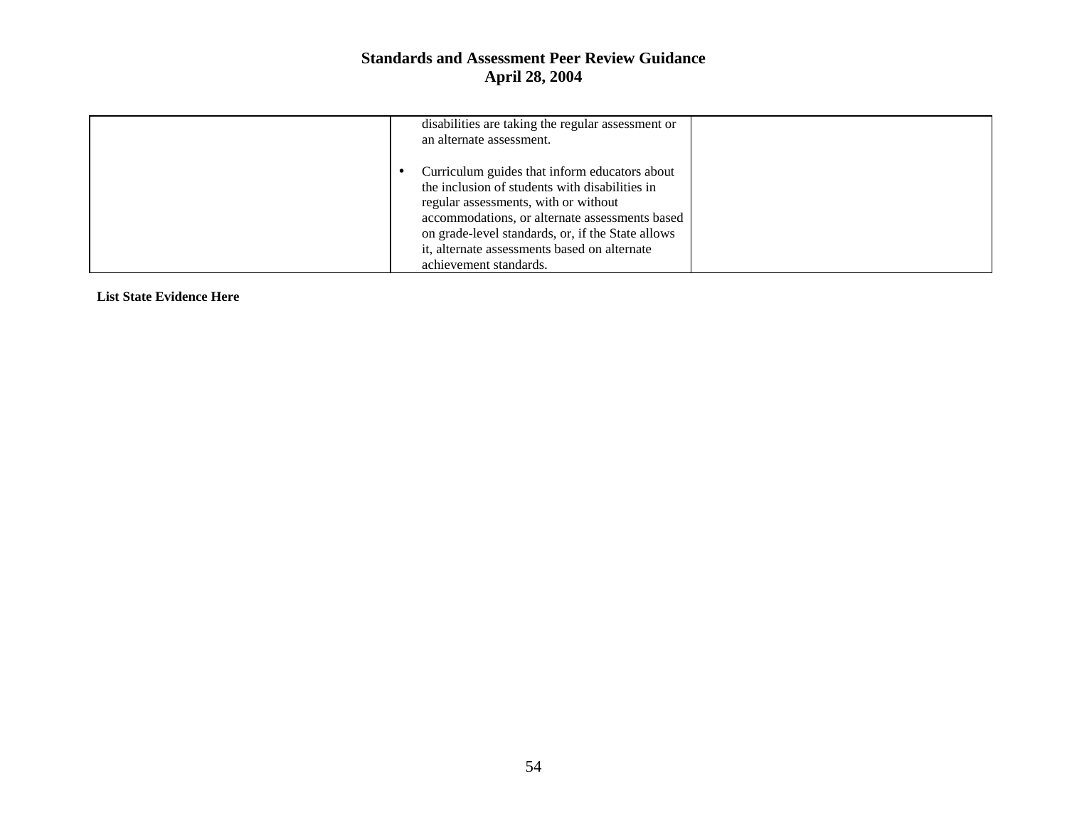| | | |
|---|---|---|
| | disabilities are taking the regular assessment or an alternate assessment.<br><br>• Curriculum guides that inform educators about the inclusion of students with disabilities in regular assessments, with or without accommodations, or alternate assessments based on grade-level standards, or, if the State allows it, alternate assessments based on alternate achievement standards. | |

**List State Evidence Here**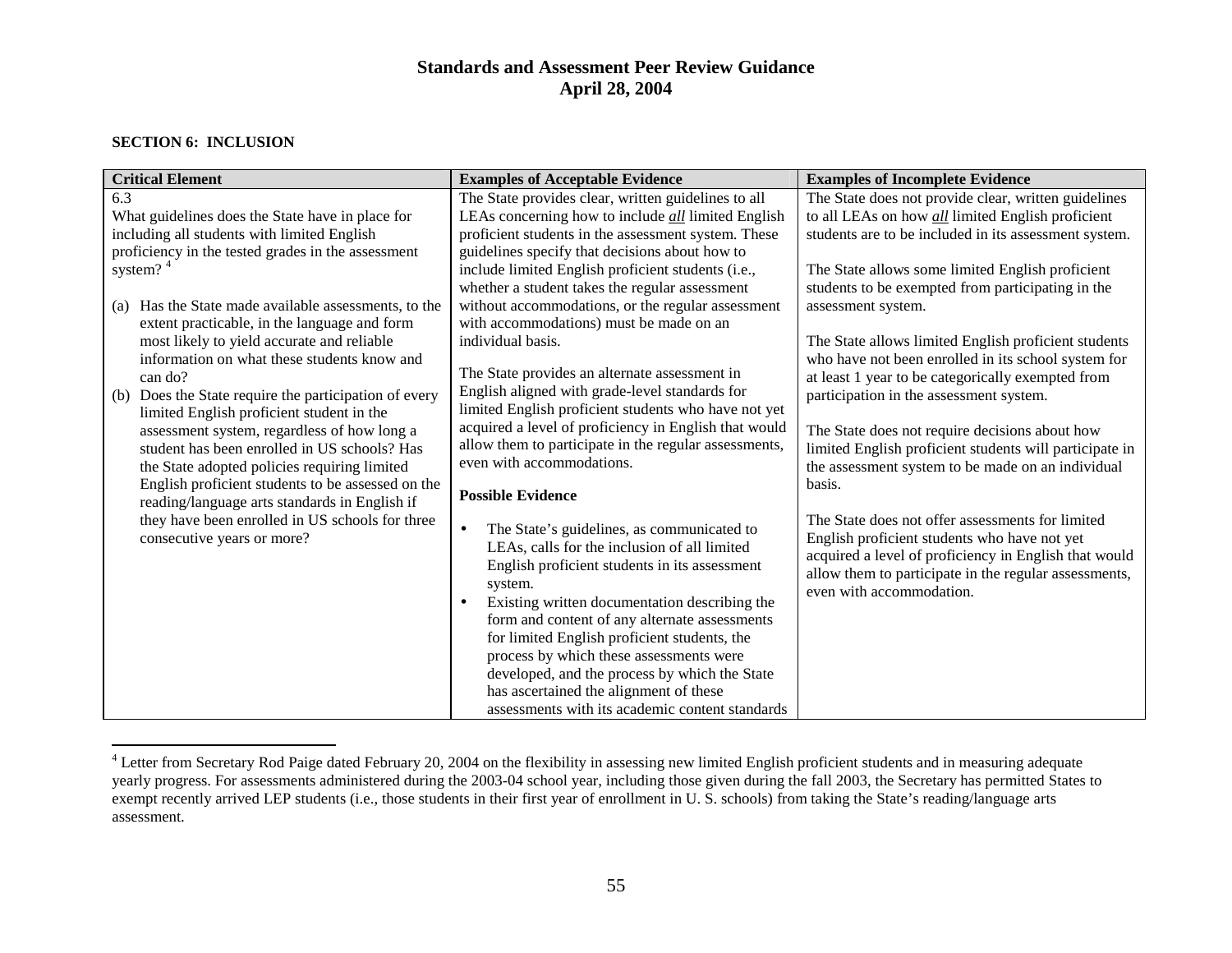# Standards and Assessment Peer Review Guidance
# April 28, 2004

**SECTION 6: INCLUSION**

| Critical Element | Examples of Acceptable Evidence | Examples of Incomplete Evidence |
| --- | --- | --- |
| 6.3<br>What guidelines does the State have in place for including all students with limited English proficiency in the tested grades in the assessment system? [4]<br><br>(a) Has the State made available assessments, to the extent practicable, in the language and form most likely to yield accurate and reliable information on what these students know and can do?<br>(b) Does the State require the participation of every limited English proficient student in the assessment system, regardless of how long a student has been enrolled in US schools? Has the State adopted policies requiring limited English proficient students to be assessed on the reading/language arts standards in English if they have been enrolled in US schools for three consecutive years or more? | The State provides clear, written guidelines to all LEAs concerning how to include ***all*** limited English proficient students in the assessment system. These guidelines specify that decisions about how to include limited English proficient students (i.e., whether a student takes the regular assessment without accommodations, or the regular assessment with accommodations) must be made on an individual basis.<br><br>The State provides an alternate assessment in English aligned with grade-level standards for limited English proficient students who have not yet acquired a level of proficiency in English that would allow them to participate in the regular assessments, even with accommodations.<br><br>**Possible Evidence**<br><br>• The State's guidelines, as communicated to LEAs, calls for the inclusion of all limited English proficient students in its assessment system.<br>• Existing written documentation describing the form and content of any alternate assessments for limited English proficient students, the process by which these assessments were developed, and the process by which the State has ascertained the alignment of these assessments with its academic content standards | The State does not provide clear, written guidelines to all LEAs on how ***all*** limited English proficient students are to be included in its assessment system.<br><br>The State allows some limited English proficient students to be exempted from participating in the assessment system.<br><br>The State allows limited English proficient students who have not been enrolled in its school system for at least 1 year to be categorically exempted from participation in the assessment system.<br><br>The State does not require decisions about how limited English proficient students will participate in the assessment system to be made on an individual basis.<br><br>The State does not offer assessments for limited English proficient students who have not yet acquired a level of proficiency in English that would allow them to participate in the regular assessments, even with accommodation. |

[4] Letter from Secretary Rod Paige dated February 20, 2004 on the flexibility in assessing new limited English proficient students and in measuring adequate yearly progress. For assessments administered during the 2003-04 school year, including those given during the fall 2003, the Secretary has permitted States to exempt recently arrived LEP students (i.e., those students in their first year of enrollment in U. S. schools) from taking the State's reading/language arts assessment.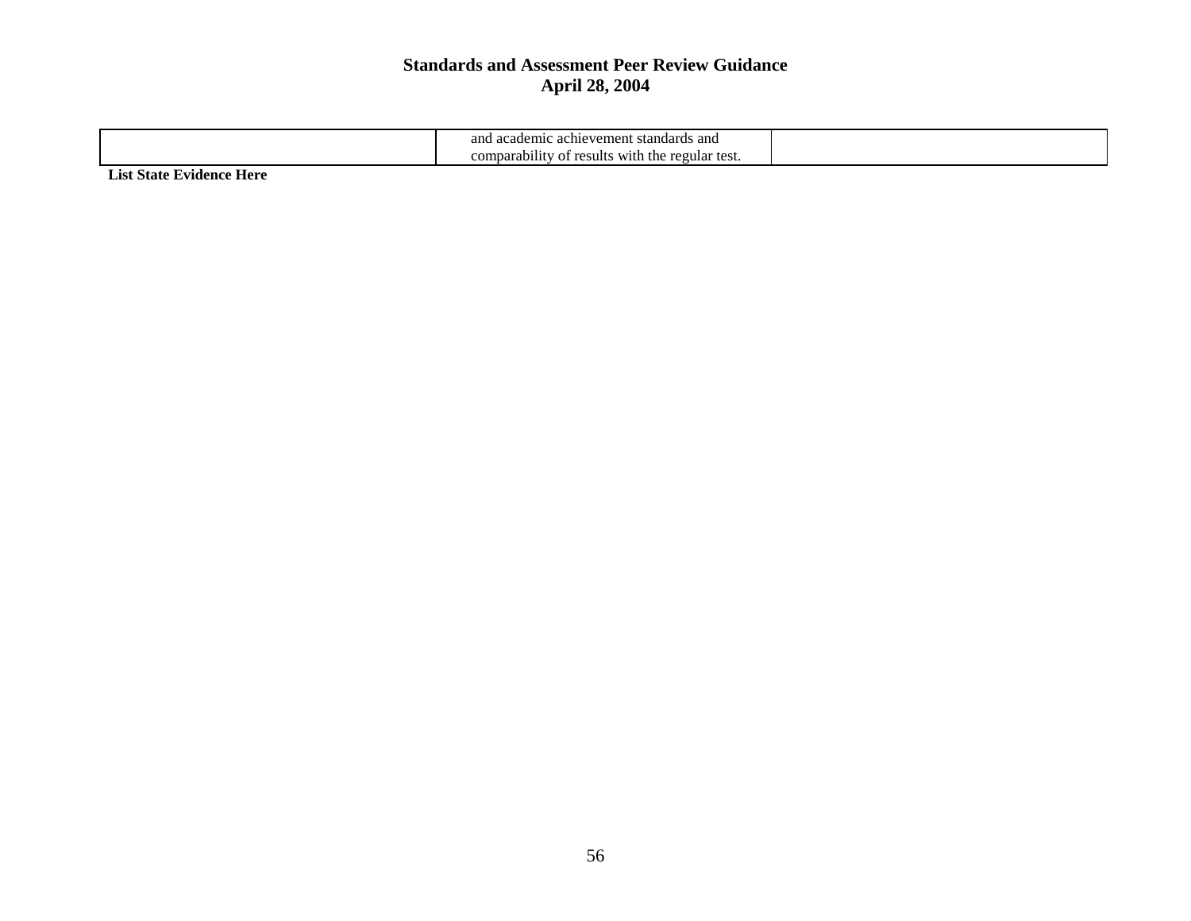|  | and academic achievement standards and comparability of results with the regular test. |  |
|---|---|---|

**List State Evidence Here**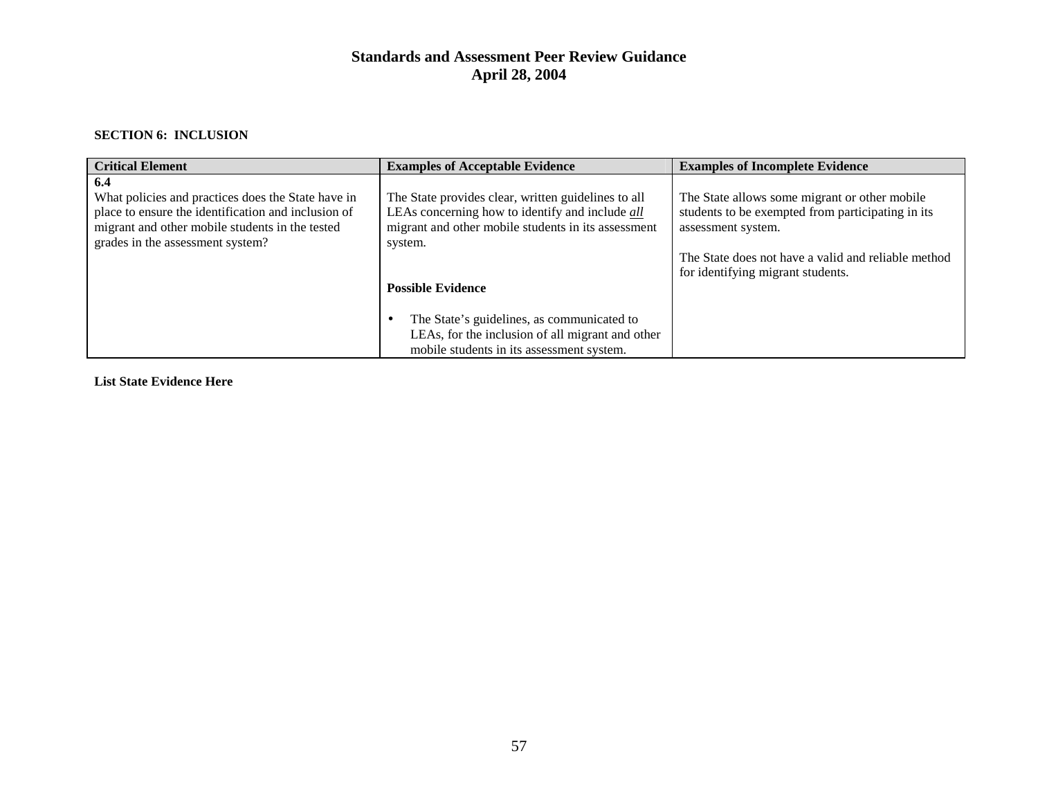**SECTION 6: INCLUSION**

| Critical Element | Examples of Acceptable Evidence | Examples of Incomplete Evidence |
|---|---|---|
| **6.4**<br>What policies and practices does the State have in place to ensure the identification and inclusion of migrant and other mobile students in the tested grades in the assessment system? | The State provides clear, written guidelines to all LEAs concerning how to identify and include ***all*** migrant and other mobile students in its assessment system.<br><br>**Possible Evidence**<br><br>• The State's guidelines, as communicated to LEAs, for the inclusion of all migrant and other mobile students in its assessment system. | The State allows some migrant or other mobile students to be exempted from participating in its assessment system.<br><br>The State does not have a valid and reliable method for identifying migrant students. |

**List State Evidence Here**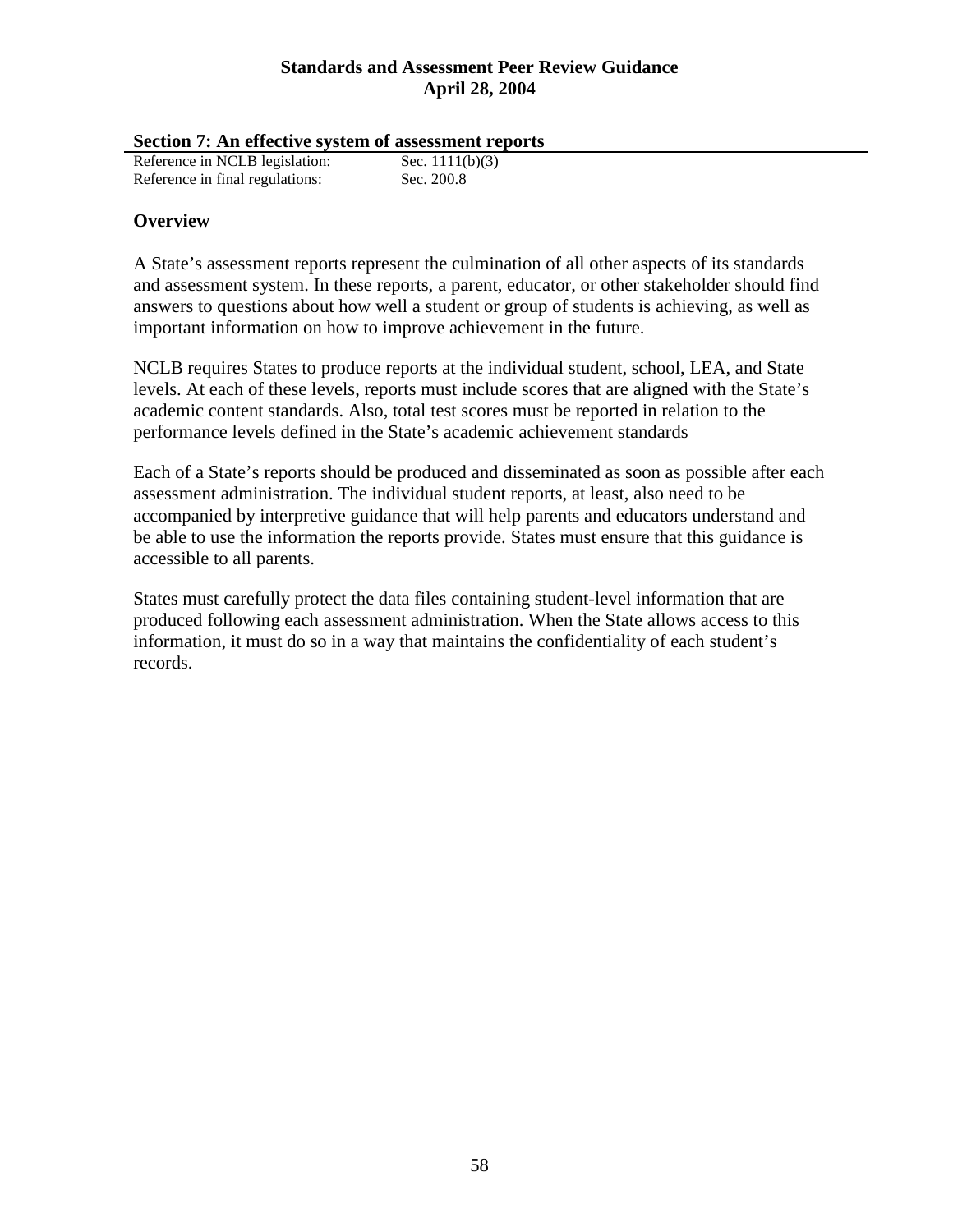## Section 7: An effective system of assessment reports

Reference in NCLB legislation: Sec. 1111(b)(3)
Reference in final regulations: Sec. 200.8

### Overview

A State's assessment reports represent the culmination of all other aspects of its standards and assessment system. In these reports, a parent, educator, or other stakeholder should find answers to questions about how well a student or group of students is achieving, as well as important information on how to improve achievement in the future.

NCLB requires States to produce reports at the individual student, school, LEA, and State levels. At each of these levels, reports must include scores that are aligned with the State's academic content standards. Also, total test scores must be reported in relation to the performance levels defined in the State's academic achievement standards

Each of a State's reports should be produced and disseminated as soon as possible after each assessment administration. The individual student reports, at least, also need to be accompanied by interpretive guidance that will help parents and educators understand and be able to use the information the reports provide. States must ensure that this guidance is accessible to all parents.

States must carefully protect the data files containing student-level information that are produced following each assessment administration. When the State allows access to this information, it must do so in a way that maintains the confidentiality of each student's records.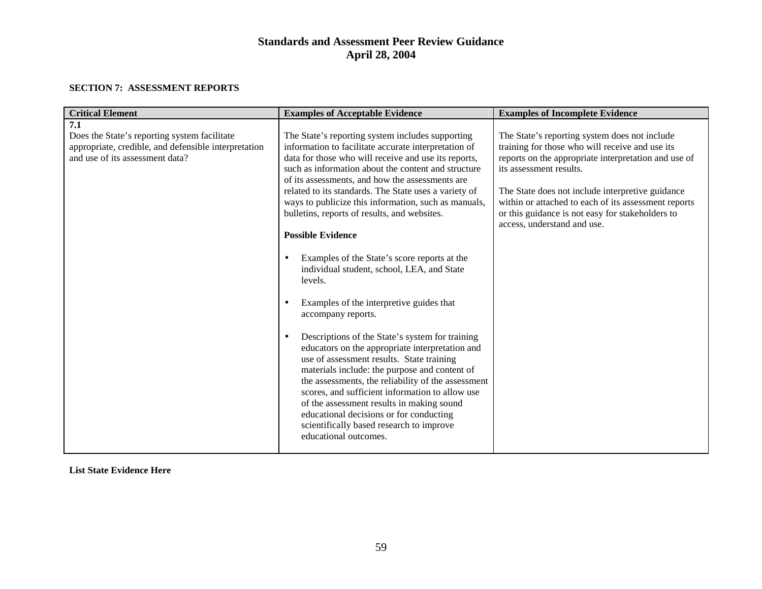**SECTION 7: ASSESSMENT REPORTS**

| Critical Element | Examples of Acceptable Evidence | Examples of Incomplete Evidence |
|---|---|---|
| **7.1**<br>Does the State's reporting system facilitate appropriate, credible, and defensible interpretation and use of its assessment data? | The State's reporting system includes supporting information to facilitate accurate interpretation of data for those who will receive and use its reports, such as information about the content and structure of its assessments, and how the assessments are related to its standards. The State uses a variety of ways to publicize this information, such as manuals, bulletins, reports of results, and websites.<br><br>**Possible Evidence**<br><br>• Examples of the State's score reports at the individual student, school, LEA, and State levels.<br><br>• Examples of the interpretive guides that accompany reports.<br><br>• Descriptions of the State's system for training educators on the appropriate interpretation and use of assessment results. State training materials include: the purpose and content of the assessments, the reliability of the assessment scores, and sufficient information to allow use of the assessment results in making sound educational decisions or for conducting scientifically based research to improve educational outcomes. | The State's reporting system does not include training for those who will receive and use its reports on the appropriate interpretation and use of its assessment results.<br><br>The State does not include interpretive guidance within or attached to each of its assessment reports or this guidance is not easy for stakeholders to access, understand and use. |

**List State Evidence Here**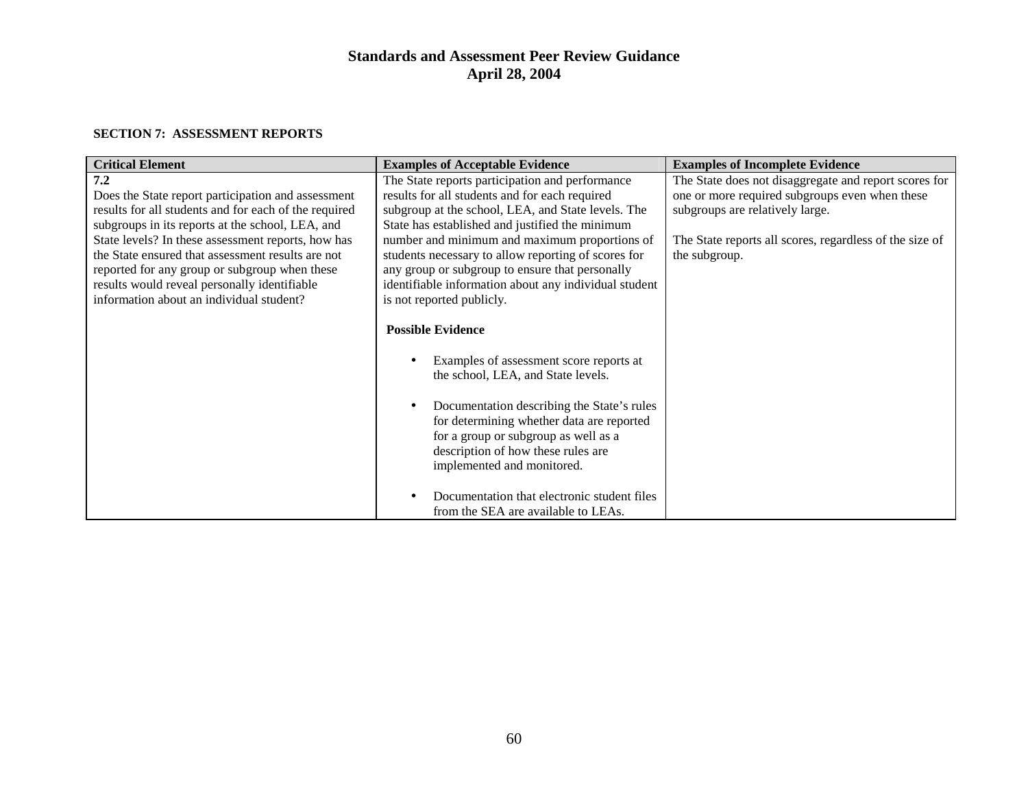**SECTION 7: ASSESSMENT REPORTS**

| Critical Element | Examples of Acceptable Evidence | Examples of Incomplete Evidence |
|---|---|---|
| **7.2**<br>Does the State report participation and assessment results for all students and for each of the required subgroups in its reports at the school, LEA, and State levels? In these assessment reports, how has the State ensured that assessment results are not reported for any group or subgroup when these results would reveal personally identifiable information about an individual student? | The State reports participation and performance results for all students and for each required subgroup at the school, LEA, and State levels. The State has established and justified the minimum number and minimum and maximum proportions of students necessary to allow reporting of scores for any group or subgroup to ensure that personally identifiable information about any individual student is not reported publicly.<br><br>**Possible Evidence**<br><br>• Examples of assessment score reports at the school, LEA, and State levels.<br><br>• Documentation describing the State's rules for determining whether data are reported for a group or subgroup as well as a description of how these rules are implemented and monitored.<br><br>• Documentation that electronic student files from the SEA are available to LEAs. | The State does not disaggregate and report scores for one or more required subgroups even when these subgroups are relatively large.<br><br>The State reports all scores, regardless of the size of the subgroup. |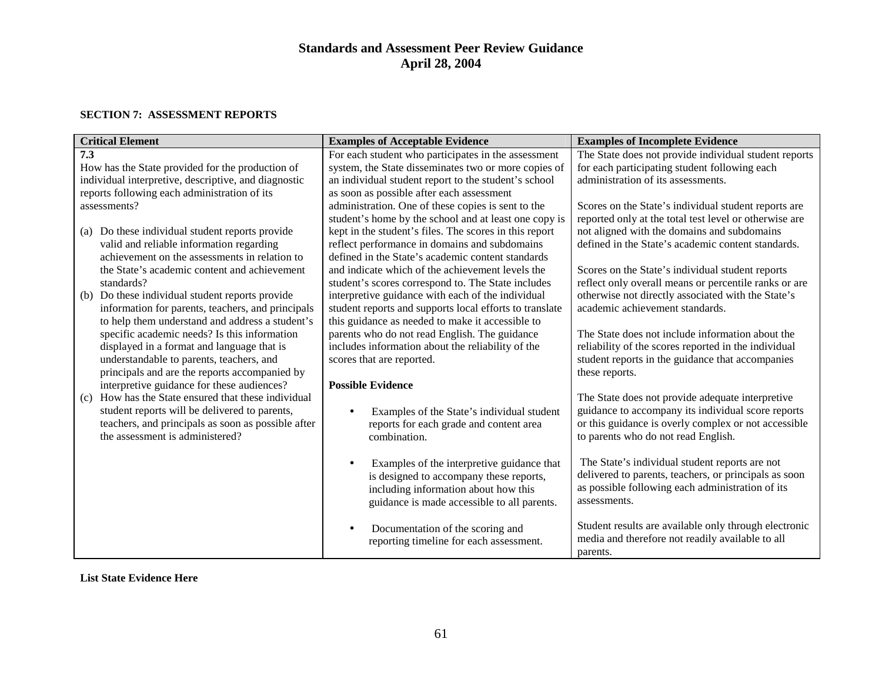**Standards and Assessment Peer Review Guidance**
**April 28, 2004**

**SECTION 7: ASSESSMENT REPORTS**

| Critical Element | Examples of Acceptable Evidence | Examples of Incomplete Evidence |
|---|---|---|
| **7.3**<br>How has the State provided for the production of individual interpretive, descriptive, and diagnostic reports following each administration of its assessments?<br><br>(a) Do these individual student reports provide valid and reliable information regarding achievement on the assessments in relation to the State's academic content and achievement standards?<br>(b) Do these individual student reports provide information for parents, teachers, and principals to help them understand and address a student's specific academic needs? Is this information displayed in a format and language that is understandable to parents, teachers, and principals and are the reports accompanied by interpretive guidance for these audiences?<br>(c) How has the State ensured that these individual student reports will be delivered to parents, teachers, and principals as soon as possible after the assessment is administered? | For each student who participates in the assessment system, the State disseminates two or more copies of an individual student report to the student's school as soon as possible after each assessment administration. One of these copies is sent to the student's home by the school and at least one copy is kept in the student's files. The scores in this report reflect performance in domains and subdomains defined in the State's academic content standards and indicate which of the achievement levels the student's scores correspond to. The State includes interpretive guidance with each of the individual student reports and supports local efforts to translate this guidance as needed to make it accessible to parents who do not read English. The guidance includes information about the reliability of the scores that are reported.<br><br>**Possible Evidence**<br><br>• Examples of the State's individual student reports for each grade and content area combination.<br><br>• Examples of the interpretive guidance that is designed to accompany these reports, including information about how this guidance is made accessible to all parents.<br><br>• Documentation of the scoring and reporting timeline for each assessment. | The State does not provide individual student reports for each participating student following each administration of its assessments.<br><br>Scores on the State's individual student reports are reported only at the total test level or otherwise are not aligned with the domains and subdomains defined in the State's academic content standards.<br><br>Scores on the State's individual student reports reflect only overall means or percentile ranks or are otherwise not directly associated with the State's academic achievement standards.<br><br>The State does not include information about the reliability of the scores reported in the individual student reports in the guidance that accompanies these reports.<br><br>The State does not provide adequate interpretive guidance to accompany its individual score reports or this guidance is overly complex or not accessible to parents who do not read English.<br><br>The State's individual student reports are not delivered to parents, teachers, or principals as soon as possible following each administration of its assessments.<br><br>Student results are available only through electronic media and therefore not readily available to all parents. |

**List State Evidence Here**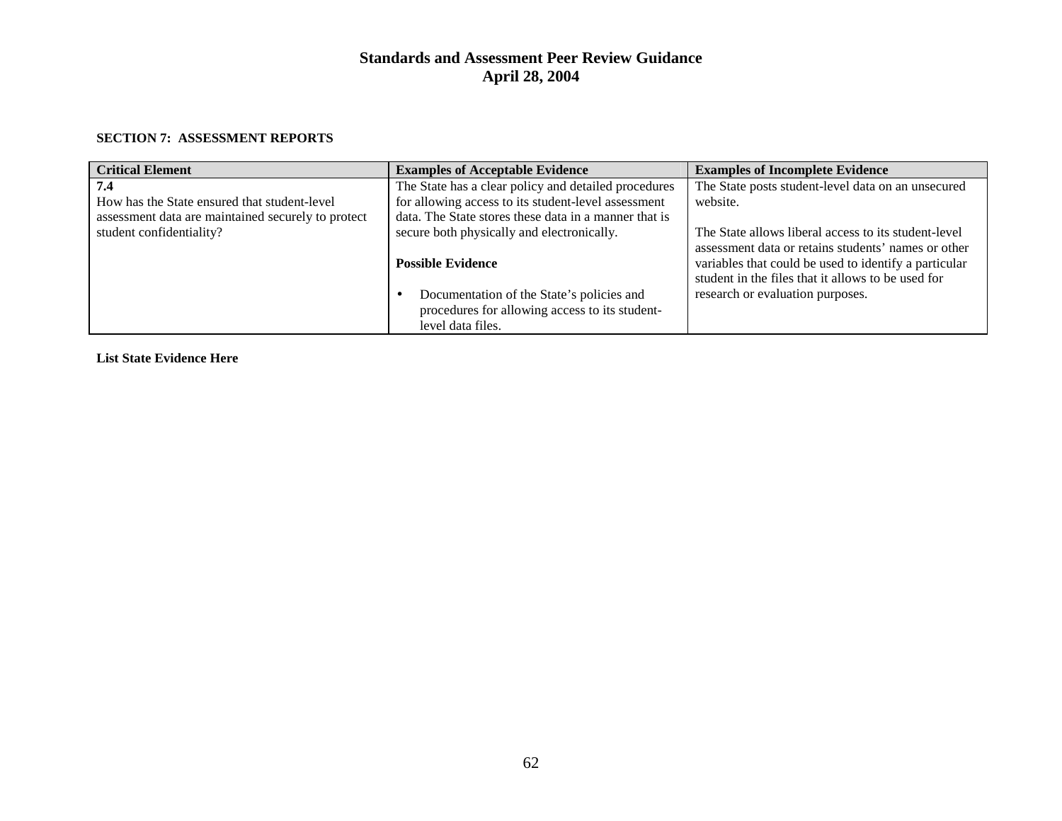### SECTION 7: ASSESSMENT REPORTS

| Critical Element | Examples of Acceptable Evidence | Examples of Incomplete Evidence |
|---|---|---|
| **7.4** How has the State ensured that student-level assessment data are maintained securely to protect student confidentiality? | The State has a clear policy and detailed procedures for allowing access to its student-level assessment data. The State stores these data in a manner that is secure both physically and electronically.<br><br>**Possible Evidence**<br><br>• Documentation of the State's policies and procedures for allowing access to its student-level data files. | The State posts student-level data on an unsecured website.<br><br>The State allows liberal access to its student-level assessment data or retains students' names or other variables that could be used to identify a particular student in the files that it allows to be used for research or evaluation purposes. |

**List State Evidence Here**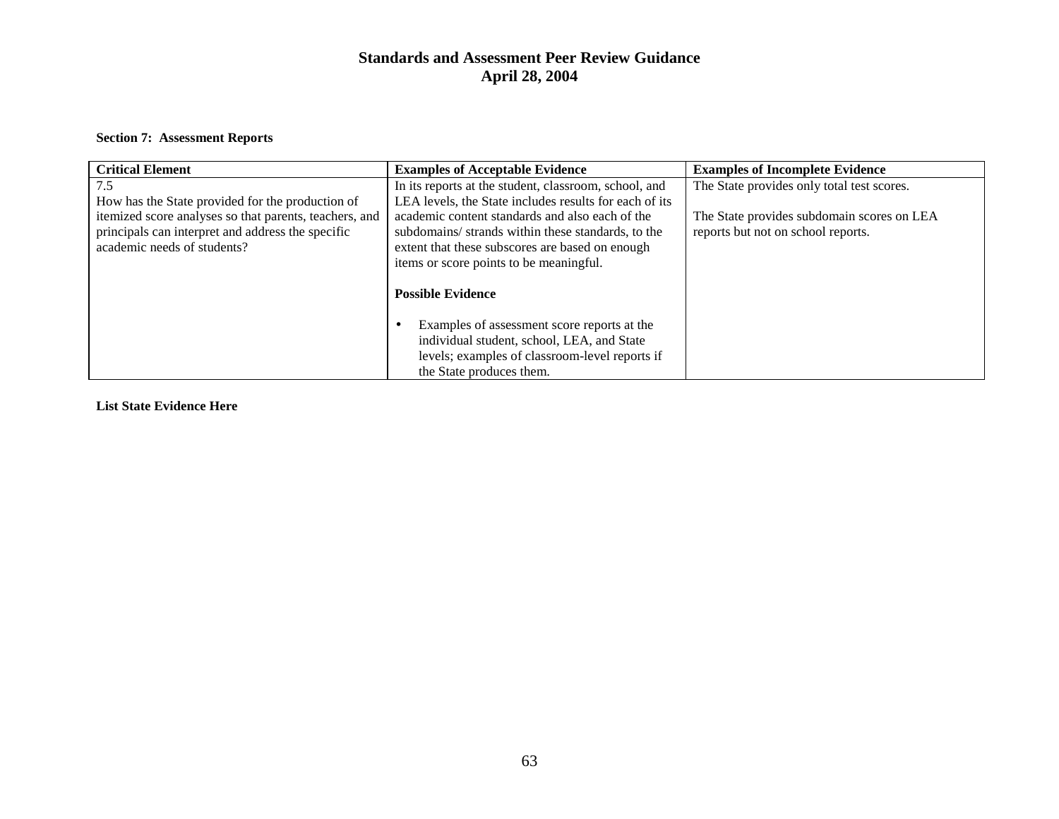**Section 7: Assessment Reports**

| Critical Element | Examples of Acceptable Evidence | Examples of Incomplete Evidence |
|---|---|---|
| 7.5<br>How has the State provided for the production of itemized score analyses so that parents, teachers, and principals can interpret and address the specific academic needs of students? | In its reports at the student, classroom, school, and LEA levels, the State includes results for each of its academic content standards and also each of the subdomains/ strands within these standards, to the extent that these subscores are based on enough items or score points to be meaningful.<br><br>**Possible Evidence**<br><br>• Examples of assessment score reports at the individual student, school, LEA, and State levels; examples of classroom-level reports if the State produces them. | The State provides only total test scores.<br><br>The State provides subdomain scores on LEA reports but not on school reports. |

**List State Evidence Here**